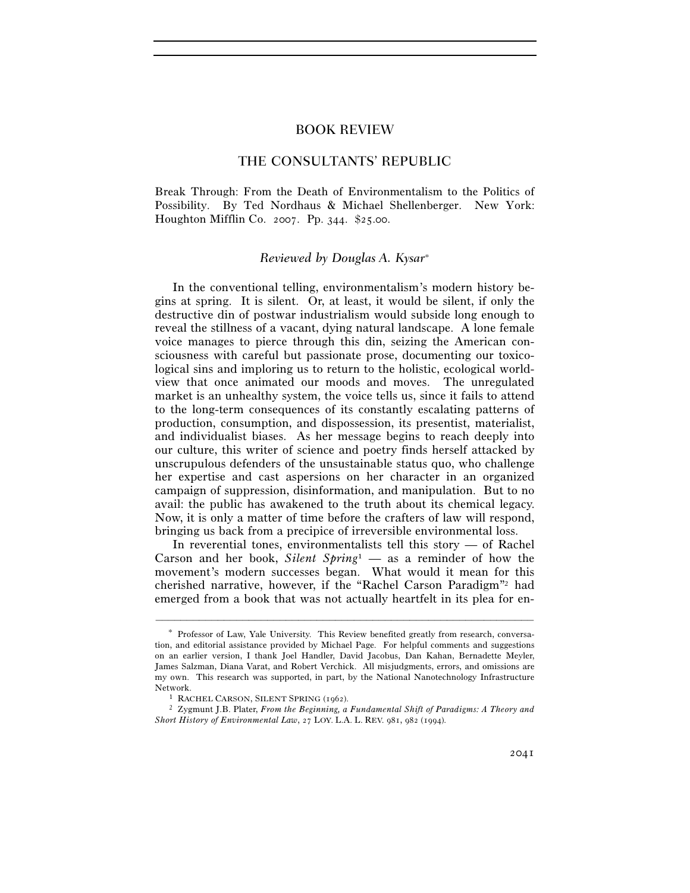# BOOK REVIEW

## THE CONSULTANTS' REPUBLIC

Break Through: From the Death of Environmentalism to the Politics of Possibility. By Ted Nordhaus & Michael Shellenberger. New York: Houghton Mifflin Co. 2007. Pp. 344. $25.00.

*Reviewed by Douglas A. Kysar*[*]

In the conventional telling, environmentalism's modern history begins at spring. It is silent. Or, at least, it would be silent, if only the destructive din of postwar industrialism would subside long enough to reveal the stillness of a vacant, dying natural landscape. A lone female voice manages to pierce through this din, seizing the American consciousness with careful but passionate prose, documenting our toxicological sins and imploring us to return to the holistic, ecological worldview that once animated our moods and moves. The unregulated market is an unhealthy system, the voice tells us, since it fails to attend to the long-term consequences of its constantly escalating patterns of production, consumption, and dispossession, its presentist, materialist, and individualist biases. As her message begins to reach deeply into our culture, this writer of science and poetry finds herself attacked by unscrupulous defenders of the unsustainable status quo, who challenge her expertise and cast aspersions on her character in an organized campaign of suppression, disinformation, and manipulation. But to no avail: the public has awakened to the truth about its chemical legacy. Now, it is only a matter of time before the crafters of law will respond, bringing us back from a precipice of irreversible environmental loss.

In reverential tones, environmentalists tell this story — of Rachel Carson and her book, *Silent Spring*[1] — as a reminder of how the movement's modern successes began. What would it mean for this cherished narrative, however, if the "Rachel Carson Paradigm"[2] had emerged from a book that was not actually heartfelt in its plea for en-

---

[*] Professor of Law, Yale University. This Review benefited greatly from research, conversation, and editorial assistance provided by Michael Page. For helpful comments and suggestions on an earlier version, I thank Joel Handler, David Jacobus, Dan Kahan, Bernadette Meyler, James Salzman, Diana Varat, and Robert Verchick. All misjudgments, errors, and omissions are my own. This research was supported, in part, by the National Nanotechnology Infrastructure Network.

[1] RACHEL CARSON, SILENT SPRING (1962).

[2] Zygmunt J.B. Plater, *From the Beginning, a Fundamental Shift of Paradigms: A Theory and Short History of Environmental Law*, 27 LOY. L.A. L. REV. 981, 982 (1994).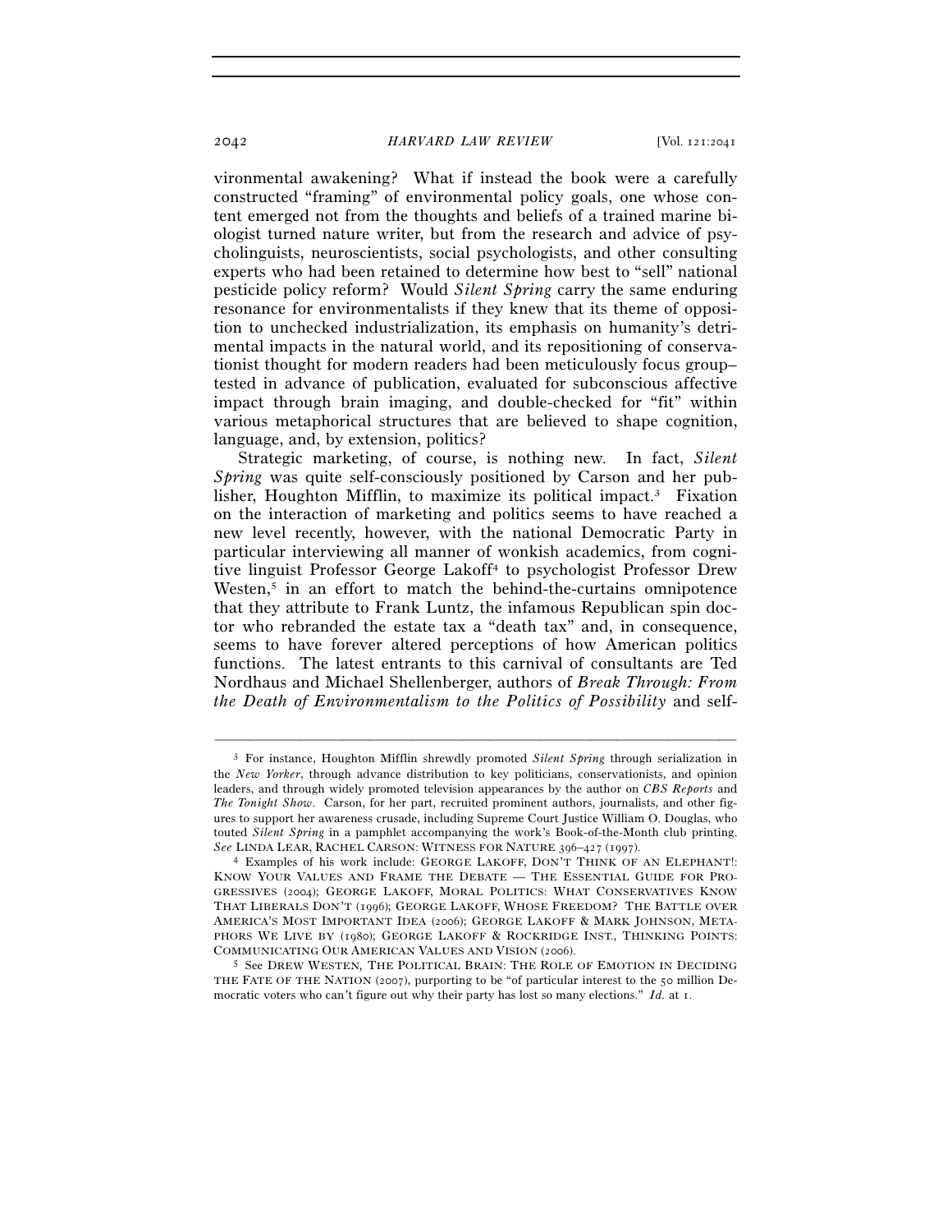vironmental awakening? What if instead the book were a carefully constructed "framing" of environmental policy goals, one whose content emerged not from the thoughts and beliefs of a trained marine biologist turned nature writer, but from the research and advice of psycholinguists, neuroscientists, social psychologists, and other consulting experts who had been retained to determine how best to "sell" national pesticide policy reform? Would *Silent Spring* carry the same enduring resonance for environmentalists if they knew that its theme of opposition to unchecked industrialization, its emphasis on humanity's detrimental impacts in the natural world, and its repositioning of conservationist thought for modern readers had been meticulously focus group–tested in advance of publication, evaluated for subconscious affective impact through brain imaging, and double-checked for "fit" within various metaphorical structures that are believed to shape cognition, language, and, by extension, politics?

Strategic marketing, of course, is nothing new. In fact, *Silent Spring* was quite self-consciously positioned by Carson and her publisher, Houghton Mifflin, to maximize its political impact.[3] Fixation on the interaction of marketing and politics seems to have reached a new level recently, however, with the national Democratic Party in particular interviewing all manner of wonkish academics, from cognitive linguist Professor George Lakoff[4] to psychologist Professor Drew Westen,[5] in an effort to match the behind-the-curtains omnipotence that they attribute to Frank Luntz, the infamous Republican spin doctor who rebranded the estate tax a "death tax" and, in consequence, seems to have forever altered perceptions of how American politics functions. The latest entrants to this carnival of consultants are Ted Nordhaus and Michael Shellenberger, authors of *Break Through: From the Death of Environmentalism to the Politics of Possibility* and self-

---

[3] For instance, Houghton Mifflin shrewdly promoted *Silent Spring* through serialization in the *New Yorker*, through advance distribution to key politicians, conservationists, and opinion leaders, and through widely promoted television appearances by the author on *CBS Reports* and *The Tonight Show*. Carson, for her part, recruited prominent authors, journalists, and other figures to support her awareness crusade, including Supreme Court Justice William O. Douglas, who touted *Silent Spring* in a pamphlet accompanying the work's Book-of-the-Month club printing. *See* LINDA LEAR, RACHEL CARSON: WITNESS FOR NATURE 396–427 (1997).

[4] Examples of his work include: GEORGE LAKOFF, DON'T THINK OF AN ELEPHANT!: KNOW YOUR VALUES AND FRAME THE DEBATE — THE ESSENTIAL GUIDE FOR PROGRESSIVES (2004); GEORGE LAKOFF, MORAL POLITICS: WHAT CONSERVATIVES KNOW THAT LIBERALS DON'T (1996); GEORGE LAKOFF, WHOSE FREEDOM? THE BATTLE OVER AMERICA'S MOST IMPORTANT IDEA (2006); GEORGE LAKOFF & MARK JOHNSON, METAPHORS WE LIVE BY (1980); GEORGE LAKOFF & ROCKRIDGE INST., THINKING POINTS: COMMUNICATING OUR AMERICAN VALUES AND VISION (2006).

[5] See DREW WESTEN, THE POLITICAL BRAIN: THE ROLE OF EMOTION IN DECIDING THE FATE OF THE NATION (2007), purporting to be "of particular interest to the 50 million Democratic voters who can't figure out why their party has lost so many elections." *Id.* at 1.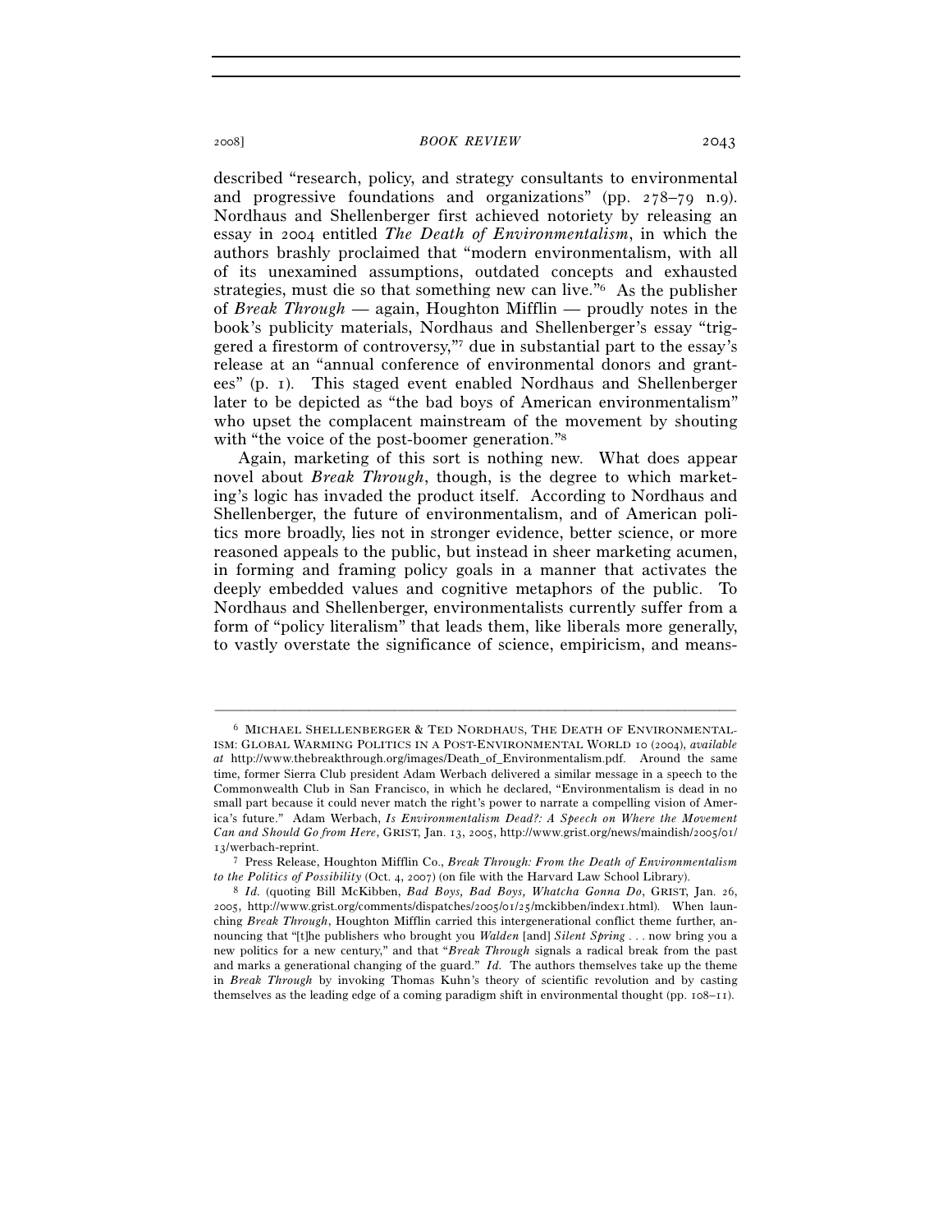described "research, policy, and strategy consultants to environmental and progressive foundations and organizations" (pp. 278–79 n.9). Nordhaus and Shellenberger first achieved notoriety by releasing an essay in 2004 entitled *The Death of Environmentalism*, in which the authors brashly proclaimed that "modern environmentalism, with all of its unexamined assumptions, outdated concepts and exhausted strategies, must die so that something new can live."[6] As the publisher of *Break Through* — again, Houghton Mifflin — proudly notes in the book's publicity materials, Nordhaus and Shellenberger's essay "triggered a firestorm of controversy,"[7] due in substantial part to the essay's release at an "annual conference of environmental donors and grantees" (p. 1). This staged event enabled Nordhaus and Shellenberger later to be depicted as "the bad boys of American environmentalism" who upset the complacent mainstream of the movement by shouting with "the voice of the post-boomer generation."[8]

Again, marketing of this sort is nothing new. What does appear novel about *Break Through*, though, is the degree to which marketing's logic has invaded the product itself. According to Nordhaus and Shellenberger, the future of environmentalism, and of American politics more broadly, lies not in stronger evidence, better science, or more reasoned appeals to the public, but instead in sheer marketing acumen, in forming and framing policy goals in a manner that activates the deeply embedded values and cognitive metaphors of the public. To Nordhaus and Shellenberger, environmentalists currently suffer from a form of "policy literalism" that leads them, like liberals more generally, to vastly overstate the significance of science, empiricism, and means-

---

[6] MICHAEL SHELLENBERGER & TED NORDHAUS, THE DEATH OF ENVIRONMENTALISM: GLOBAL WARMING POLITICS IN A POST-ENVIRONMENTAL WORLD 10 (2004), *available at* http://www.thebreakthrough.org/images/Death_of_Environmentalism.pdf. Around the same time, former Sierra Club president Adam Werbach delivered a similar message in a speech to the Commonwealth Club in San Francisco, in which he declared, "Environmentalism is dead in no small part because it could never match the right's power to narrate a compelling vision of America's future." Adam Werbach, *Is Environmentalism Dead?: A Speech on Where the Movement Can and Should Go from Here*, GRIST, Jan. 13, 2005, http://www.grist.org/news/maindish/2005/01/13/werbach-reprint.

[7] Press Release, Houghton Mifflin Co., *Break Through: From the Death of Environmentalism to the Politics of Possibility* (Oct. 4, 2007) (on file with the Harvard Law School Library).

[8] *Id.* (quoting Bill McKibben, *Bad Boys, Bad Boys, Whatcha Gonna Do*, GRIST, Jan. 26, 2005, http://www.grist.org/comments/dispatches/2005/01/25/mckibben/index1.html). When launching *Break Through*, Houghton Mifflin carried this intergenerational conflict theme further, announcing that "[t]he publishers who brought you *Walden* [and] *Silent Spring* . . . now bring you a new politics for a new century," and that "*Break Through* signals a radical break from the past and marks a generational changing of the guard." *Id.* The authors themselves take up the theme in *Break Through* by invoking Thomas Kuhn's theory of scientific revolution and by casting themselves as the leading edge of a coming paradigm shift in environmental thought (pp. 108–11).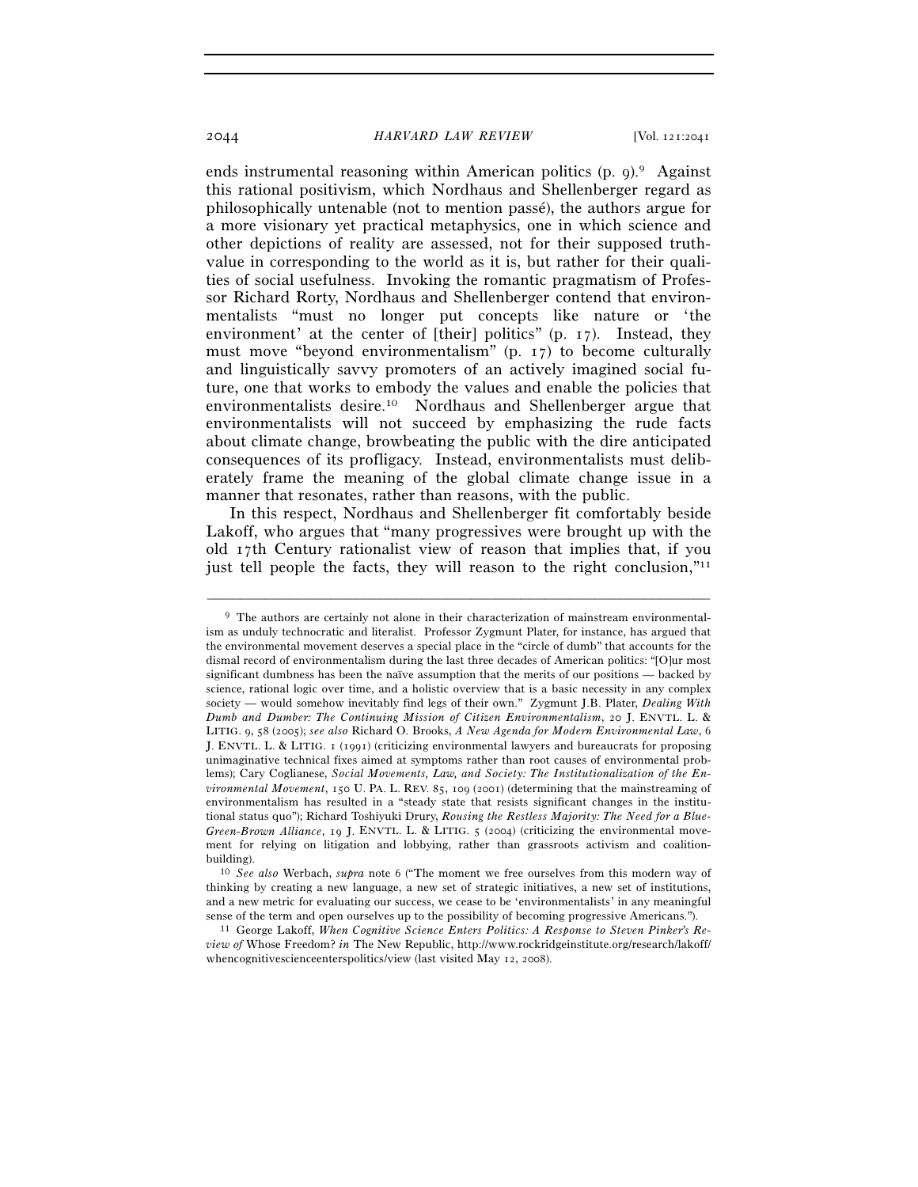ends instrumental reasoning within American politics (p. 9).[9] Against this rational positivism, which Nordhaus and Shellenberger regard as philosophically untenable (not to mention passé), the authors argue for a more visionary yet practical metaphysics, one in which science and other depictions of reality are assessed, not for their supposed truth-value in corresponding to the world as it is, but rather for their qualities of social usefulness. Invoking the romantic pragmatism of Professor Richard Rorty, Nordhaus and Shellenberger contend that environmentalists "must no longer put concepts like nature or 'the environment' at the center of [their] politics" (p. 17). Instead, they must move "beyond environmentalism" (p. 17) to become culturally and linguistically savvy promoters of an actively imagined social future, one that works to embody the values and enable the policies that environmentalists desire.[10] Nordhaus and Shellenberger argue that environmentalists will not succeed by emphasizing the rude facts about climate change, browbeating the public with the dire anticipated consequences of its profligacy. Instead, environmentalists must deliberately frame the meaning of the global climate change issue in a manner that resonates, rather than reasons, with the public.

In this respect, Nordhaus and Shellenberger fit comfortably beside Lakoff, who argues that "many progressives were brought up with the old 17th Century rationalist view of reason that implies that, if you just tell people the facts, they will reason to the right conclusion,"[11]

---

[9] The authors are certainly not alone in their characterization of mainstream environmentalism as unduly technocratic and literalist. Professor Zygmunt Plater, for instance, has argued that the environmental movement deserves a special place in the "circle of dumb" that accounts for the dismal record of environmentalism during the last three decades of American politics: "[O]ur most significant dumbness has been the naïve assumption that the merits of our positions — backed by science, rational logic over time, and a holistic overview that is a basic necessity in any complex society — would somehow inevitably find legs of their own." Zygmunt J.B. Plater, *Dealing With Dumb and Dumber: The Continuing Mission of Citizen Environmentalism*, 20 J. ENVTL. L. & LITIG. 9, 58 (2005); *see also* Richard O. Brooks, *A New Agenda for Modern Environmental Law*, 6 J. ENVTL. L. & LITIG. 1 (1991) (criticizing environmental lawyers and bureaucrats for proposing unimaginative technical fixes aimed at symptoms rather than root causes of environmental problems); Cary Coglianese, *Social Movements, Law, and Society: The Institutionalization of the Environmental Movement*, 150 U. PA. L. REV. 85, 109 (2001) (determining that the mainstreaming of environmentalism has resulted in a "steady state that resists significant changes in the institutional status quo"); Richard Toshiyuki Drury, *Rousing the Restless Majority: The Need for a Blue-Green-Brown Alliance*, 19 J. ENVTL. L. & LITIG. 5 (2004) (criticizing the environmental movement for relying on litigation and lobbying, rather than grassroots activism and coalition-building).

[10] *See also* Werbach, *supra* note 6 ("The moment we free ourselves from this modern way of thinking by creating a new language, a new set of strategic initiatives, a new set of institutions, and a new metric for evaluating our success, we cease to be 'environmentalists' in any meaningful sense of the term and open ourselves up to the possibility of becoming progressive Americans.").

[11] George Lakoff, *When Cognitive Science Enters Politics: A Response to Steven Pinker's Review of* Whose Freedom? *in* The New Republic, http://www.rockridgeinstitute.org/research/lakoff/whencognitivescienceenterspolitics/view (last visited May 12, 2008).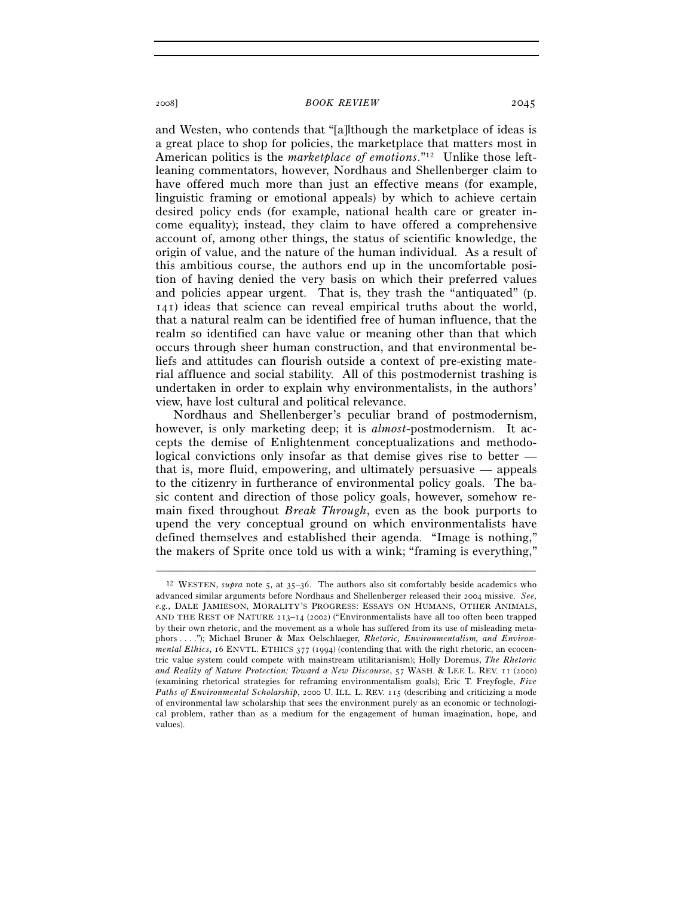and Westen, who contends that "[a]lthough the marketplace of ideas is a great place to shop for policies, the marketplace that matters most in American politics is the *marketplace of emotions*."[12] Unlike those left-leaning commentators, however, Nordhaus and Shellenberger claim to have offered much more than just an effective means (for example, linguistic framing or emotional appeals) by which to achieve certain desired policy ends (for example, national health care or greater income equality); instead, they claim to have offered a comprehensive account of, among other things, the status of scientific knowledge, the origin of value, and the nature of the human individual. As a result of this ambitious course, the authors end up in the uncomfortable position of having denied the very basis on which their preferred values and policies appear urgent. That is, they trash the "antiquated" (p. 141) ideas that science can reveal empirical truths about the world, that a natural realm can be identified free of human influence, that the realm so identified can have value or meaning other than that which occurs through sheer human construction, and that environmental beliefs and attitudes can flourish outside a context of pre-existing material affluence and social stability. All of this postmodernist trashing is undertaken in order to explain why environmentalists, in the authors' view, have lost cultural and political relevance.

Nordhaus and Shellenberger's peculiar brand of postmodernism, however, is only marketing deep; it is *almost*-postmodernism. It accepts the demise of Enlightenment conceptualizations and methodological convictions only insofar as that demise gives rise to better — that is, more fluid, empowering, and ultimately persuasive — appeals to the citizenry in furtherance of environmental policy goals. The basic content and direction of those policy goals, however, somehow remain fixed throughout *Break Through*, even as the book purports to upend the very conceptual ground on which environmentalists have defined themselves and established their agenda. "Image is nothing," the makers of Sprite once told us with a wink; "framing is everything,"

---

[12] WESTEN, *supra* note 5, at 35–36. The authors also sit comfortably beside academics who advanced similar arguments before Nordhaus and Shellenberger released their 2004 missive. *See, e.g.*, DALE JAMIESON, MORALITY'S PROGRESS: ESSAYS ON HUMANS, OTHER ANIMALS, AND THE REST OF NATURE 213–14 (2002) ("Environmentalists have all too often been trapped by their own rhetoric, and the movement as a whole has suffered from its use of misleading metaphors . . . ."); Michael Bruner & Max Oelschlaeger, *Rhetoric, Environmentalism, and Environmental Ethics*, 16 ENVTL. ETHICS 377 (1994) (contending that with the right rhetoric, an ecocentric value system could compete with mainstream utilitarianism); Holly Doremus, *The Rhetoric and Reality of Nature Protection: Toward a New Discourse*, 57 WASH. & LEE L. REV. 11 (2000) (examining rhetorical strategies for reframing environmentalism goals); Eric T. Freyfogle, *Five Paths of Environmental Scholarship*, 2000 U. ILL. L. REV. 115 (describing and criticizing a mode of environmental law scholarship that sees the environment purely as an economic or technological problem, rather than as a medium for the engagement of human imagination, hope, and values).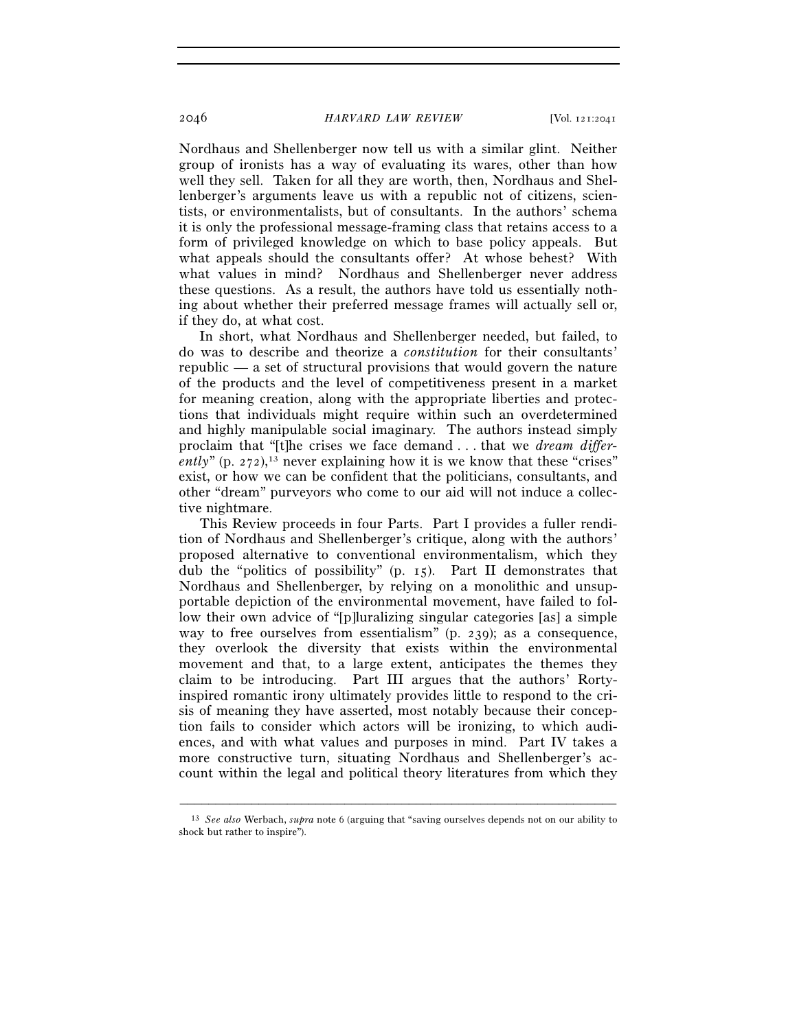Nordhaus and Shellenberger now tell us with a similar glint. Neither group of ironists has a way of evaluating its wares, other than how well they sell. Taken for all they are worth, then, Nordhaus and Shellenberger's arguments leave us with a republic not of citizens, scientists, or environmentalists, but of consultants. In the authors' schema it is only the professional message-framing class that retains access to a form of privileged knowledge on which to base policy appeals. But what appeals should the consultants offer? At whose behest? With what values in mind? Nordhaus and Shellenberger never address these questions. As a result, the authors have told us essentially nothing about whether their preferred message frames will actually sell or, if they do, at what cost.

In short, what Nordhaus and Shellenberger needed, but failed, to do was to describe and theorize a *constitution* for their consultants' republic — a set of structural provisions that would govern the nature of the products and the level of competitiveness present in a market for meaning creation, along with the appropriate liberties and protections that individuals might require within such an overdetermined and highly manipulable social imaginary. The authors instead simply proclaim that "[t]he crises we face demand . . . that we *dream differently*" (p. 272),[13] never explaining how it is we know that these "crises" exist, or how we can be confident that the politicians, consultants, and other "dream" purveyors who come to our aid will not induce a collective nightmare.

This Review proceeds in four Parts. Part I provides a fuller rendition of Nordhaus and Shellenberger's critique, along with the authors' proposed alternative to conventional environmentalism, which they dub the "politics of possibility" (p. 15). Part II demonstrates that Nordhaus and Shellenberger, by relying on a monolithic and unsupportable depiction of the environmental movement, have failed to follow their own advice of "[p]luralizing singular categories [as] a simple way to free ourselves from essentialism" (p. 239); as a consequence, they overlook the diversity that exists within the environmental movement and that, to a large extent, anticipates the themes they claim to be introducing. Part III argues that the authors' Rorty-inspired romantic irony ultimately provides little to respond to the crisis of meaning they have asserted, most notably because their conception fails to consider which actors will be ironizing, to which audiences, and with what values and purposes in mind. Part IV takes a more constructive turn, situating Nordhaus and Shellenberger's account within the legal and political theory literatures from which they

---

[13] *See also* Werbach, *supra* note 6 (arguing that "saving ourselves depends not on our ability to shock but rather to inspire").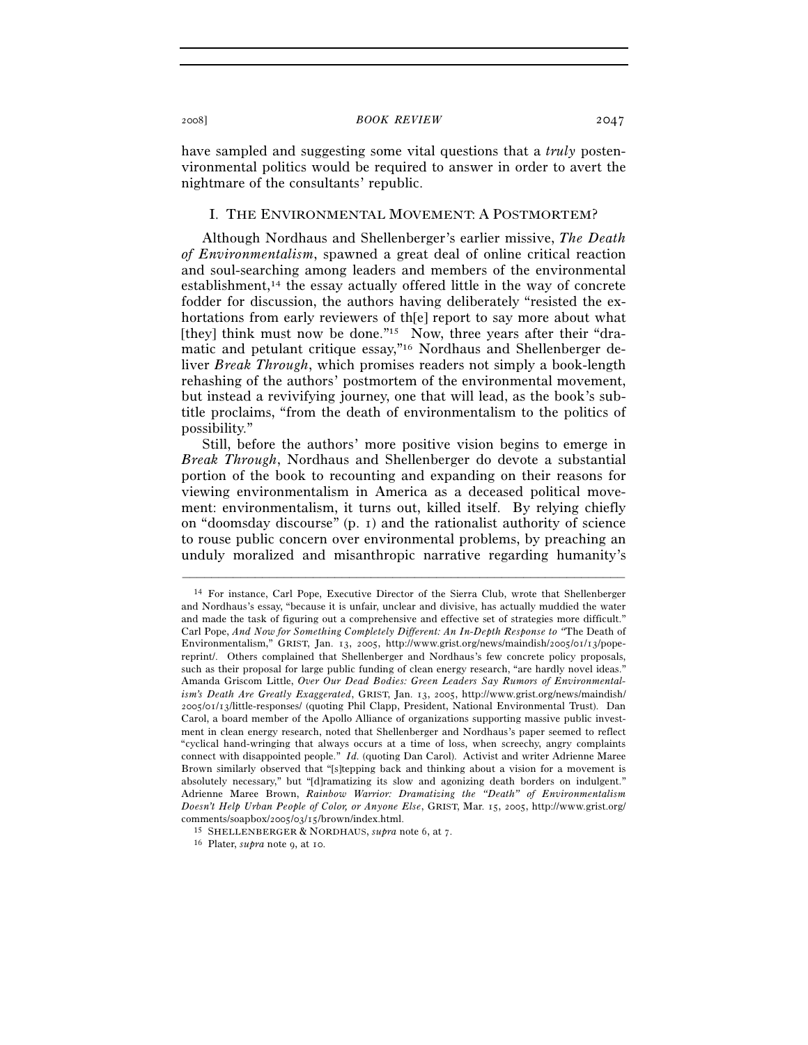have sampled and suggesting some vital questions that a *truly* postenvironmental politics would be required to answer in order to avert the nightmare of the consultants' republic.

## I. THE ENVIRONMENTAL MOVEMENT: A POSTMORTEM?

Although Nordhaus and Shellenberger's earlier missive, *The Death of Environmentalism*, spawned a great deal of online critical reaction and soul-searching among leaders and members of the environmental establishment,[14] the essay actually offered little in the way of concrete fodder for discussion, the authors having deliberately "resisted the exhortations from early reviewers of th[e] report to say more about what [they] think must now be done."[15] Now, three years after their "dramatic and petulant critique essay,"[16] Nordhaus and Shellenberger deliver *Break Through*, which promises readers not simply a book-length rehashing of the authors' postmortem of the environmental movement, but instead a revivifying journey, one that will lead, as the book's subtitle proclaims, "from the death of environmentalism to the politics of possibility."

Still, before the authors' more positive vision begins to emerge in *Break Through*, Nordhaus and Shellenberger do devote a substantial portion of the book to recounting and expanding on their reasons for viewing environmentalism in America as a deceased political movement: environmentalism, it turns out, killed itself. By relying chiefly on "doomsday discourse" (p. 1) and the rationalist authority of science to rouse public concern over environmental problems, by preaching an unduly moralized and misanthropic narrative regarding humanity's

---

[14] For instance, Carl Pope, Executive Director of the Sierra Club, wrote that Shellenberger and Nordhaus's essay, "because it is unfair, unclear and divisive, has actually muddied the water and made the task of figuring out a comprehensive and effective set of strategies more difficult." Carl Pope, *And Now for Something Completely Different: An In-Depth Response to "*The Death of Environmentalism," GRIST, Jan. 13, 2005, http://www.grist.org/news/maindish/2005/01/13/pope-reprint/. Others complained that Shellenberger and Nordhaus's few concrete policy proposals, such as their proposal for large public funding of clean energy research, "are hardly novel ideas." Amanda Griscom Little, *Over Our Dead Bodies: Green Leaders Say Rumors of Environmentalism's Death Are Greatly Exaggerated*, GRIST, Jan. 13, 2005, http://www.grist.org/news/maindish/2005/01/13/little-responses/ (quoting Phil Clapp, President, National Environmental Trust). Dan Carol, a board member of the Apollo Alliance of organizations supporting massive public investment in clean energy research, noted that Shellenberger and Nordhaus's paper seemed to reflect "cyclical hand-wringing that always occurs at a time of loss, when screechy, angry complaints connect with disappointed people." *Id.* (quoting Dan Carol). Activist and writer Adrienne Maree Brown similarly observed that "[s]tepping back and thinking about a vision for a movement is absolutely necessary," but "[d]ramatizing its slow and agonizing death borders on indulgent." Adrienne Maree Brown, *Rainbow Warrior: Dramatizing the "Death" of Environmentalism Doesn't Help Urban People of Color, or Anyone Else*, GRIST, Mar. 15, 2005, http://www.grist.org/comments/soapbox/2005/03/15/brown/index.html.

[15] SHELLENBERGER & NORDHAUS, *supra* note 6, at 7.

[16] Plater, *supra* note 9, at 10.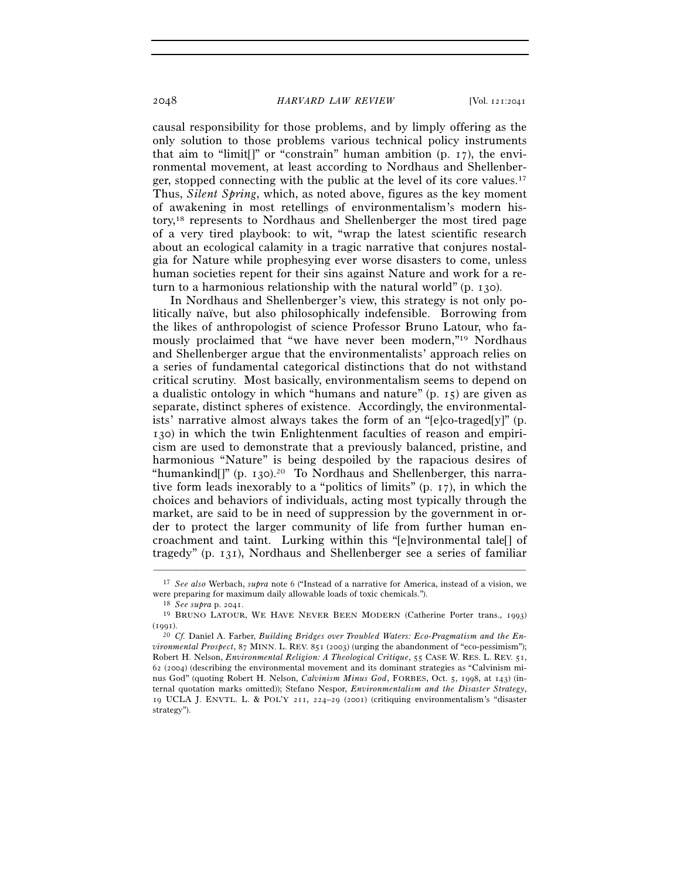causal responsibility for those problems, and by limply offering as the only solution to those problems various technical policy instruments that aim to "limit[]" or "constrain" human ambition (p. 17), the environmental movement, at least according to Nordhaus and Shellenberger, stopped connecting with the public at the level of its core values.[17] Thus, *Silent Spring*, which, as noted above, figures as the key moment of awakening in most retellings of environmentalism's modern history,[18] represents to Nordhaus and Shellenberger the most tired page of a very tired playbook: to wit, "wrap the latest scientific research about an ecological calamity in a tragic narrative that conjures nostalgia for Nature while prophesying ever worse disasters to come, unless human societies repent for their sins against Nature and work for a return to a harmonious relationship with the natural world" (p. 130).

In Nordhaus and Shellenberger's view, this strategy is not only politically naïve, but also philosophically indefensible. Borrowing from the likes of anthropologist of science Professor Bruno Latour, who famously proclaimed that "we have never been modern,"[19] Nordhaus and Shellenberger argue that the environmentalists' approach relies on a series of fundamental categorical distinctions that do not withstand critical scrutiny. Most basically, environmentalism seems to depend on a dualistic ontology in which "humans and nature" (p. 15) are given as separate, distinct spheres of existence. Accordingly, the environmentalists' narrative almost always takes the form of an "[e]co-traged[y]" (p. 130) in which the twin Enlightenment faculties of reason and empiricism are used to demonstrate that a previously balanced, pristine, and harmonious "Nature" is being despoiled by the rapacious desires of "humankind[]" (p. 130).[20] To Nordhaus and Shellenberger, this narrative form leads inexorably to a "politics of limits" (p. 17), in which the choices and behaviors of individuals, acting most typically through the market, are said to be in need of suppression by the government in order to protect the larger community of life from further human encroachment and taint. Lurking within this "[e]nvironmental tale[] of tragedy" (p. 131), Nordhaus and Shellenberger see a series of familiar

---

[17] *See also* Werbach, *supra* note 6 ("Instead of a narrative for America, instead of a vision, we were preparing for maximum daily allowable loads of toxic chemicals.").

[18] *See supra* p. 2041.

[19] BRUNO LATOUR, WE HAVE NEVER BEEN MODERN (Catherine Porter trans., 1993) (1991).

[20] *Cf.* Daniel A. Farber, *Building Bridges over Troubled Waters: Eco-Pragmatism and the Environmental Prospect*, 87 MINN. L. REV. 851 (2003) (urging the abandonment of "eco-pessimism"); Robert H. Nelson, *Environmental Religion: A Theological Critique*, 55 CASE W. RES. L. REV. 51, 62 (2004) (describing the environmental movement and its dominant strategies as "Calvinism minus God" (quoting Robert H. Nelson, *Calvinism Minus God*, FORBES, Oct. 5, 1998, at 143) (internal quotation marks omitted)); Stefano Nespor, *Environmentalism and the Disaster Strategy*, 19 UCLA J. ENVTL. L. & POL'Y 211, 224–29 (2001) (critiquing environmentalism's "disaster strategy").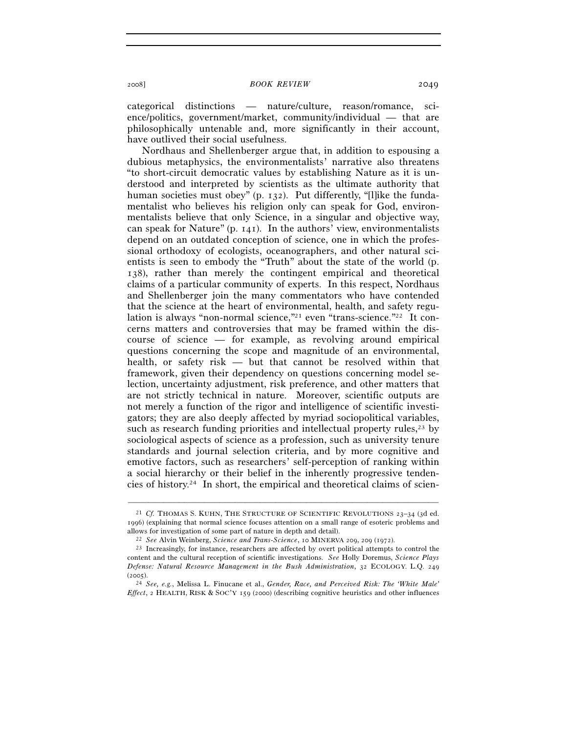categorical distinctions — nature/culture, reason/romance, science/politics, government/market, community/individual — that are philosophically untenable and, more significantly in their account, have outlived their social usefulness.

Nordhaus and Shellenberger argue that, in addition to espousing a dubious metaphysics, the environmentalists' narrative also threatens "to short-circuit democratic values by establishing Nature as it is understood and interpreted by scientists as the ultimate authority that human societies must obey" (p. 132). Put differently, "[l]ike the fundamentalist who believes his religion only can speak for God, environmentalists believe that only Science, in a singular and objective way, can speak for Nature" (p. 141). In the authors' view, environmentalists depend on an outdated conception of science, one in which the professional orthodoxy of ecologists, oceanographers, and other natural scientists is seen to embody the "Truth" about the state of the world (p. 138), rather than merely the contingent empirical and theoretical claims of a particular community of experts. In this respect, Nordhaus and Shellenberger join the many commentators who have contended that the science at the heart of environmental, health, and safety regulation is always "non-normal science,"[21] even "trans-science."[22] It concerns matters and controversies that may be framed within the discourse of science — for example, as revolving around empirical questions concerning the scope and magnitude of an environmental, health, or safety risk — but that cannot be resolved within that framework, given their dependency on questions concerning model selection, uncertainty adjustment, risk preference, and other matters that are not strictly technical in nature. Moreover, scientific outputs are not merely a function of the rigor and intelligence of scientific investigators; they are also deeply affected by myriad sociopolitical variables, such as research funding priorities and intellectual property rules,[23] by sociological aspects of science as a profession, such as university tenure standards and journal selection criteria, and by more cognitive and emotive factors, such as researchers' self-perception of ranking within a social hierarchy or their belief in the inherently progressive tendencies of history.[24] In short, the empirical and theoretical claims of scien-

---

[21] *Cf.* THOMAS S. KUHN, THE STRUCTURE OF SCIENTIFIC REVOLUTIONS 23–34 (3d ed. 1996) (explaining that normal science focuses attention on a small range of esoteric problems and allows for investigation of some part of nature in depth and detail).

[22] *See* Alvin Weinberg, *Science and Trans-Science*, 10 MINERVA 209, 209 (1972).

[23] Increasingly, for instance, researchers are affected by overt political attempts to control the content and the cultural reception of scientific investigations. *See* Holly Doremus, *Science Plays Defense: Natural Resource Management in the Bush Administration*, 32 ECOLOGY. L.Q. 249 (2005).

[24] *See, e.g.*, Melissa L. Finucane et al., *Gender, Race, and Perceived Risk: The 'White Male' Effect*, 2 HEALTH, RISK & SOC'Y 159 (2000) (describing cognitive heuristics and other influences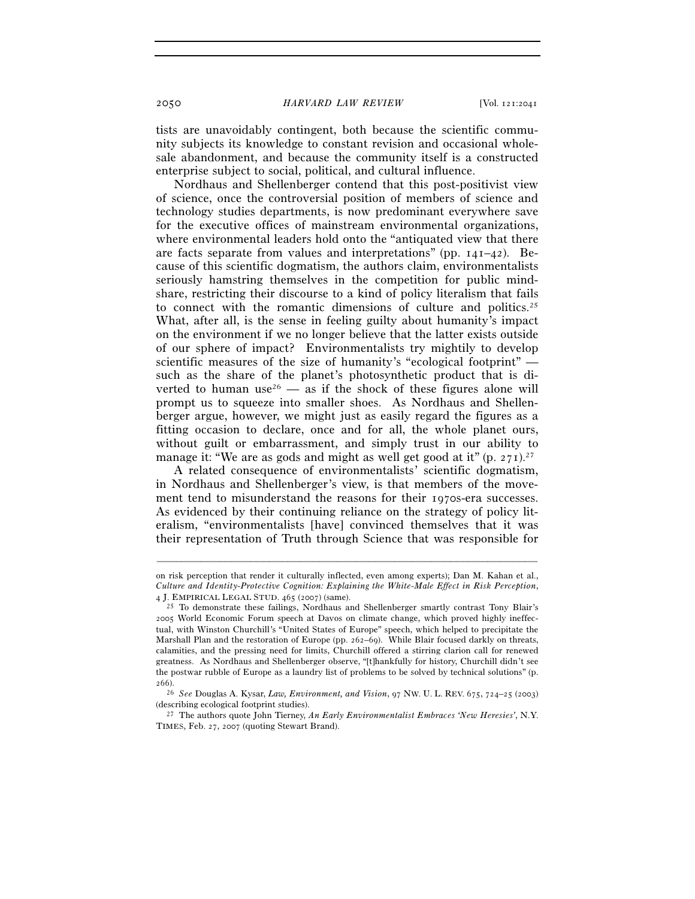tists are unavoidably contingent, both because the scientific community subjects its knowledge to constant revision and occasional wholesale abandonment, and because the community itself is a constructed enterprise subject to social, political, and cultural influence.

Nordhaus and Shellenberger contend that this post-positivist view of science, once the controversial position of members of science and technology studies departments, is now predominant everywhere save for the executive offices of mainstream environmental organizations, where environmental leaders hold onto the "antiquated view that there are facts separate from values and interpretations" (pp. 141–42). Because of this scientific dogmatism, the authors claim, environmentalists seriously hamstring themselves in the competition for public mindshare, restricting their discourse to a kind of policy literalism that fails to connect with the romantic dimensions of culture and politics.[25] What, after all, is the sense in feeling guilty about humanity's impact on the environment if we no longer believe that the latter exists outside of our sphere of impact? Environmentalists try mightily to develop scientific measures of the size of humanity's "ecological footprint" — such as the share of the planet's photosynthetic product that is diverted to human use[26] — as if the shock of these figures alone will prompt us to squeeze into smaller shoes. As Nordhaus and Shellenberger argue, however, we might just as easily regard the figures as a fitting occasion to declare, once and for all, the whole planet ours, without guilt or embarrassment, and simply trust in our ability to manage it: "We are as gods and might as well get good at it" (p. 271).[27]

A related consequence of environmentalists' scientific dogmatism, in Nordhaus and Shellenberger's view, is that members of the movement tend to misunderstand the reasons for their 1970s-era successes. As evidenced by their continuing reliance on the strategy of policy literalism, "environmentalists [have] convinced themselves that it was their representation of Truth through Science that was responsible for

---

on risk perception that render it culturally inflected, even among experts); Dan M. Kahan et al., *Culture and Identity-Protective Cognition: Explaining the White-Male Effect in Risk Perception*, 4 J. EMPIRICAL LEGAL STUD. 465 (2007) (same).

[25] To demonstrate these failings, Nordhaus and Shellenberger smartly contrast Tony Blair's 2005 World Economic Forum speech at Davos on climate change, which proved highly ineffectual, with Winston Churchill's "United States of Europe" speech, which helped to precipitate the Marshall Plan and the restoration of Europe (pp. 262–69). While Blair focused darkly on threats, calamities, and the pressing need for limits, Churchill offered a stirring clarion call for renewed greatness. As Nordhaus and Shellenberger observe, "[t]hankfully for history, Churchill didn't see the postwar rubble of Europe as a laundry list of problems to be solved by technical solutions" (p. 266).

[26] *See* Douglas A. Kysar, *Law, Environment, and Vision*, 97 NW. U. L. REV. 675, 724–25 (2003) (describing ecological footprint studies).

[27] The authors quote John Tierney, *An Early Environmentalist Embraces 'New Heresies'*, N.Y. TIMES, Feb. 27, 2007 (quoting Stewart Brand).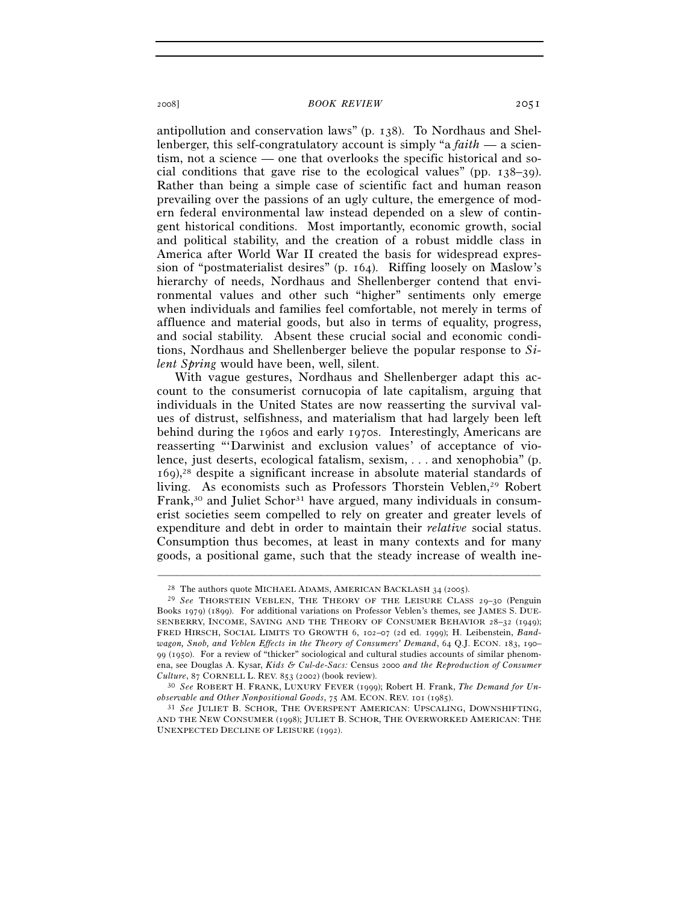antipollution and conservation laws" (p. 138). To Nordhaus and Shellenberger, this self-congratulatory account is simply "a *faith* — a scientism, not a science — one that overlooks the specific historical and social conditions that gave rise to the ecological values" (pp. 138–39). Rather than being a simple case of scientific fact and human reason prevailing over the passions of an ugly culture, the emergence of modern federal environmental law instead depended on a slew of contingent historical conditions. Most importantly, economic growth, social and political stability, and the creation of a robust middle class in America after World War II created the basis for widespread expression of "postmaterialist desires" (p. 164). Riffing loosely on Maslow's hierarchy of needs, Nordhaus and Shellenberger contend that environmental values and other such "higher" sentiments only emerge when individuals and families feel comfortable, not merely in terms of affluence and material goods, but also in terms of equality, progress, and social stability. Absent these crucial social and economic conditions, Nordhaus and Shellenberger believe the popular response to *Silent Spring* would have been, well, silent.

With vague gestures, Nordhaus and Shellenberger adapt this account to the consumerist cornucopia of late capitalism, arguing that individuals in the United States are now reasserting the survival values of distrust, selfishness, and materialism that had largely been left behind during the 1960s and early 1970s. Interestingly, Americans are reasserting "'Darwinist and exclusion values' of acceptance of violence, just deserts, ecological fatalism, sexism, . . . and xenophobia" (p. 169),[28] despite a significant increase in absolute material standards of living. As economists such as Professors Thorstein Veblen,[29] Robert Frank,[30] and Juliet Schor[31] have argued, many individuals in consumerist societies seem compelled to rely on greater and greater levels of expenditure and debt in order to maintain their *relative* social status. Consumption thus becomes, at least in many contexts and for many goods, a positional game, such that the steady increase of wealth ine-

---

[28] The authors quote MICHAEL ADAMS, AMERICAN BACKLASH 34 (2005).

[29] *See* THORSTEIN VEBLEN, THE THEORY OF THE LEISURE CLASS 29–30 (Penguin Books 1979) (1899). For additional variations on Professor Veblen's themes, see JAMES S. DUESENBERRY, INCOME, SAVING AND THE THEORY OF CONSUMER BEHAVIOR 28–32 (1949); FRED HIRSCH, SOCIAL LIMITS TO GROWTH 6, 102–07 (2d ed. 1999); H. Leibenstein, *Bandwagon, Snob, and Veblen Effects in the Theory of Consumers' Demand*, 64 Q.J. ECON. 183, 190–99 (1950). For a review of "thicker" sociological and cultural studies accounts of similar phenomena, see Douglas A. Kysar, *Kids & Cul-de-Sacs:* Census 2000 *and the Reproduction of Consumer Culture*, 87 CORNELL L. REV. 853 (2002) (book review).

[30] *See* ROBERT H. FRANK, LUXURY FEVER (1999); Robert H. Frank, *The Demand for Unobservable and Other Nonpositional Goods*, 75 AM. ECON. REV. 101 (1985).

[31] *See* JULIET B. SCHOR, THE OVERSPENT AMERICAN: UPSCALING, DOWNSHIFTING, AND THE NEW CONSUMER (1998); JULIET B. SCHOR, THE OVERWORKED AMERICAN: THE UNEXPECTED DECLINE OF LEISURE (1992).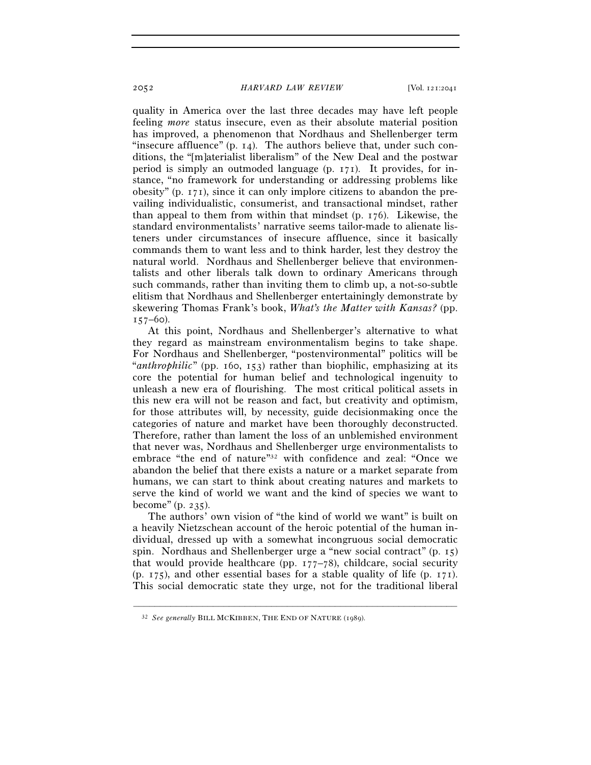quality in America over the last three decades may have left people feeling *more* status insecure, even as their absolute material position has improved, a phenomenon that Nordhaus and Shellenberger term "insecure affluence" (p. 14). The authors believe that, under such conditions, the "[m]aterialist liberalism" of the New Deal and the postwar period is simply an outmoded language (p. 171). It provides, for instance, "no framework for understanding or addressing problems like obesity" (p. 171), since it can only implore citizens to abandon the prevailing individualistic, consumerist, and transactional mindset, rather than appeal to them from within that mindset (p. 176). Likewise, the standard environmentalists' narrative seems tailor-made to alienate listeners under circumstances of insecure affluence, since it basically commands them to want less and to think harder, lest they destroy the natural world. Nordhaus and Shellenberger believe that environmentalists and other liberals talk down to ordinary Americans through such commands, rather than inviting them to climb up, a not-so-subtle elitism that Nordhaus and Shellenberger entertainingly demonstrate by skewering Thomas Frank's book, *What's the Matter with Kansas?* (pp. 157–60).

At this point, Nordhaus and Shellenberger's alternative to what they regard as mainstream environmentalism begins to take shape. For Nordhaus and Shellenberger, "postenvironmental" politics will be "*anthrophilic*" (pp. 160, 153) rather than biophilic, emphasizing at its core the potential for human belief and technological ingenuity to unleash a new era of flourishing. The most critical political assets in this new era will not be reason and fact, but creativity and optimism, for those attributes will, by necessity, guide decisionmaking once the categories of nature and market have been thoroughly deconstructed. Therefore, rather than lament the loss of an unblemished environment that never was, Nordhaus and Shellenberger urge environmentalists to embrace "the end of nature"[32] with confidence and zeal: "Once we abandon the belief that there exists a nature or a market separate from humans, we can start to think about creating natures and markets to serve the kind of world we want and the kind of species we want to become" (p. 235).

The authors' own vision of "the kind of world we want" is built on a heavily Nietzschean account of the heroic potential of the human individual, dressed up with a somewhat incongruous social democratic spin. Nordhaus and Shellenberger urge a "new social contract" (p. 15) that would provide healthcare (pp. 177–78), childcare, social security (p. 175), and other essential bases for a stable quality of life (p. 171). This social democratic state they urge, not for the traditional liberal

---

[32] *See generally* BILL MCKIBBEN, THE END OF NATURE (1989).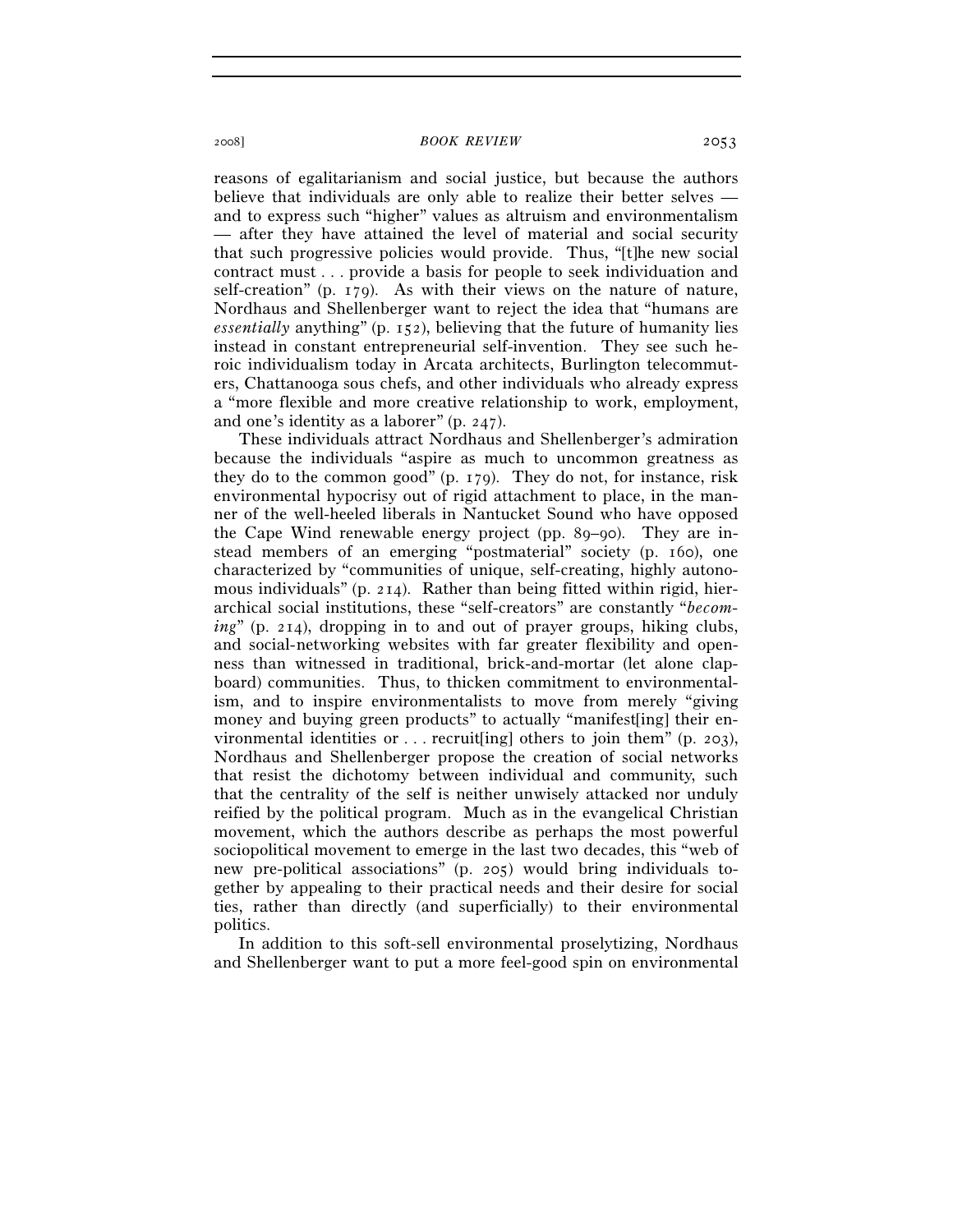reasons of egalitarianism and social justice, but because the authors believe that individuals are only able to realize their better selves — and to express such "higher" values as altruism and environmentalism — after they have attained the level of material and social security that such progressive policies would provide. Thus, "[t]he new social contract must . . . provide a basis for people to seek individuation and self-creation" (p. 179). As with their views on the nature of nature, Nordhaus and Shellenberger want to reject the idea that "humans are *essentially* anything" (p. 152), believing that the future of humanity lies instead in constant entrepreneurial self-invention. They see such heroic individualism today in Arcata architects, Burlington telecommuters, Chattanooga sous chefs, and other individuals who already express a "more flexible and more creative relationship to work, employment, and one's identity as a laborer" (p. 247).

These individuals attract Nordhaus and Shellenberger's admiration because the individuals "aspire as much to uncommon greatness as they do to the common good" (p. 179). They do not, for instance, risk environmental hypocrisy out of rigid attachment to place, in the manner of the well-heeled liberals in Nantucket Sound who have opposed the Cape Wind renewable energy project (pp. 89–90). They are instead members of an emerging "postmaterial" society (p. 160), one characterized by "communities of unique, self-creating, highly autonomous individuals" (p. 214). Rather than being fitted within rigid, hierarchical social institutions, these "self-creators" are constantly "*becoming*" (p. 214), dropping in to and out of prayer groups, hiking clubs, and social-networking websites with far greater flexibility and openness than witnessed in traditional, brick-and-mortar (let alone clapboard) communities. Thus, to thicken commitment to environmentalism, and to inspire environmentalists to move from merely "giving money and buying green products" to actually "manifest[ing] their environmental identities or . . . recruit[ing] others to join them" (p. 203), Nordhaus and Shellenberger propose the creation of social networks that resist the dichotomy between individual and community, such that the centrality of the self is neither unwisely attacked nor unduly reified by the political program. Much as in the evangelical Christian movement, which the authors describe as perhaps the most powerful sociopolitical movement to emerge in the last two decades, this "web of new pre-political associations" (p. 205) would bring individuals together by appealing to their practical needs and their desire for social ties, rather than directly (and superficially) to their environmental politics.

In addition to this soft-sell environmental proselytizing, Nordhaus and Shellenberger want to put a more feel-good spin on environmental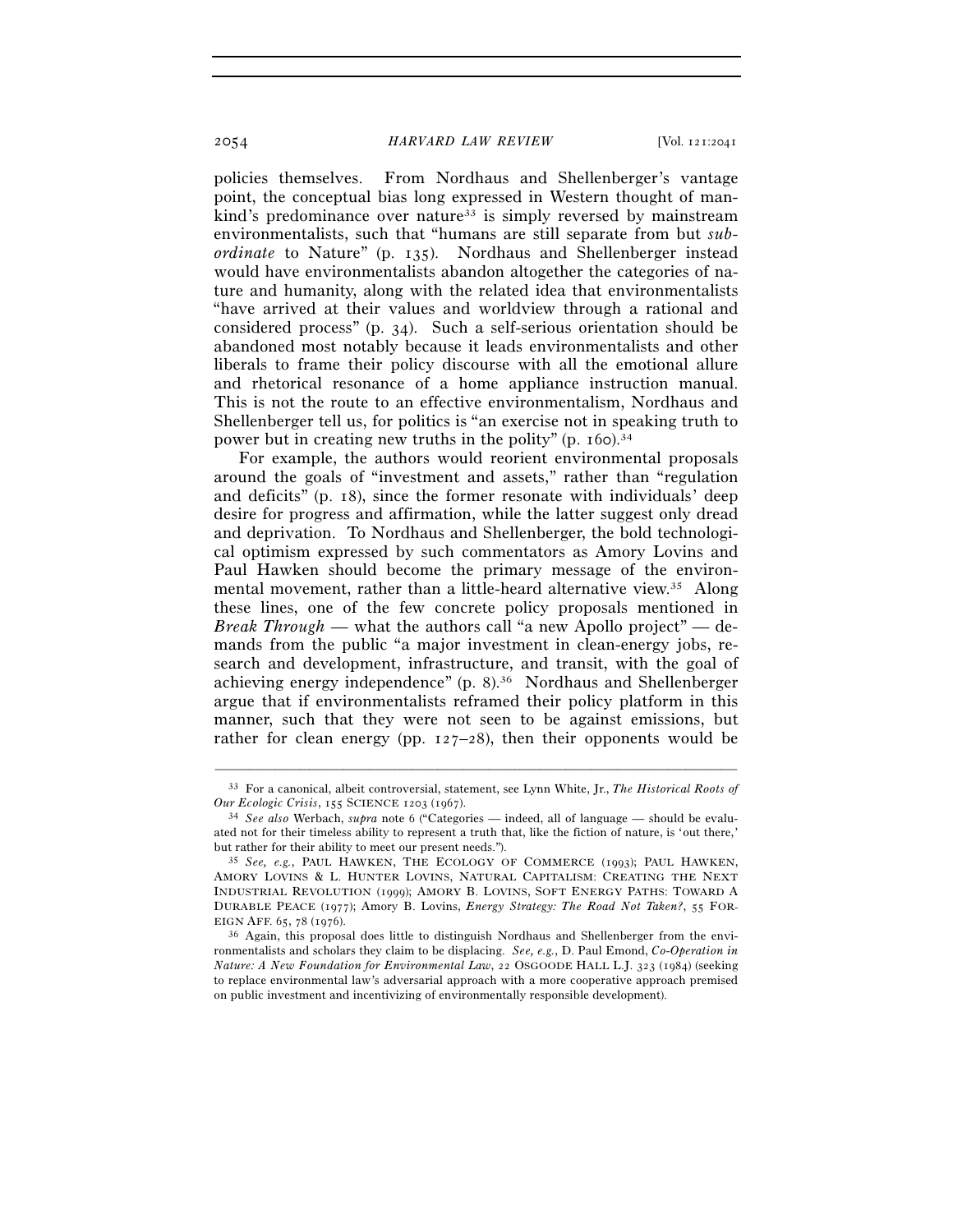policies themselves. From Nordhaus and Shellenberger's vantage point, the conceptual bias long expressed in Western thought of mankind's predominance over nature[33] is simply reversed by mainstream environmentalists, such that "humans are still separate from but *subordinate* to Nature" (p. 135). Nordhaus and Shellenberger instead would have environmentalists abandon altogether the categories of nature and humanity, along with the related idea that environmentalists "have arrived at their values and worldview through a rational and considered process" (p. 34). Such a self-serious orientation should be abandoned most notably because it leads environmentalists and other liberals to frame their policy discourse with all the emotional allure and rhetorical resonance of a home appliance instruction manual. This is not the route to an effective environmentalism, Nordhaus and Shellenberger tell us, for politics is "an exercise not in speaking truth to power but in creating new truths in the polity" (p. 160).[34]

For example, the authors would reorient environmental proposals around the goals of "investment and assets," rather than "regulation and deficits" (p. 18), since the former resonate with individuals' deep desire for progress and affirmation, while the latter suggest only dread and deprivation. To Nordhaus and Shellenberger, the bold technological optimism expressed by such commentators as Amory Lovins and Paul Hawken should become the primary message of the environmental movement, rather than a little-heard alternative view.[35] Along these lines, one of the few concrete policy proposals mentioned in *Break Through* — what the authors call "a new Apollo project" — demands from the public "a major investment in clean-energy jobs, research and development, infrastructure, and transit, with the goal of achieving energy independence" (p. 8).[36] Nordhaus and Shellenberger argue that if environmentalists reframed their policy platform in this manner, such that they were not seen to be against emissions, but rather for clean energy (pp. 127–28), then their opponents would be

---

[33] For a canonical, albeit controversial, statement, see Lynn White, Jr., *The Historical Roots of Our Ecologic Crisis*, 155 SCIENCE 1203 (1967).

[34] *See also* Werbach, *supra* note 6 ("Categories — indeed, all of language — should be evaluated not for their timeless ability to represent a truth that, like the fiction of nature, is 'out there,' but rather for their ability to meet our present needs.").

[35] *See, e.g.*, PAUL HAWKEN, THE ECOLOGY OF COMMERCE (1993); PAUL HAWKEN, AMORY LOVINS & L. HUNTER LOVINS, NATURAL CAPITALISM: CREATING THE NEXT INDUSTRIAL REVOLUTION (1999); AMORY B. LOVINS, SOFT ENERGY PATHS: TOWARD A DURABLE PEACE (1977); Amory B. Lovins, *Energy Strategy: The Road Not Taken?*, 55 FOREIGN AFF. 65, 78 (1976).

[36] Again, this proposal does little to distinguish Nordhaus and Shellenberger from the environmentalists and scholars they claim to be displacing. *See, e.g.*, D. Paul Emond, *Co-Operation in Nature: A New Foundation for Environmental Law*, 22 OSGOODE HALL L.J. 323 (1984) (seeking to replace environmental law's adversarial approach with a more cooperative approach premised on public investment and incentivizing of environmentally responsible development).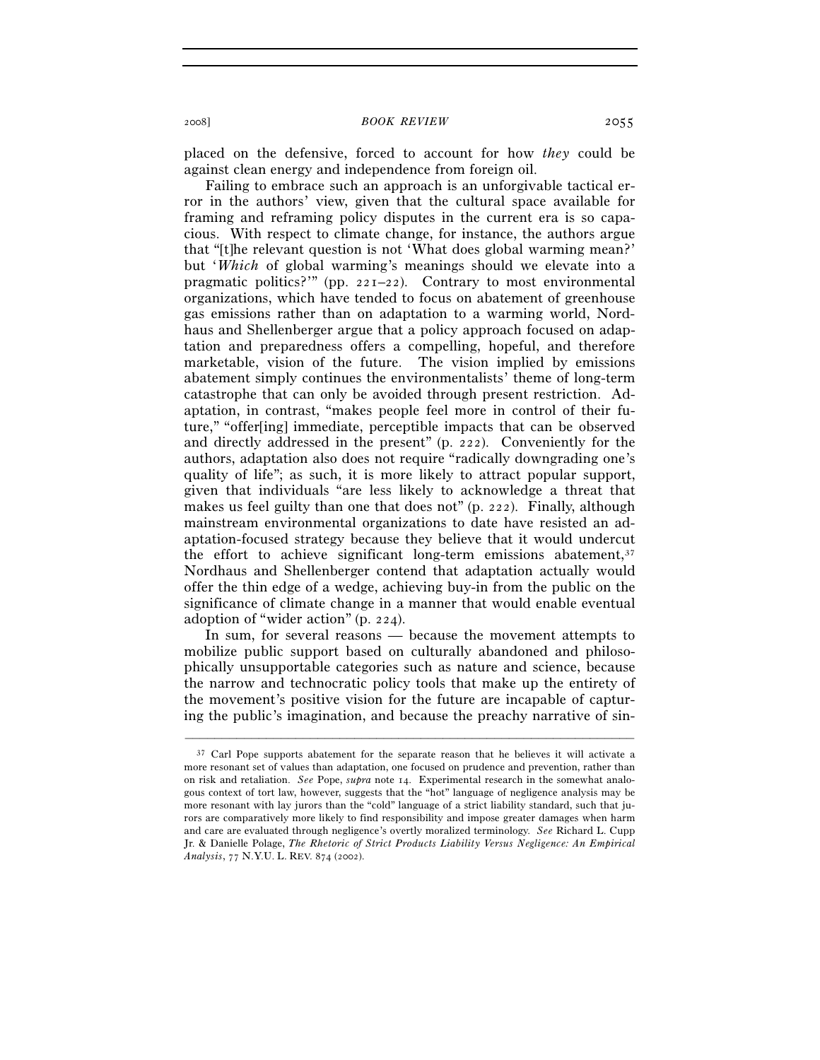placed on the defensive, forced to account for how *they* could be against clean energy and independence from foreign oil.

Failing to embrace such an approach is an unforgivable tactical error in the authors' view, given that the cultural space available for framing and reframing policy disputes in the current era is so capacious. With respect to climate change, for instance, the authors argue that "[t]he relevant question is not 'What does global warming mean?' but '*Which* of global warming's meanings should we elevate into a pragmatic politics?'" (pp. 221–22). Contrary to most environmental organizations, which have tended to focus on abatement of greenhouse gas emissions rather than on adaptation to a warming world, Nordhaus and Shellenberger argue that a policy approach focused on adaptation and preparedness offers a compelling, hopeful, and therefore marketable, vision of the future. The vision implied by emissions abatement simply continues the environmentalists' theme of long-term catastrophe that can only be avoided through present restriction. Adaptation, in contrast, "makes people feel more in control of their future," "offer[ing] immediate, perceptible impacts that can be observed and directly addressed in the present" (p. 222). Conveniently for the authors, adaptation also does not require "radically downgrading one's quality of life"; as such, it is more likely to attract popular support, given that individuals "are less likely to acknowledge a threat that makes us feel guilty than one that does not" (p. 222). Finally, although mainstream environmental organizations to date have resisted an adaptation-focused strategy because they believe that it would undercut the effort to achieve significant long-term emissions abatement,[37] Nordhaus and Shellenberger contend that adaptation actually would offer the thin edge of a wedge, achieving buy-in from the public on the significance of climate change in a manner that would enable eventual adoption of "wider action" (p. 224).

In sum, for several reasons — because the movement attempts to mobilize public support based on culturally abandoned and philosophically unsupportable categories such as nature and science, because the narrow and technocratic policy tools that make up the entirety of the movement's positive vision for the future are incapable of capturing the public's imagination, and because the preachy narrative of sin-

---

[37] Carl Pope supports abatement for the separate reason that he believes it will activate a more resonant set of values than adaptation, one focused on prudence and prevention, rather than on risk and retaliation. *See* Pope, *supra* note 14. Experimental research in the somewhat analogous context of tort law, however, suggests that the "hot" language of negligence analysis may be more resonant with lay jurors than the "cold" language of a strict liability standard, such that jurors are comparatively more likely to find responsibility and impose greater damages when harm and care are evaluated through negligence's overtly moralized terminology. *See* Richard L. Cupp Jr. & Danielle Polage, *The Rhetoric of Strict Products Liability Versus Negligence: An Empirical Analysis*, 77 N.Y.U. L. REV. 874 (2002).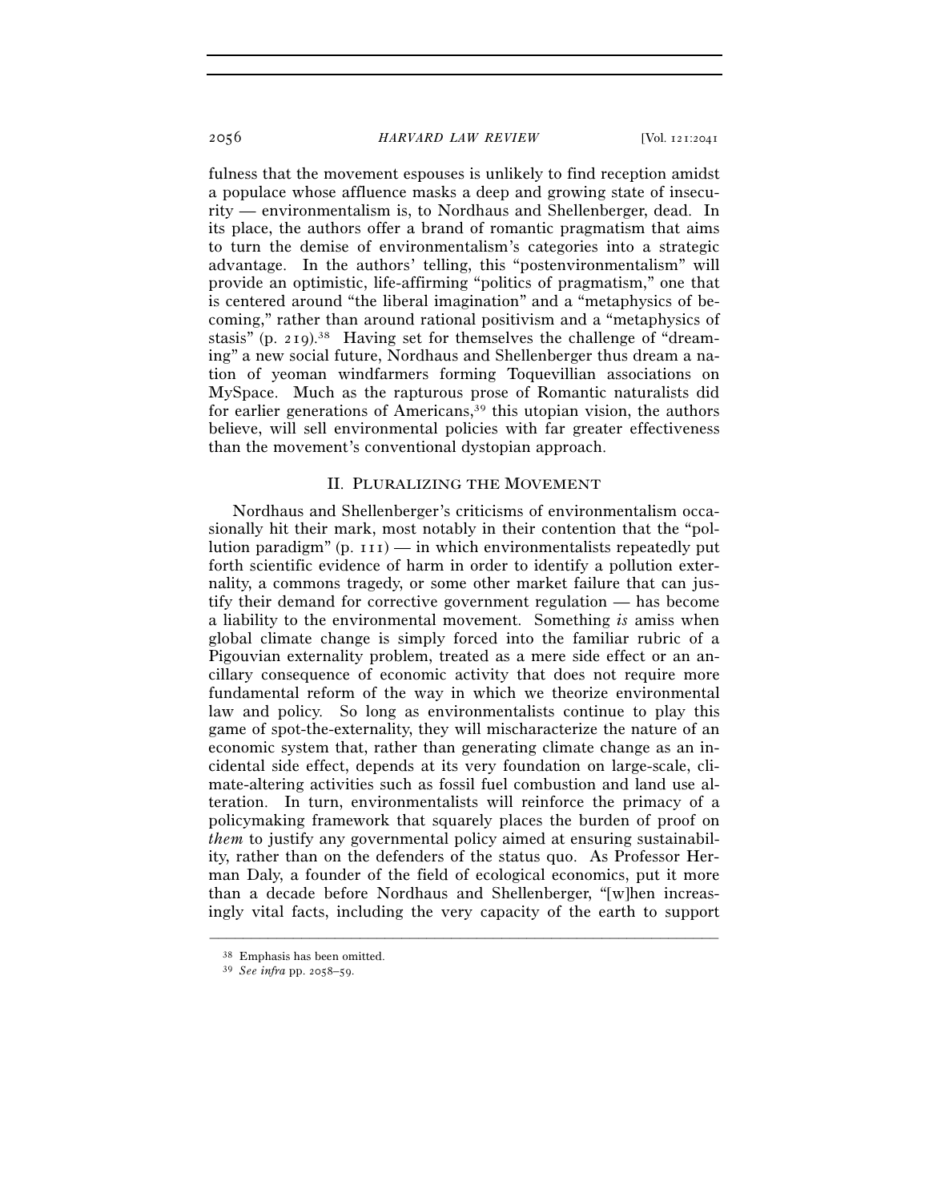fulness that the movement espouses is unlikely to find reception amidst a populace whose affluence masks a deep and growing state of insecurity — environmentalism is, to Nordhaus and Shellenberger, dead. In its place, the authors offer a brand of romantic pragmatism that aims to turn the demise of environmentalism's categories into a strategic advantage. In the authors' telling, this "postenvironmentalism" will provide an optimistic, life-affirming "politics of pragmatism," one that is centered around "the liberal imagination" and a "metaphysics of becoming," rather than around rational positivism and a "metaphysics of stasis" (p. 219).[38] Having set for themselves the challenge of "dreaming" a new social future, Nordhaus and Shellenberger thus dream a nation of yeoman windfarmers forming Toquevillian associations on MySpace. Much as the rapturous prose of Romantic naturalists did for earlier generations of Americans,[39] this utopian vision, the authors believe, will sell environmental policies with far greater effectiveness than the movement's conventional dystopian approach.

## II. PLURALIZING THE MOVEMENT

Nordhaus and Shellenberger's criticisms of environmentalism occasionally hit their mark, most notably in their contention that the "pollution paradigm" (p. 111) — in which environmentalists repeatedly put forth scientific evidence of harm in order to identify a pollution externality, a commons tragedy, or some other market failure that can justify their demand for corrective government regulation — has become a liability to the environmental movement. Something *is* amiss when global climate change is simply forced into the familiar rubric of a Pigouvian externality problem, treated as a mere side effect or an ancillary consequence of economic activity that does not require more fundamental reform of the way in which we theorize environmental law and policy. So long as environmentalists continue to play this game of spot-the-externality, they will mischaracterize the nature of an economic system that, rather than generating climate change as an incidental side effect, depends at its very foundation on large-scale, climate-altering activities such as fossil fuel combustion and land use alteration. In turn, environmentalists will reinforce the primacy of a policymaking framework that squarely places the burden of proof on *them* to justify any governmental policy aimed at ensuring sustainability, rather than on the defenders of the status quo. As Professor Herman Daly, a founder of the field of ecological economics, put it more than a decade before Nordhaus and Shellenberger, "[w]hen increasingly vital facts, including the very capacity of the earth to support

---

[38] Emphasis has been omitted.

[39] *See infra* pp. 2058–59.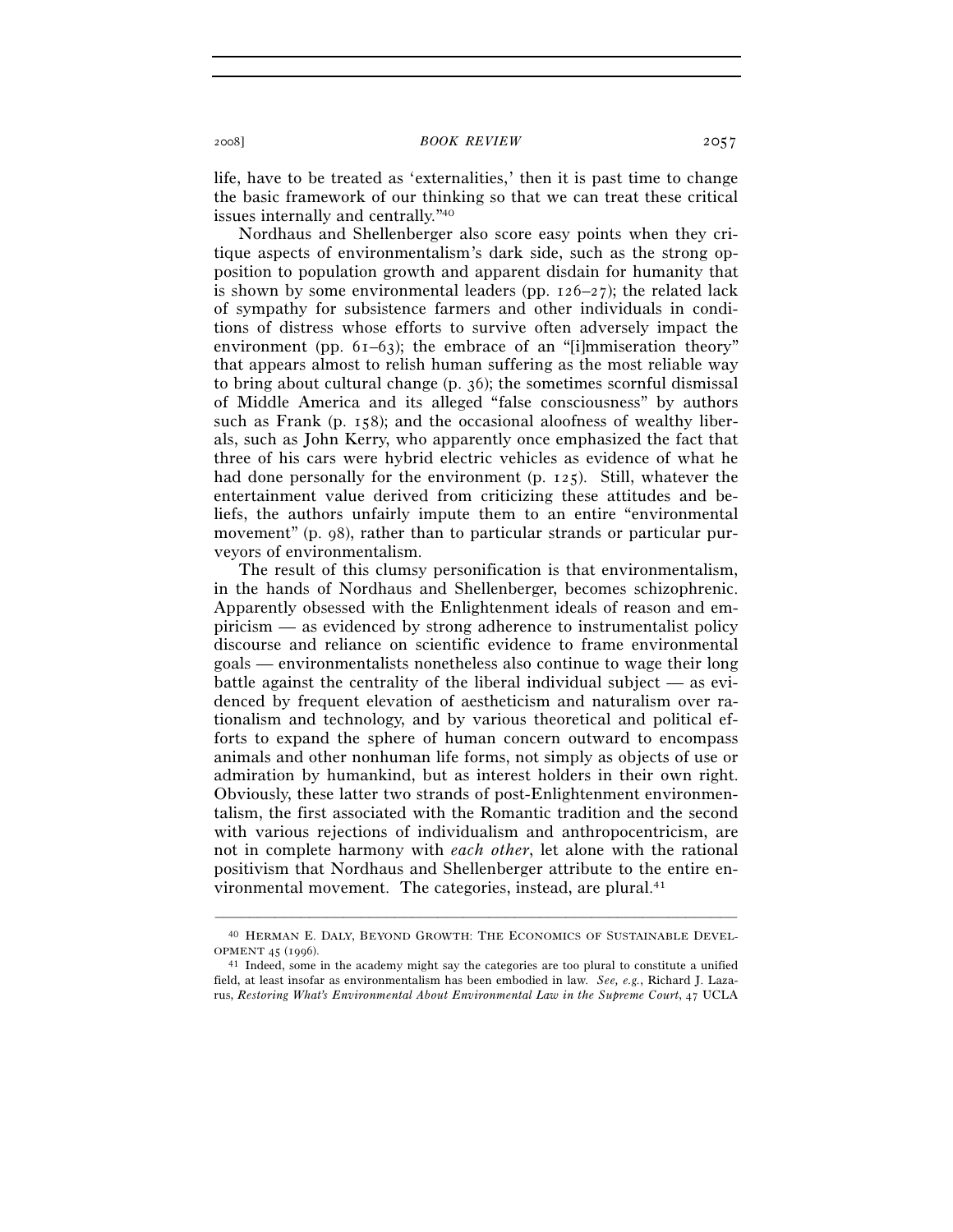life, have to be treated as 'externalities,' then it is past time to change the basic framework of our thinking so that we can treat these critical issues internally and centrally."[40]

Nordhaus and Shellenberger also score easy points when they critique aspects of environmentalism's dark side, such as the strong opposition to population growth and apparent disdain for humanity that is shown by some environmental leaders (pp. 126–27); the related lack of sympathy for subsistence farmers and other individuals in conditions of distress whose efforts to survive often adversely impact the environment (pp. 61–63); the embrace of an "[i]mmiseration theory" that appears almost to relish human suffering as the most reliable way to bring about cultural change (p. 36); the sometimes scornful dismissal of Middle America and its alleged "false consciousness" by authors such as Frank (p. 158); and the occasional aloofness of wealthy liberals, such as John Kerry, who apparently once emphasized the fact that three of his cars were hybrid electric vehicles as evidence of what he had done personally for the environment (p. 125). Still, whatever the entertainment value derived from criticizing these attitudes and beliefs, the authors unfairly impute them to an entire "environmental movement" (p. 98), rather than to particular strands or particular purveyors of environmentalism.

The result of this clumsy personification is that environmentalism, in the hands of Nordhaus and Shellenberger, becomes schizophrenic. Apparently obsessed with the Enlightenment ideals of reason and empiricism — as evidenced by strong adherence to instrumentalist policy discourse and reliance on scientific evidence to frame environmental goals — environmentalists nonetheless also continue to wage their long battle against the centrality of the liberal individual subject — as evidenced by frequent elevation of aestheticism and naturalism over rationalism and technology, and by various theoretical and political efforts to expand the sphere of human concern outward to encompass animals and other nonhuman life forms, not simply as objects of use or admiration by humankind, but as interest holders in their own right. Obviously, these latter two strands of post-Enlightenment environmentalism, the first associated with the Romantic tradition and the second with various rejections of individualism and anthropocentricism, are not in complete harmony with *each other*, let alone with the rational positivism that Nordhaus and Shellenberger attribute to the entire environmental movement. The categories, instead, are plural.[41]

---

[40] HERMAN E. DALY, BEYOND GROWTH: THE ECONOMICS OF SUSTAINABLE DEVELOPMENT 45 (1996).

[41] Indeed, some in the academy might say the categories are too plural to constitute a unified field, at least insofar as environmentalism has been embodied in law. *See, e.g.*, Richard J. Lazarus, *Restoring What's Environmental About Environmental Law in the Supreme Court*, 47 UCLA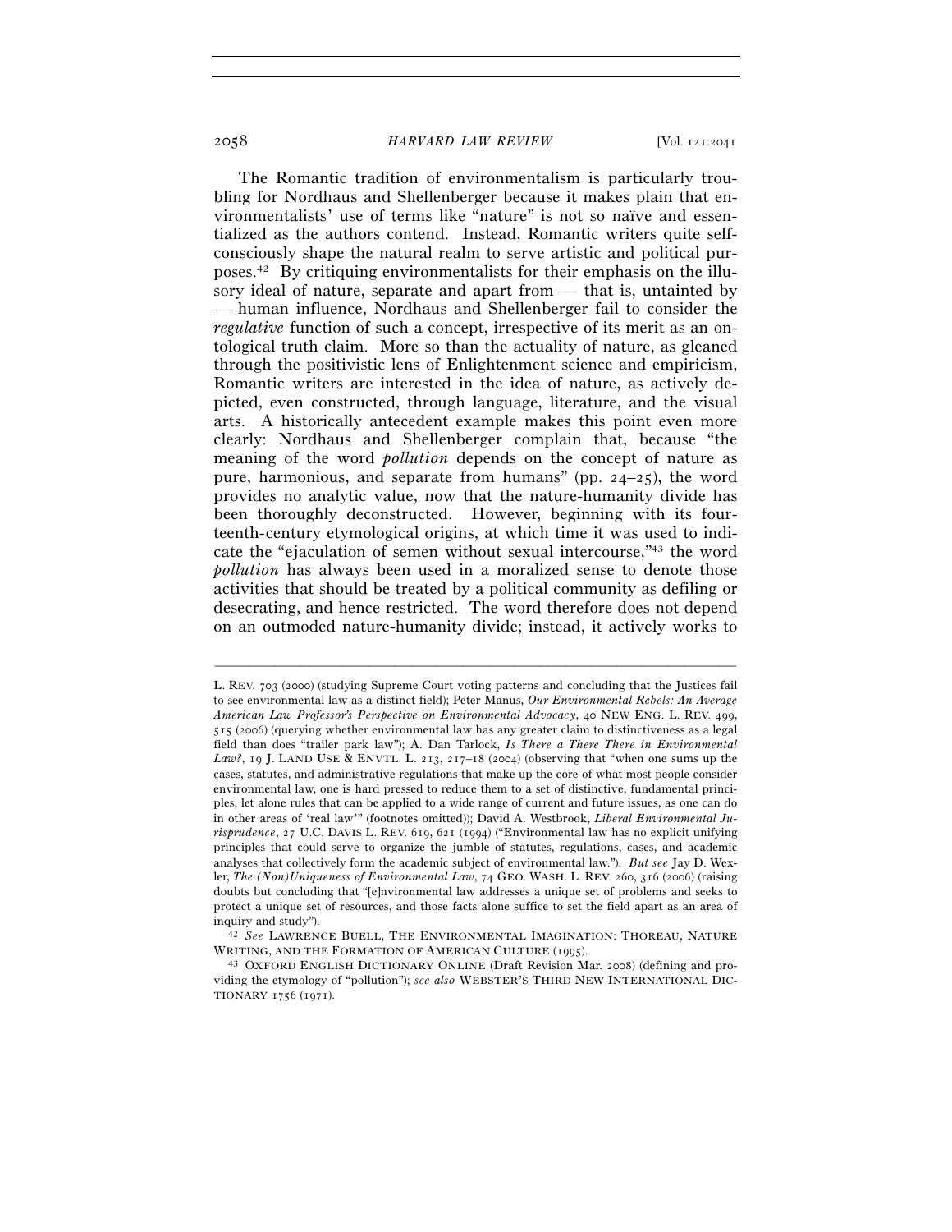The Romantic tradition of environmentalism is particularly troubling for Nordhaus and Shellenberger because it makes plain that environmentalists' use of terms like "nature" is not so naïve and essentialized as the authors contend. Instead, Romantic writers quite self-consciously shape the natural realm to serve artistic and political purposes.[42] By critiquing environmentalists for their emphasis on the illusory ideal of nature, separate and apart from — that is, untainted by — human influence, Nordhaus and Shellenberger fail to consider the *regulative* function of such a concept, irrespective of its merit as an ontological truth claim. More so than the actuality of nature, as gleaned through the positivistic lens of Enlightenment science and empiricism, Romantic writers are interested in the idea of nature, as actively depicted, even constructed, through language, literature, and the visual arts. A historically antecedent example makes this point even more clearly: Nordhaus and Shellenberger complain that, because "the meaning of the word *pollution* depends on the concept of nature as pure, harmonious, and separate from humans" (pp. 24–25), the word provides no analytic value, now that the nature-humanity divide has been thoroughly deconstructed. However, beginning with its fourteenth-century etymological origins, at which time it was used to indicate the "ejaculation of semen without sexual intercourse,"[43] the word *pollution* has always been used in a moralized sense to denote those activities that should be treated by a political community as defiling or desecrating, and hence restricted. The word therefore does not depend on an outmoded nature-humanity divide; instead, it actively works to

---

L. REV. 703 (2000) (studying Supreme Court voting patterns and concluding that the Justices fail to see environmental law as a distinct field); Peter Manus, *Our Environmental Rebels: An Average American Law Professor's Perspective on Environmental Advocacy*, 40 NEW ENG. L. REV. 499, 515 (2006) (querying whether environmental law has any greater claim to distinctiveness as a legal field than does "trailer park law"); A. Dan Tarlock, *Is There a There There in Environmental Law?*, 19 J. LAND USE & ENVTL. L. 213, 217–18 (2004) (observing that "when one sums up the cases, statutes, and administrative regulations that make up the core of what most people consider environmental law, one is hard pressed to reduce them to a set of distinctive, fundamental principles, let alone rules that can be applied to a wide range of current and future issues, as one can do in other areas of 'real law'" (footnotes omitted)); David A. Westbrook, *Liberal Environmental Jurisprudence*, 27 U.C. DAVIS L. REV. 619, 621 (1994) ("Environmental law has no explicit unifying principles that could serve to organize the jumble of statutes, regulations, cases, and academic analyses that collectively form the academic subject of environmental law."). *But see* Jay D. Wexler, *The (Non)Uniqueness of Environmental Law*, 74 GEO. WASH. L. REV. 260, 316 (2006) (raising doubts but concluding that "[e]nvironmental law addresses a unique set of problems and seeks to protect a unique set of resources, and those facts alone suffice to set the field apart as an area of inquiry and study").

[42] *See* LAWRENCE BUELL, THE ENVIRONMENTAL IMAGINATION: THOREAU, NATURE WRITING, AND THE FORMATION OF AMERICAN CULTURE (1995).

[43] OXFORD ENGLISH DICTIONARY ONLINE (Draft Revision Mar. 2008) (defining and providing the etymology of "pollution"); *see also* WEBSTER'S THIRD NEW INTERNATIONAL DICTIONARY 1756 (1971).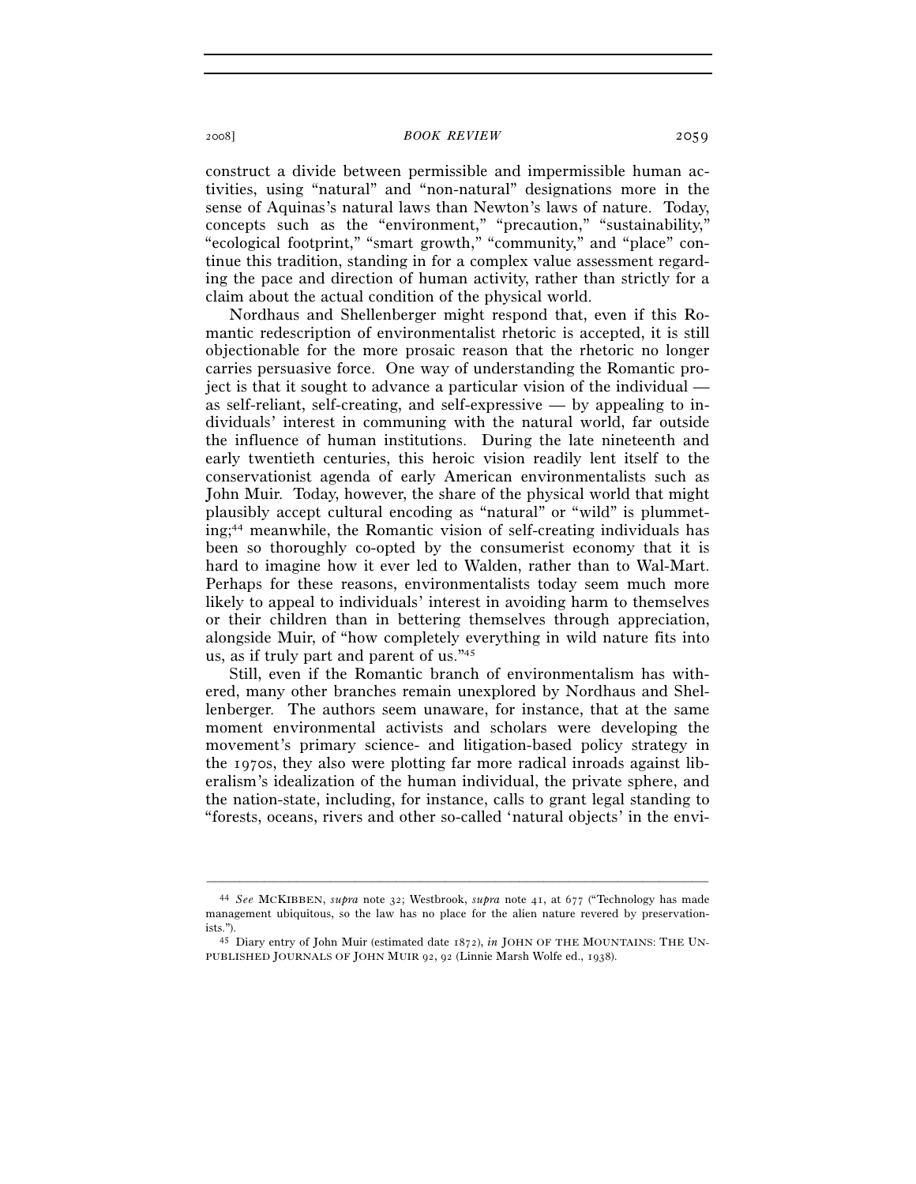construct a divide between permissible and impermissible human activities, using "natural" and "non-natural" designations more in the sense of Aquinas's natural laws than Newton's laws of nature. Today, concepts such as the "environment," "precaution," "sustainability," "ecological footprint," "smart growth," "community," and "place" continue this tradition, standing in for a complex value assessment regarding the pace and direction of human activity, rather than strictly for a claim about the actual condition of the physical world.

Nordhaus and Shellenberger might respond that, even if this Romantic redescription of environmentalist rhetoric is accepted, it is still objectionable for the more prosaic reason that the rhetoric no longer carries persuasive force. One way of understanding the Romantic project is that it sought to advance a particular vision of the individual — as self-reliant, self-creating, and self-expressive — by appealing to individuals' interest in communing with the natural world, far outside the influence of human institutions. During the late nineteenth and early twentieth centuries, this heroic vision readily lent itself to the conservationist agenda of early American environmentalists such as John Muir. Today, however, the share of the physical world that might plausibly accept cultural encoding as "natural" or "wild" is plummeting;[44] meanwhile, the Romantic vision of self-creating individuals has been so thoroughly co-opted by the consumerist economy that it is hard to imagine how it ever led to Walden, rather than to Wal-Mart. Perhaps for these reasons, environmentalists today seem much more likely to appeal to individuals' interest in avoiding harm to themselves or their children than in bettering themselves through appreciation, alongside Muir, of "how completely everything in wild nature fits into us, as if truly part and parent of us."[45]

Still, even if the Romantic branch of environmentalism has withered, many other branches remain unexplored by Nordhaus and Shellenberger. The authors seem unaware, for instance, that at the same moment environmental activists and scholars were developing the movement's primary science- and litigation-based policy strategy in the 1970s, they also were plotting far more radical inroads against liberalism's idealization of the human individual, the private sphere, and the nation-state, including, for instance, calls to grant legal standing to "forests, oceans, rivers and other so-called 'natural objects' in the envi-

---

[44] *See* MCKIBBEN, *supra* note 32; Westbrook, *supra* note 41, at 677 ("Technology has made management ubiquitous, so the law has no place for the alien nature revered by preservationists.").

[45] Diary entry of John Muir (estimated date 1872), *in* JOHN OF THE MOUNTAINS: THE UNPUBLISHED JOURNALS OF JOHN MUIR 92, 92 (Linnie Marsh Wolfe ed., 1938).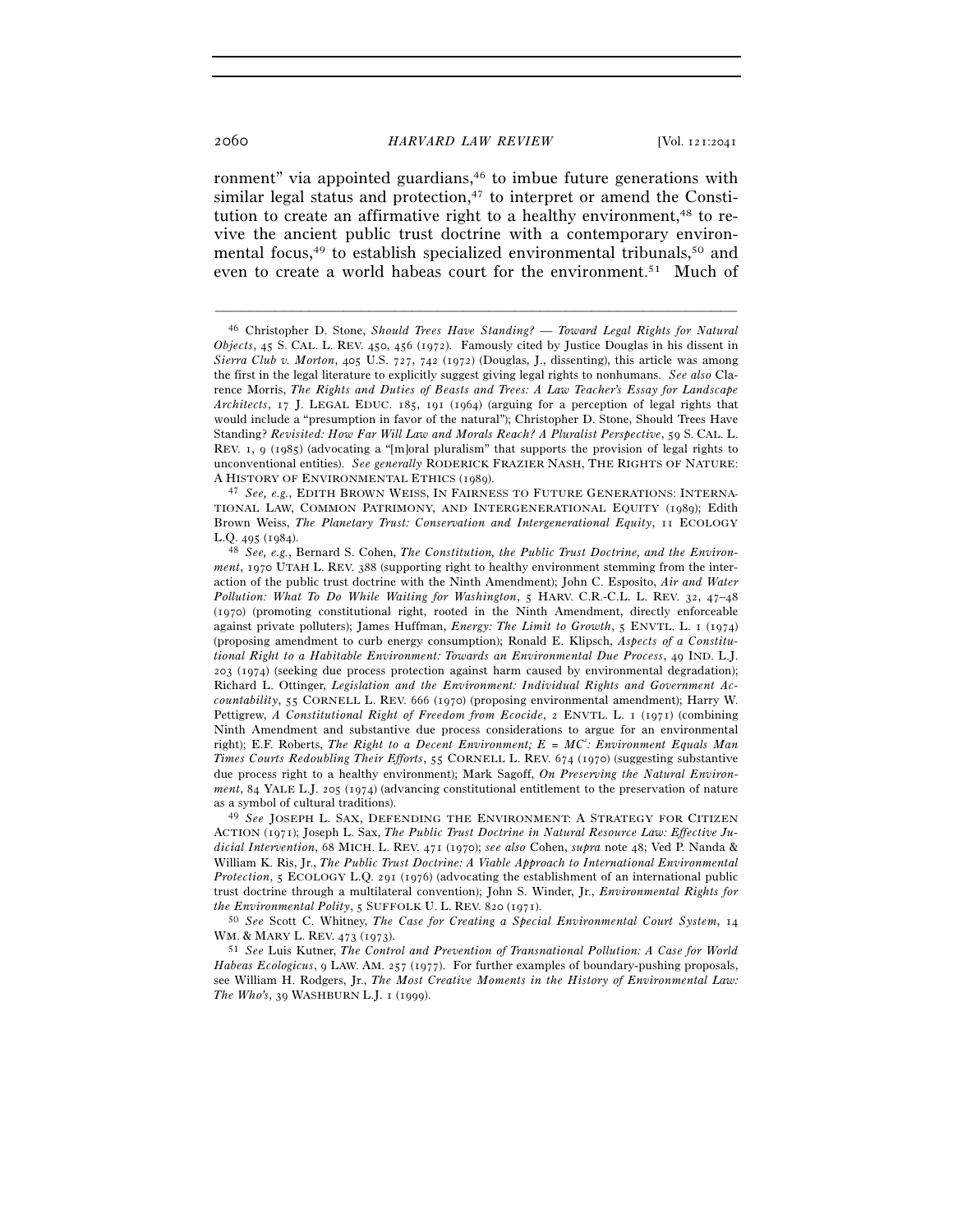ronment" via appointed guardians,[46] to imbue future generations with similar legal status and protection,[47] to interpret or amend the Constitution to create an affirmative right to a healthy environment,[48] to revive the ancient public trust doctrine with a contemporary environmental focus,[49] to establish specialized environmental tribunals,[50] and even to create a world habeas court for the environment.[51] Much of

---

[46] Christopher D. Stone, *Should Trees Have Standing? — Toward Legal Rights for Natural Objects*, 45 S. CAL. L. REV. 450, 456 (1972). Famously cited by Justice Douglas in his dissent in *Sierra Club v. Morton*, 405 U.S. 727, 742 (1972) (Douglas, J., dissenting), this article was among the first in the legal literature to explicitly suggest giving legal rights to nonhumans. *See also* Clarence Morris, *The Rights and Duties of Beasts and Trees: A Law Teacher's Essay for Landscape Architects*, 17 J. LEGAL EDUC. 185, 191 (1964) (arguing for a perception of legal rights that would include a "presumption in favor of the natural"); Christopher D. Stone, Should Trees Have Standing? *Revisited: How Far Will Law and Morals Reach? A Pluralist Perspective*, 59 S. CAL. L. REV. 1, 9 (1985) (advocating a "[m]oral pluralism" that supports the provision of legal rights to unconventional entities). *See generally* RODERICK FRAZIER NASH, THE RIGHTS OF NATURE: A HISTORY OF ENVIRONMENTAL ETHICS (1989).

[47] *See, e.g.*, EDITH BROWN WEISS, IN FAIRNESS TO FUTURE GENERATIONS: INTERNATIONAL LAW, COMMON PATRIMONY, AND INTERGENERATIONAL EQUITY (1989); Edith Brown Weiss, *The Planetary Trust: Conservation and Intergenerational Equity*, 11 ECOLOGY L.Q. 495 (1984).

[48] *See, e.g.*, Bernard S. Cohen, *The Constitution, the Public Trust Doctrine, and the Environment*, 1970 UTAH L. REV. 388 (supporting right to healthy environment stemming from the interaction of the public trust doctrine with the Ninth Amendment); John C. Esposito, *Air and Water Pollution: What To Do While Waiting for Washington*, 5 HARV. C.R.-C.L. L. REV. 32, 47–48 (1970) (promoting constitutional right, rooted in the Ninth Amendment, directly enforceable against private polluters); James Huffman, *Energy: The Limit to Growth*, 5 ENVTL. L. 1 (1974) (proposing amendment to curb energy consumption); Ronald E. Klipsch, *Aspects of a Constitutional Right to a Habitable Environment: Towards an Environmental Due Process*, 49 IND. L.J. 203 (1974) (seeking due process protection against harm caused by environmental degradation); Richard L. Ottinger, *Legislation and the Environment: Individual Rights and Government Accountability*, 55 CORNELL L. REV. 666 (1970) (proposing environmental amendment); Harry W. Pettigrew, *A Constitutional Right of Freedom from Ecocide*, 2 ENVTL. L. 1 (1971) (combining Ninth Amendment and substantive due process considerations to argue for an environmental right); E.F. Roberts, *The Right to a Decent Environment; E = MC²: Environment Equals Man Times Courts Redoubling Their Efforts*, 55 CORNELL L. REV. 674 (1970) (suggesting substantive due process right to a healthy environment); Mark Sagoff, *On Preserving the Natural Environment*, 84 YALE L.J. 205 (1974) (advancing constitutional entitlement to the preservation of nature as a symbol of cultural traditions).

[49] *See* JOSEPH L. SAX, DEFENDING THE ENVIRONMENT: A STRATEGY FOR CITIZEN ACTION (1971); Joseph L. Sax, *The Public Trust Doctrine in Natural Resource Law: Effective Judicial Intervention*, 68 MICH. L. REV. 471 (1970); *see also* Cohen, *supra* note 48; Ved P. Nanda & William K. Ris, Jr., *The Public Trust Doctrine: A Viable Approach to International Environmental Protection*, 5 ECOLOGY L.Q. 291 (1976) (advocating the establishment of an international public trust doctrine through a multilateral convention); John S. Winder, Jr., *Environmental Rights for the Environmental Polity*, 5 SUFFOLK U. L. REV. 820 (1971).

[50] *See* Scott C. Whitney, *The Case for Creating a Special Environmental Court System*, 14 WM. & MARY L. REV. 473 (1973).

[51] *See* Luis Kutner, *The Control and Prevention of Transnational Pollution: A Case for World Habeas Ecologicus*, 9 LAW. AM. 257 (1977). For further examples of boundary-pushing proposals, see William H. Rodgers, Jr., *The Most Creative Moments in the History of Environmental Law: The Who's*, 39 WASHBURN L.J. 1 (1999).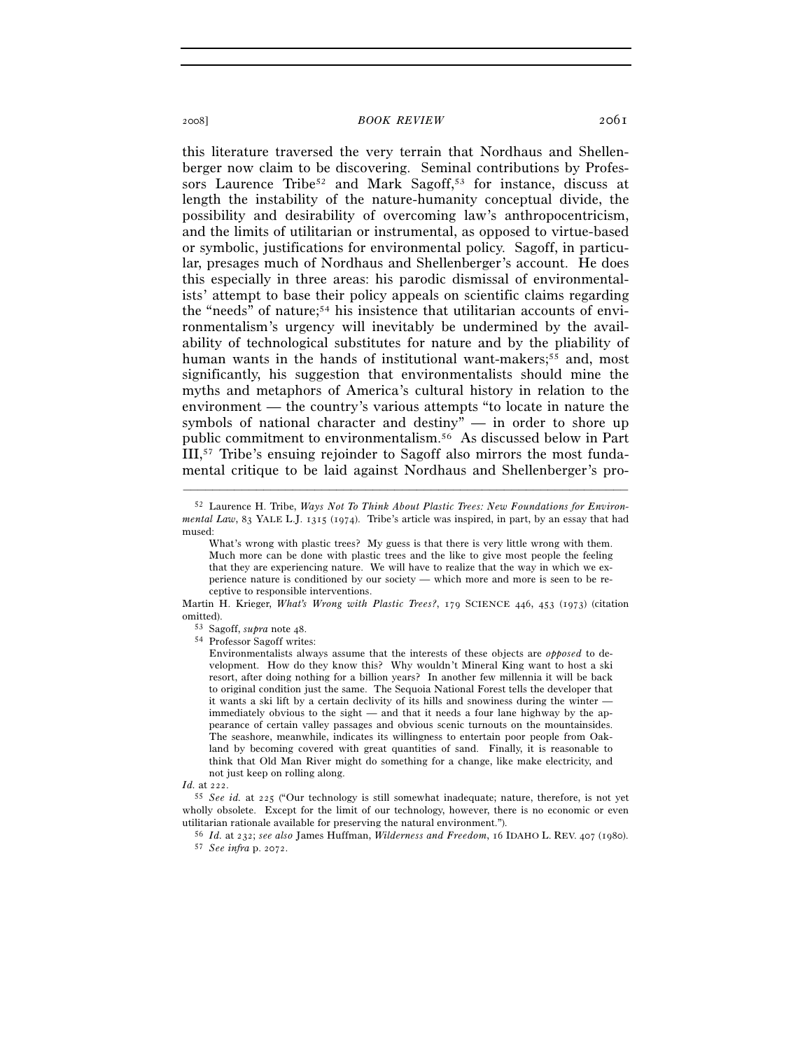this literature traversed the very terrain that Nordhaus and Shellenberger now claim to be discovering. Seminal contributions by Professors Laurence Tribe[52] and Mark Sagoff,[53] for instance, discuss at length the instability of the nature-humanity conceptual divide, the possibility and desirability of overcoming law's anthropocentricism, and the limits of utilitarian or instrumental, as opposed to virtue-based or symbolic, justifications for environmental policy. Sagoff, in particular, presages much of Nordhaus and Shellenberger's account. He does this especially in three areas: his parodic dismissal of environmentalists' attempt to base their policy appeals on scientific claims regarding the "needs" of nature;[54] his insistence that utilitarian accounts of environmentalism's urgency will inevitably be undermined by the availability of technological substitutes for nature and by the pliability of human wants in the hands of institutional want-makers;[55] and, most significantly, his suggestion that environmentalists should mine the myths and metaphors of America's cultural history in relation to the environment — the country's various attempts "to locate in nature the symbols of national character and destiny" — in order to shore up public commitment to environmentalism.[56] As discussed below in Part III,[57] Tribe's ensuing rejoinder to Sagoff also mirrors the most fundamental critique to be laid against Nordhaus and Shellenberger's pro-

---

[52] Laurence H. Tribe, *Ways Not To Think About Plastic Trees: New Foundations for Environmental Law*, 83 YALE L.J. 1315 (1974). Tribe's article was inspired, in part, by an essay that had mused:

> What's wrong with plastic trees? My guess is that there is very little wrong with them. Much more can be done with plastic trees and the like to give most people the feeling that they are experiencing nature. We will have to realize that the way in which we experience nature is conditioned by our society — which more and more is seen to be receptive to responsible interventions.

Martin H. Krieger, *What's Wrong with Plastic Trees?*, 179 SCIENCE 446, 453 (1973) (citation omitted).

[53] Sagoff, *supra* note 48.

[54] Professor Sagoff writes:

> Environmentalists always assume that the interests of these objects are *opposed* to development. How do they know this? Why wouldn't Mineral King want to host a ski resort, after doing nothing for a billion years? In another few millennia it will be back to original condition just the same. The Sequoia National Forest tells the developer that it wants a ski lift by a certain declivity of its hills and snowiness during the winter — immediately obvious to the sight — and that it needs a four lane highway by the appearance of certain valley passages and obvious scenic turnouts on the mountainsides. The seashore, meanwhile, indicates its willingness to entertain poor people from Oakland by becoming covered with great quantities of sand. Finally, it is reasonable to think that Old Man River might do something for a change, like make electricity, and not just keep on rolling along.

*Id.* at 222.

[55] *See id.* at 225 ("Our technology is still somewhat inadequate; nature, therefore, is not yet wholly obsolete. Except for the limit of our technology, however, there is no economic or even utilitarian rationale available for preserving the natural environment.").

[56] *Id.* at 232; *see also* James Huffman, *Wilderness and Freedom*, 16 IDAHO L. REV. 407 (1980).

[57] *See infra* p. 2072.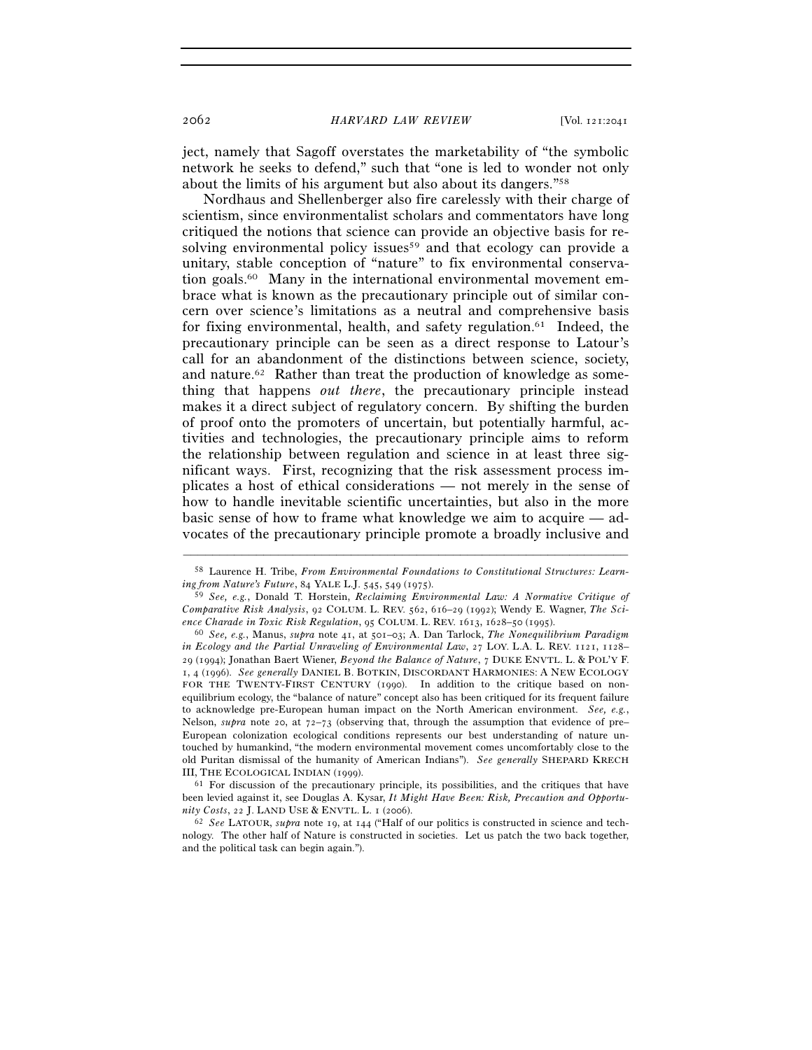ject, namely that Sagoff overstates the marketability of "the symbolic network he seeks to defend," such that "one is led to wonder not only about the limits of his argument but also about its dangers."[58]

Nordhaus and Shellenberger also fire carelessly with their charge of scientism, since environmentalist scholars and commentators have long critiqued the notions that science can provide an objective basis for resolving environmental policy issues[59] and that ecology can provide a unitary, stable conception of "nature" to fix environmental conservation goals.[60] Many in the international environmental movement embrace what is known as the precautionary principle out of similar concern over science's limitations as a neutral and comprehensive basis for fixing environmental, health, and safety regulation.[61] Indeed, the precautionary principle can be seen as a direct response to Latour's call for an abandonment of the distinctions between science, society, and nature.[62] Rather than treat the production of knowledge as something that happens *out there*, the precautionary principle instead makes it a direct subject of regulatory concern. By shifting the burden of proof onto the promoters of uncertain, but potentially harmful, activities and technologies, the precautionary principle aims to reform the relationship between regulation and science in at least three significant ways. First, recognizing that the risk assessment process implicates a host of ethical considerations — not merely in the sense of how to handle inevitable scientific uncertainties, but also in the more basic sense of how to frame what knowledge we aim to acquire — advocates of the precautionary principle promote a broadly inclusive and

---

[58] Laurence H. Tribe, *From Environmental Foundations to Constitutional Structures: Learning from Nature's Future*, 84 YALE L.J. 545, 549 (1975).

[59] *See, e.g.*, Donald T. Horstein, *Reclaiming Environmental Law: A Normative Critique of Comparative Risk Analysis*, 92 COLUM. L. REV. 562, 616–29 (1992); Wendy E. Wagner, *The Science Charade in Toxic Risk Regulation*, 95 COLUM. L. REV. 1613, 1628–50 (1995).

[60] *See, e.g.*, Manus, *supra* note 41, at 501–03; A. Dan Tarlock, *The Nonequilibrium Paradigm in Ecology and the Partial Unraveling of Environmental Law*, 27 LOY. L.A. L. REV. 1121, 1128–29 (1994); Jonathan Baert Wiener, *Beyond the Balance of Nature*, 7 DUKE ENVTL. L. & POL'Y F. 1, 4 (1996). *See generally* DANIEL B. BOTKIN, DISCORDANT HARMONIES: A NEW ECOLOGY FOR THE TWENTY-FIRST CENTURY (1990). In addition to the critique based on nonequilibrium ecology, the "balance of nature" concept also has been critiqued for its frequent failure to acknowledge pre-European human impact on the North American environment. *See, e.g.*, Nelson, *supra* note 20, at 72–73 (observing that, through the assumption that evidence of pre–European colonization ecological conditions represents our best understanding of nature untouched by humankind, "the modern environmental movement comes uncomfortably close to the old Puritan dismissal of the humanity of American Indians"). *See generally* SHEPARD KRECH III, THE ECOLOGICAL INDIAN (1999).

[61] For discussion of the precautionary principle, its possibilities, and the critiques that have been levied against it, see Douglas A. Kysar, *It Might Have Been: Risk, Precaution and Opportunity Costs*, 22 J. LAND USE & ENVTL. L. 1 (2006).

[62] *See* LATOUR, *supra* note 19, at 144 ("Half of our politics is constructed in science and technology. The other half of Nature is constructed in societies. Let us patch the two back together, and the political task can begin again.").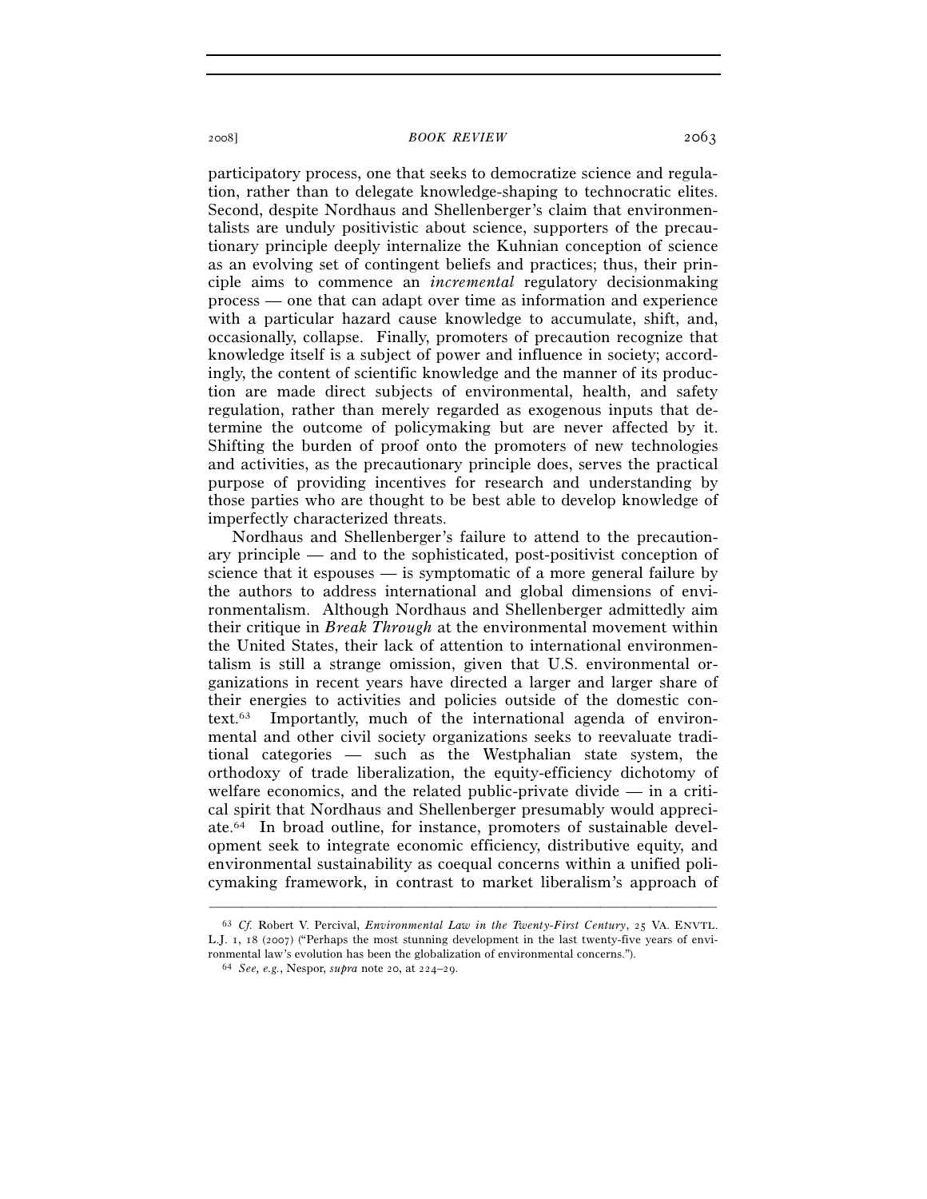participatory process, one that seeks to democratize science and regulation, rather than to delegate knowledge-shaping to technocratic elites. Second, despite Nordhaus and Shellenberger's claim that environmentalists are unduly positivistic about science, supporters of the precautionary principle deeply internalize the Kuhnian conception of science as an evolving set of contingent beliefs and practices; thus, their principle aims to commence an *incremental* regulatory decisionmaking process — one that can adapt over time as information and experience with a particular hazard cause knowledge to accumulate, shift, and, occasionally, collapse. Finally, promoters of precaution recognize that knowledge itself is a subject of power and influence in society; accordingly, the content of scientific knowledge and the manner of its production are made direct subjects of environmental, health, and safety regulation, rather than merely regarded as exogenous inputs that determine the outcome of policymaking but are never affected by it. Shifting the burden of proof onto the promoters of new technologies and activities, as the precautionary principle does, serves the practical purpose of providing incentives for research and understanding by those parties who are thought to be best able to develop knowledge of imperfectly characterized threats.

Nordhaus and Shellenberger's failure to attend to the precautionary principle — and to the sophisticated, post-positivist conception of science that it espouses — is symptomatic of a more general failure by the authors to address international and global dimensions of environmentalism. Although Nordhaus and Shellenberger admittedly aim their critique in *Break Through* at the environmental movement within the United States, their lack of attention to international environmentalism is still a strange omission, given that U.S. environmental organizations in recent years have directed a larger and larger share of their energies to activities and policies outside of the domestic context.[63] Importantly, much of the international agenda of environmental and other civil society organizations seeks to reevaluate traditional categories — such as the Westphalian state system, the orthodoxy of trade liberalization, the equity-efficiency dichotomy of welfare economics, and the related public-private divide — in a critical spirit that Nordhaus and Shellenberger presumably would appreciate.[64] In broad outline, for instance, promoters of sustainable development seek to integrate economic efficiency, distributive equity, and environmental sustainability as coequal concerns within a unified policymaking framework, in contrast to market liberalism's approach of

---

[63] *Cf.* Robert V. Percival, *Environmental Law in the Twenty-First Century*, 25 VA. ENVTL. L.J. 1, 18 (2007) ("Perhaps the most stunning development in the last twenty-five years of environmental law's evolution has been the globalization of environmental concerns.").

[64] *See, e.g.*, Nespor, *supra* note 20, at 224–29.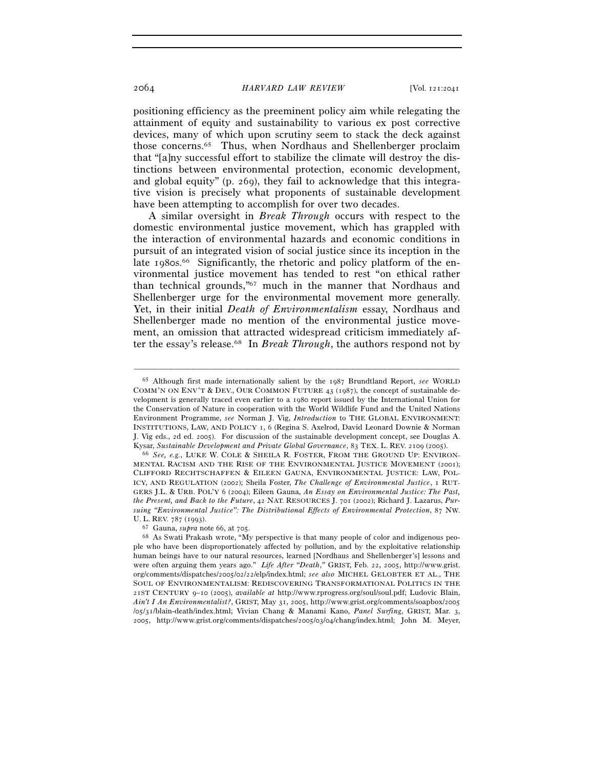positioning efficiency as the preeminent policy aim while relegating the attainment of equity and sustainability to various ex post corrective devices, many of which upon scrutiny seem to stack the deck against those concerns.[65] Thus, when Nordhaus and Shellenberger proclaim that "[a]ny successful effort to stabilize the climate will destroy the distinctions between environmental protection, economic development, and global equity" (p. 269), they fail to acknowledge that this integrative vision is precisely what proponents of sustainable development have been attempting to accomplish for over two decades.

A similar oversight in *Break Through* occurs with respect to the domestic environmental justice movement, which has grappled with the interaction of environmental hazards and economic conditions in pursuit of an integrated vision of social justice since its inception in the late 1980s.[66] Significantly, the rhetoric and policy platform of the environmental justice movement has tended to rest "on ethical rather than technical grounds,"[67] much in the manner that Nordhaus and Shellenberger urge for the environmental movement more generally. Yet, in their initial *Death of Environmentalism* essay, Nordhaus and Shellenberger made no mention of the environmental justice movement, an omission that attracted widespread criticism immediately after the essay's release.[68] In *Break Through*, the authors respond not by

---

[65] Although first made internationally salient by the 1987 Brundtland Report, *see* WORLD COMM'N ON ENV'T & DEV., OUR COMMON FUTURE 43 (1987), the concept of sustainable development is generally traced even earlier to a 1980 report issued by the International Union for the Conservation of Nature in cooperation with the World Wildlife Fund and the United Nations Environment Programme, *see* Norman J. Vig, *Introduction* to THE GLOBAL ENVIRONMENT: INSTITUTIONS, LAW, AND POLICY 1, 6 (Regina S. Axelrod, David Leonard Downie & Norman J. Vig eds., 2d ed. 2005). For discussion of the sustainable development concept, see Douglas A. Kysar, *Sustainable Development and Private Global Governance*, 83 TEX. L. REV. 2109 (2005).

[66] *See, e.g.*, LUKE W. COLE & SHEILA R. FOSTER, FROM THE GROUND UP: ENVIRONMENTAL RACISM AND THE RISE OF THE ENVIRONMENTAL JUSTICE MOVEMENT (2001); CLIFFORD RECHTSCHAFFEN & EILEEN GAUNA, ENVIRONMENTAL JUSTICE: LAW, POLICY, AND REGULATION (2002); Sheila Foster, *The Challenge of Environmental Justice*, 1 RUTGERS J.L. & URB. POL'Y 6 (2004); Eileen Gauna, *An Essay on Environmental Justice: The Past, the Present, and Back to the Future*, 42 NAT. RESOURCES J. 701 (2002); Richard J. Lazarus, *Pursuing "Environmental Justice": The Distributional Effects of Environmental Protection*, 87 NW. U. L. REV. 787 (1993).

[67] Gauna, *supra* note 66, at 705.

[68] As Swati Prakash wrote, "My perspective is that many people of color and indigenous people who have been disproportionately affected by pollution, and by the exploitative relationship human beings have to our natural resources, learned [Nordhaus and Shellenberger's] lessons and were often arguing them years ago." *Life After "Death,"* GRIST, Feb. 22, 2005, http://www.grist.org/comments/dispatches/2005/02/22/elp/index.html; *see also* MICHEL GELOBTER ET AL., THE SOUL OF ENVIRONMENTALISM: REDISCOVERING TRANSFORMATIONAL POLITICS IN THE 21ST CENTURY 9–10 (2005), *available at* http://www.rprogress.org/soul/soul.pdf; Ludovic Blain, *Ain't I An Environmentalist?*, GRIST, May 31, 2005, http://www.grist.org/comments/soapbox/2005/05/31/blain-death/index.html; Vivian Chang & Manami Kano, *Panel Surfing*, GRIST, Mar. 3, 2005, http://www.grist.org/comments/dispatches/2005/03/04/chang/index.html; John M. Meyer,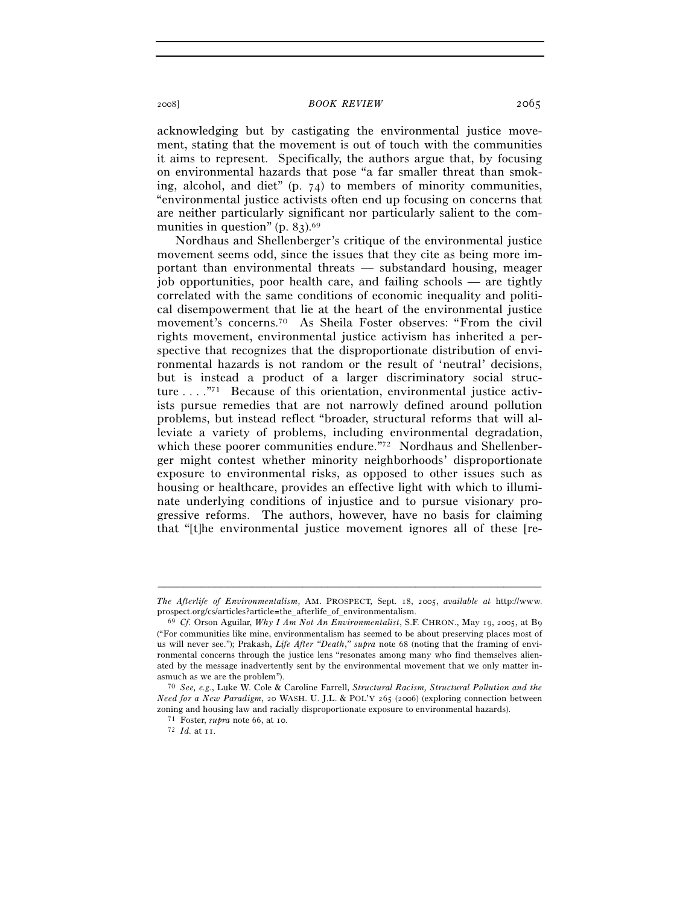acknowledging but by castigating the environmental justice movement, stating that the movement is out of touch with the communities it aims to represent. Specifically, the authors argue that, by focusing on environmental hazards that pose "a far smaller threat than smoking, alcohol, and diet" (p. 74) to members of minority communities, "environmental justice activists often end up focusing on concerns that are neither particularly significant nor particularly salient to the communities in question" (p. 83).[69]

Nordhaus and Shellenberger's critique of the environmental justice movement seems odd, since the issues that they cite as being more important than environmental threats — substandard housing, meager job opportunities, poor health care, and failing schools — are tightly correlated with the same conditions of economic inequality and political disempowerment that lie at the heart of the environmental justice movement's concerns.[70] As Sheila Foster observes: "From the civil rights movement, environmental justice activism has inherited a perspective that recognizes that the disproportionate distribution of environmental hazards is not random or the result of 'neutral' decisions, but is instead a product of a larger discriminatory social structure . . . ."[71] Because of this orientation, environmental justice activists pursue remedies that are not narrowly defined around pollution problems, but instead reflect "broader, structural reforms that will alleviate a variety of problems, including environmental degradation, which these poorer communities endure."[72] Nordhaus and Shellenberger might contest whether minority neighborhoods' disproportionate exposure to environmental risks, as opposed to other issues such as housing or healthcare, provides an effective light with which to illuminate underlying conditions of injustice and to pursue visionary progressive reforms. The authors, however, have no basis for claiming that "[t]he environmental justice movement ignores all of these [re-

---

*The Afterlife of Environmentalism*, AM. PROSPECT, Sept. 18, 2005, *available at* http://www.prospect.org/cs/articles?article=the_afterlife_of_environmentalism.

[69] *Cf.* Orson Aguilar, *Why I Am Not An Environmentalist*, S.F. CHRON., May 19, 2005, at B9 ("For communities like mine, environmentalism has seemed to be about preserving places most of us will never see."); Prakash, *Life After "Death," supra* note 68 (noting that the framing of environmental concerns through the justice lens "resonates among many who find themselves alienated by the message inadvertently sent by the environmental movement that we only matter inasmuch as we are the problem").

[70] *See, e.g.*, Luke W. Cole & Caroline Farrell, *Structural Racism, Structural Pollution and the Need for a New Paradigm*, 20 WASH. U. J.L. & POL'Y 265 (2006) (exploring connection between zoning and housing law and racially disproportionate exposure to environmental hazards).

[71] Foster, *supra* note 66, at 10.

[72] *Id.* at 11.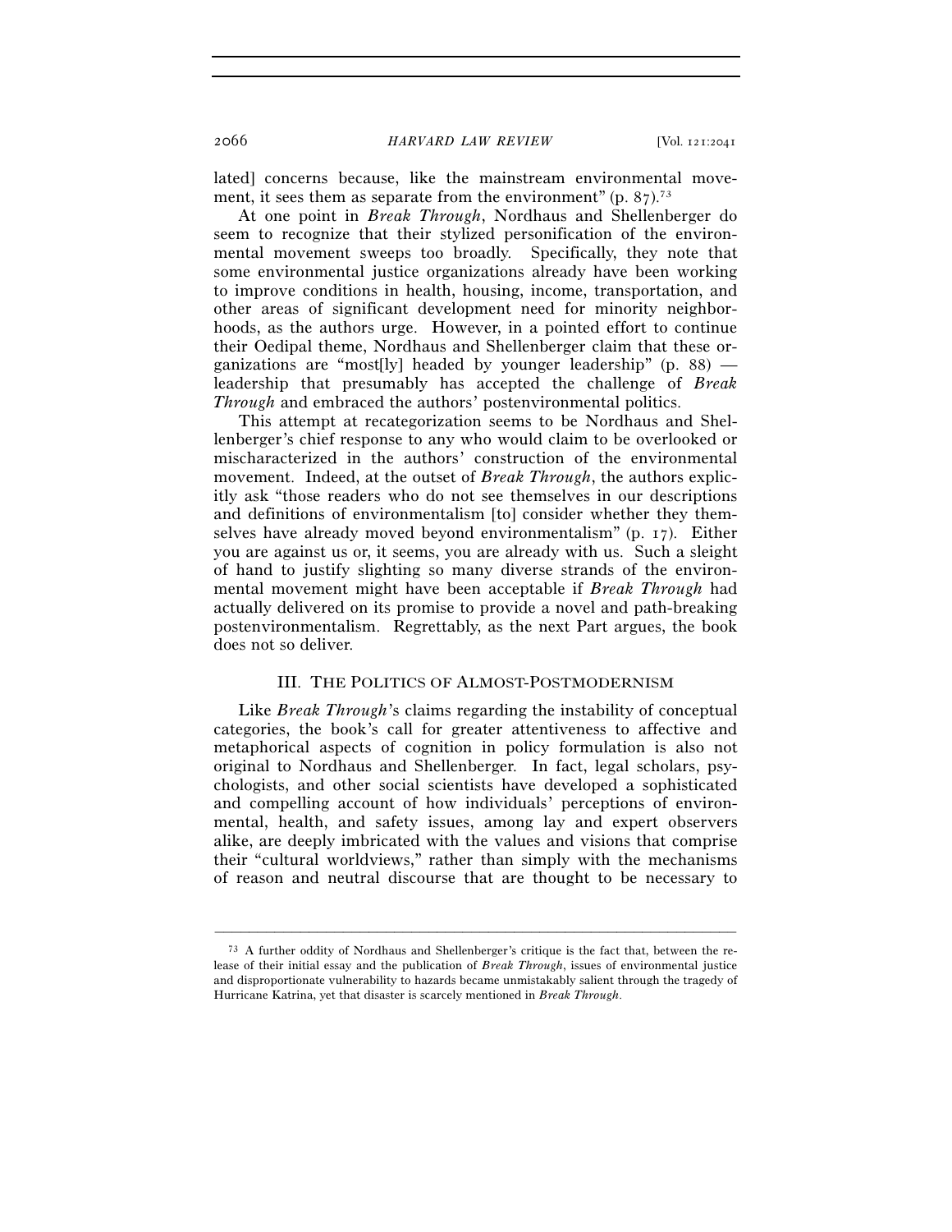lated] concerns because, like the mainstream environmental movement, it sees them as separate from the environment" (p. 87).[73]

At one point in *Break Through*, Nordhaus and Shellenberger do seem to recognize that their stylized personification of the environmental movement sweeps too broadly. Specifically, they note that some environmental justice organizations already have been working to improve conditions in health, housing, income, transportation, and other areas of significant development need for minority neighborhoods, as the authors urge. However, in a pointed effort to continue their Oedipal theme, Nordhaus and Shellenberger claim that these organizations are "most[ly] headed by younger leadership" (p. 88) — leadership that presumably has accepted the challenge of *Break Through* and embraced the authors' postenvironmental politics.

This attempt at recategorization seems to be Nordhaus and Shellenberger's chief response to any who would claim to be overlooked or mischaracterized in the authors' construction of the environmental movement. Indeed, at the outset of *Break Through*, the authors explicitly ask "those readers who do not see themselves in our descriptions and definitions of environmentalism [to] consider whether they themselves have already moved beyond environmentalism" (p. 17). Either you are against us or, it seems, you are already with us. Such a sleight of hand to justify slighting so many diverse strands of the environmental movement might have been acceptable if *Break Through* had actually delivered on its promise to provide a novel and path-breaking postenvironmentalism. Regrettably, as the next Part argues, the book does not so deliver.

## III. THE POLITICS OF ALMOST-POSTMODERNISM

Like *Break Through*'s claims regarding the instability of conceptual categories, the book's call for greater attentiveness to affective and metaphorical aspects of cognition in policy formulation is also not original to Nordhaus and Shellenberger. In fact, legal scholars, psychologists, and other social scientists have developed a sophisticated and compelling account of how individuals' perceptions of environmental, health, and safety issues, among lay and expert observers alike, are deeply imbricated with the values and visions that comprise their "cultural worldviews," rather than simply with the mechanisms of reason and neutral discourse that are thought to be necessary to

---

[73] A further oddity of Nordhaus and Shellenberger's critique is the fact that, between the release of their initial essay and the publication of *Break Through*, issues of environmental justice and disproportionate vulnerability to hazards became unmistakably salient through the tragedy of Hurricane Katrina, yet that disaster is scarcely mentioned in *Break Through*.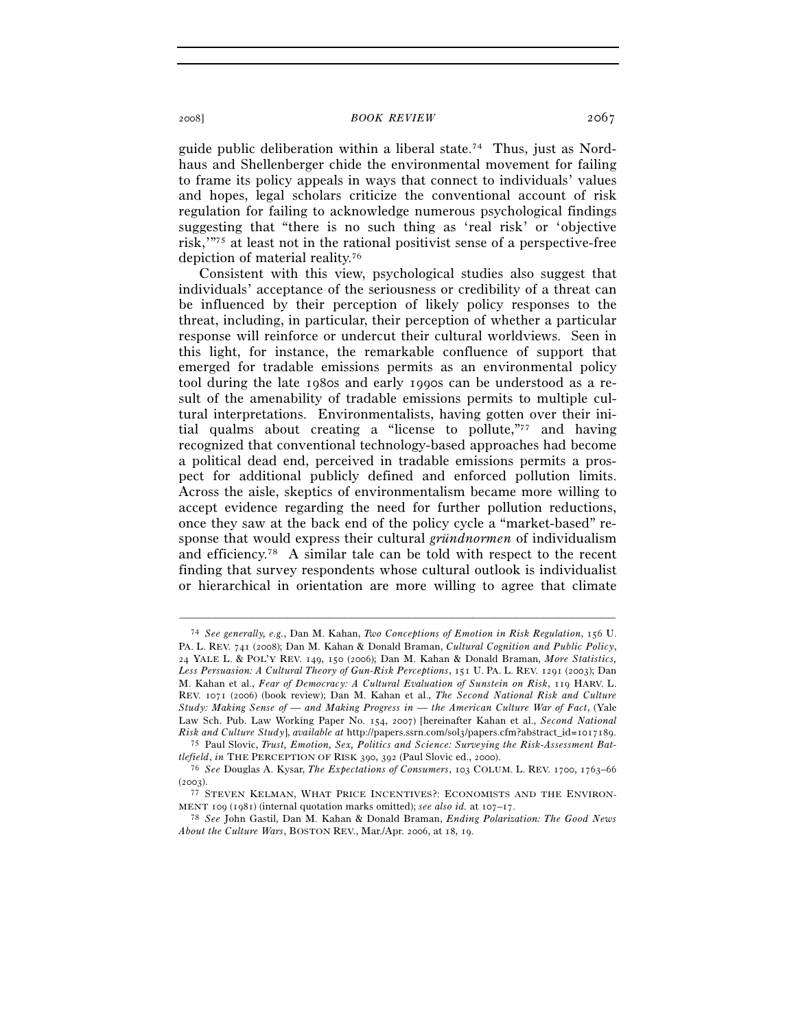guide public deliberation within a liberal state.[74] Thus, just as Nordhaus and Shellenberger chide the environmental movement for failing to frame its policy appeals in ways that connect to individuals' values and hopes, legal scholars criticize the conventional account of risk regulation for failing to acknowledge numerous psychological findings suggesting that "there is no such thing as 'real risk' or 'objective risk,'"[75] at least not in the rational positivist sense of a perspective-free depiction of material reality.[76]

Consistent with this view, psychological studies also suggest that individuals' acceptance of the seriousness or credibility of a threat can be influenced by their perception of likely policy responses to the threat, including, in particular, their perception of whether a particular response will reinforce or undercut their cultural worldviews. Seen in this light, for instance, the remarkable confluence of support that emerged for tradable emissions permits as an environmental policy tool during the late 1980s and early 1990s can be understood as a result of the amenability of tradable emissions permits to multiple cultural interpretations. Environmentalists, having gotten over their initial qualms about creating a "license to pollute,"[77] and having recognized that conventional technology-based approaches had become a political dead end, perceived in tradable emissions permits a prospect for additional publicly defined and enforced pollution limits. Across the aisle, skeptics of environmentalism became more willing to accept evidence regarding the need for further pollution reductions, once they saw at the back end of the policy cycle a "market-based" response that would express their cultural *gründnormen* of individualism and efficiency.[78] A similar tale can be told with respect to the recent finding that survey respondents whose cultural outlook is individualist or hierarchical in orientation are more willing to agree that climate

---

[74] *See generally, e.g.*, Dan M. Kahan, *Two Conceptions of Emotion in Risk Regulation*, 156 U. PA. L. REV. 741 (2008); Dan M. Kahan & Donald Braman, *Cultural Cognition and Public Policy*, 24 YALE L. & POL'Y REV. 149, 150 (2006); Dan M. Kahan & Donald Braman, *More Statistics, Less Persuasion: A Cultural Theory of Gun-Risk Perceptions*, 151 U. PA. L. REV. 1291 (2003); Dan M. Kahan et al., *Fear of Democracy: A Cultural Evaluation of Sunstein on Risk*, 119 HARV. L. REV. 1071 (2006) (book review); Dan M. Kahan et al., *The Second National Risk and Culture Study: Making Sense of — and Making Progress in — the American Culture War of Fact*, (Yale Law Sch. Pub. Law Working Paper No. 154, 2007) [hereinafter Kahan et al., *Second National Risk and Culture Study*], *available at* http://papers.ssrn.com/sol3/papers.cfm?abstract_id=1017189.

[75] Paul Slovic, *Trust, Emotion, Sex, Politics and Science: Surveying the Risk-Assessment Battlefield*, *in* THE PERCEPTION OF RISK 390, 392 (Paul Slovic ed., 2000).

[76] *See* Douglas A. Kysar, *The Expectations of Consumers*, 103 COLUM. L. REV. 1700, 1763–66 (2003).

[77] STEVEN KELMAN, WHAT PRICE INCENTIVES?: ECONOMISTS AND THE ENVIRONMENT 109 (1981) (internal quotation marks omitted); *see also id.* at 107–17.

[78] *See* John Gastil, Dan M. Kahan & Donald Braman, *Ending Polarization: The Good News About the Culture Wars*, BOSTON REV., Mar./Apr. 2006, at 18, 19.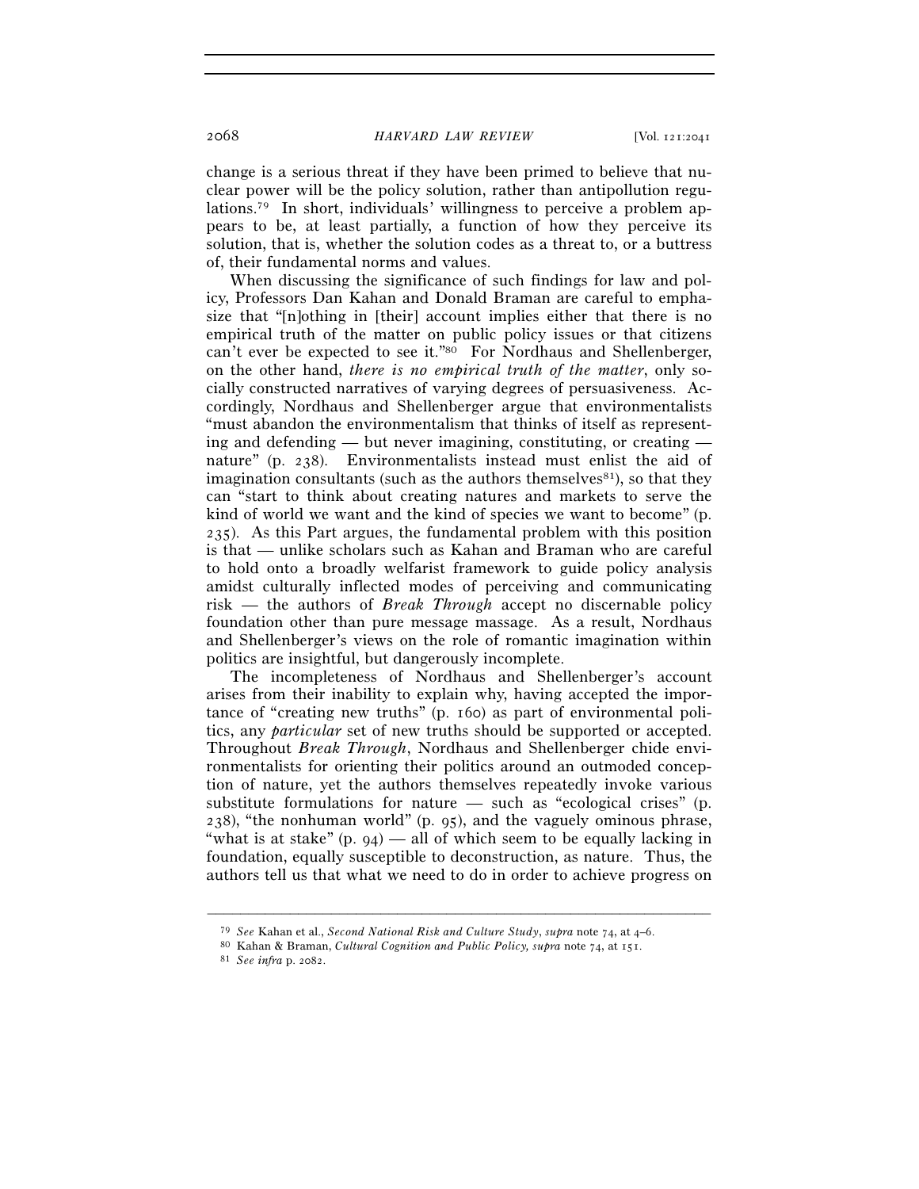change is a serious threat if they have been primed to believe that nuclear power will be the policy solution, rather than antipollution regulations.[79] In short, individuals' willingness to perceive a problem appears to be, at least partially, a function of how they perceive its solution, that is, whether the solution codes as a threat to, or a buttress of, their fundamental norms and values.

When discussing the significance of such findings for law and policy, Professors Dan Kahan and Donald Braman are careful to emphasize that "[n]othing in [their] account implies either that there is no empirical truth of the matter on public policy issues or that citizens can't ever be expected to see it."[80] For Nordhaus and Shellenberger, on the other hand, *there is no empirical truth of the matter*, only socially constructed narratives of varying degrees of persuasiveness. Accordingly, Nordhaus and Shellenberger argue that environmentalists "must abandon the environmentalism that thinks of itself as representing and defending — but never imagining, constituting, or creating — nature" (p. 238). Environmentalists instead must enlist the aid of imagination consultants (such as the authors themselves[81]), so that they can "start to think about creating natures and markets to serve the kind of world we want and the kind of species we want to become" (p. 235). As this Part argues, the fundamental problem with this position is that — unlike scholars such as Kahan and Braman who are careful to hold onto a broadly welfarist framework to guide policy analysis amidst culturally inflected modes of perceiving and communicating risk — the authors of *Break Through* accept no discernable policy foundation other than pure message massage. As a result, Nordhaus and Shellenberger's views on the role of romantic imagination within politics are insightful, but dangerously incomplete.

The incompleteness of Nordhaus and Shellenberger's account arises from their inability to explain why, having accepted the importance of "creating new truths" (p. 160) as part of environmental politics, any *particular* set of new truths should be supported or accepted. Throughout *Break Through*, Nordhaus and Shellenberger chide environmentalists for orienting their politics around an outmoded conception of nature, yet the authors themselves repeatedly invoke various substitute formulations for nature — such as "ecological crises" (p. 238), "the nonhuman world" (p. 95), and the vaguely ominous phrase, "what is at stake" (p. 94) — all of which seem to be equally lacking in foundation, equally susceptible to deconstruction, as nature. Thus, the authors tell us that what we need to do in order to achieve progress on

---

[79] *See* Kahan et al., *Second National Risk and Culture Study*, *supra* note 74, at 4–6.

[80] Kahan & Braman, *Cultural Cognition and Public Policy, supra* note 74, at 151.

[81] *See infra* p. 2082.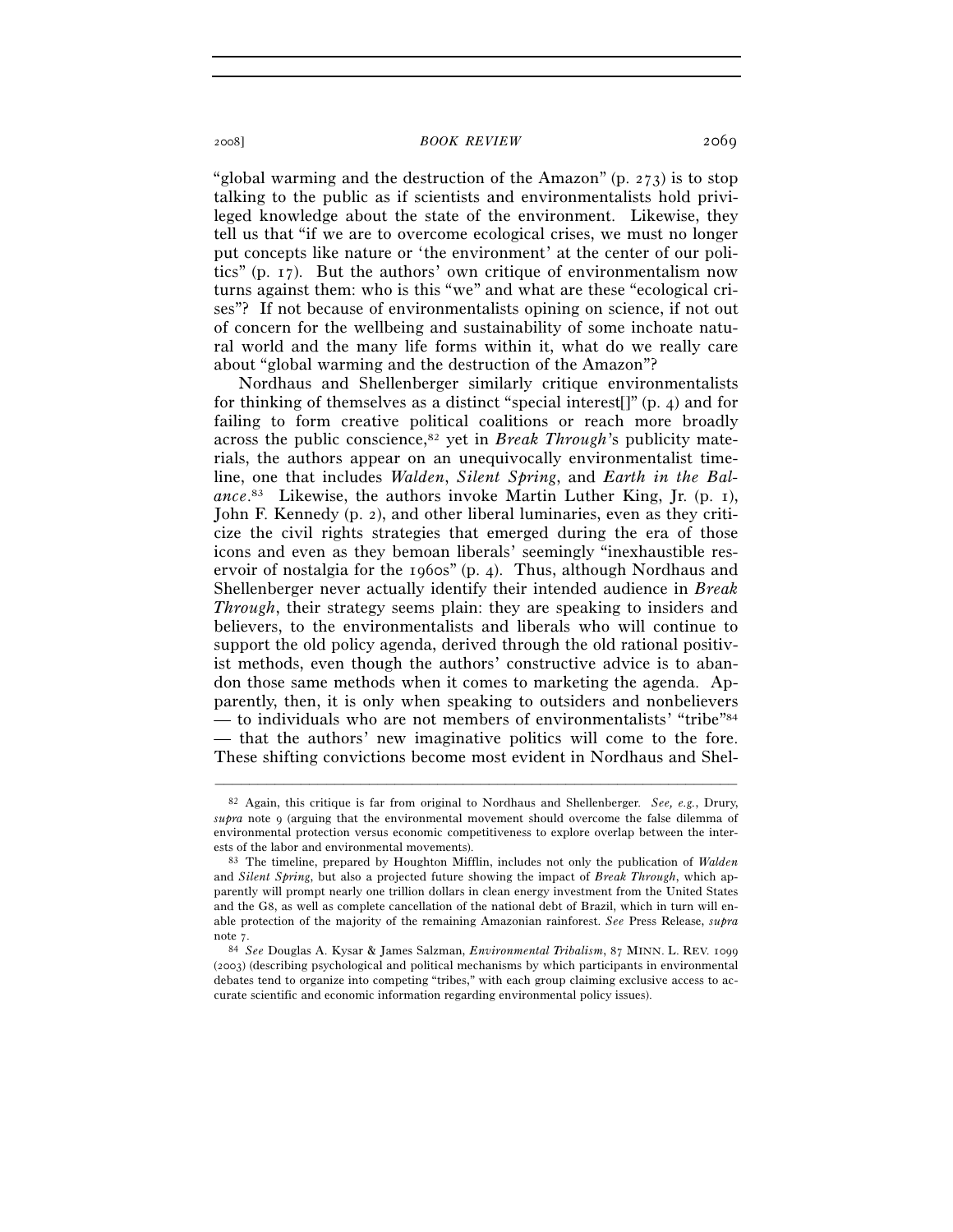"global warming and the destruction of the Amazon" (p. 273) is to stop talking to the public as if scientists and environmentalists hold privileged knowledge about the state of the environment. Likewise, they tell us that "if we are to overcome ecological crises, we must no longer put concepts like nature or 'the environment' at the center of our politics" (p. 17). But the authors' own critique of environmentalism now turns against them: who is this "we" and what are these "ecological crises"? If not because of environmentalists opining on science, if not out of concern for the wellbeing and sustainability of some inchoate natural world and the many life forms within it, what do we really care about "global warming and the destruction of the Amazon"?

Nordhaus and Shellenberger similarly critique environmentalists for thinking of themselves as a distinct "special interest[]" (p. 4) and for failing to form creative political coalitions or reach more broadly across the public conscience,[82] yet in *Break Through*'s publicity materials, the authors appear on an unequivocally environmentalist timeline, one that includes *Walden*, *Silent Spring*, and *Earth in the Balance*.[83] Likewise, the authors invoke Martin Luther King, Jr. (p. 1), John F. Kennedy (p. 2), and other liberal luminaries, even as they criticize the civil rights strategies that emerged during the era of those icons and even as they bemoan liberals' seemingly "inexhaustible reservoir of nostalgia for the 1960s" (p. 4). Thus, although Nordhaus and Shellenberger never actually identify their intended audience in *Break Through*, their strategy seems plain: they are speaking to insiders and believers, to the environmentalists and liberals who will continue to support the old policy agenda, derived through the old rational positivist methods, even though the authors' constructive advice is to abandon those same methods when it comes to marketing the agenda. Apparently, then, it is only when speaking to outsiders and nonbelievers — to individuals who are not members of environmentalists' "tribe"[84] — that the authors' new imaginative politics will come to the fore. These shifting convictions become most evident in Nordhaus and Shel-

---

[82] Again, this critique is far from original to Nordhaus and Shellenberger. *See, e.g.*, Drury, *supra* note 9 (arguing that the environmental movement should overcome the false dilemma of environmental protection versus economic competitiveness to explore overlap between the interests of the labor and environmental movements).

[83] The timeline, prepared by Houghton Mifflin, includes not only the publication of *Walden* and *Silent Spring*, but also a projected future showing the impact of *Break Through*, which apparently will prompt nearly one trillion dollars in clean energy investment from the United States and the G8, as well as complete cancellation of the national debt of Brazil, which in turn will enable protection of the majority of the remaining Amazonian rainforest. *See* Press Release, *supra* note 7.

[84] *See* Douglas A. Kysar & James Salzman, *Environmental Tribalism*, 87 MINN. L. REV. 1099 (2003) (describing psychological and political mechanisms by which participants in environmental debates tend to organize into competing "tribes," with each group claiming exclusive access to accurate scientific and economic information regarding environmental policy issues).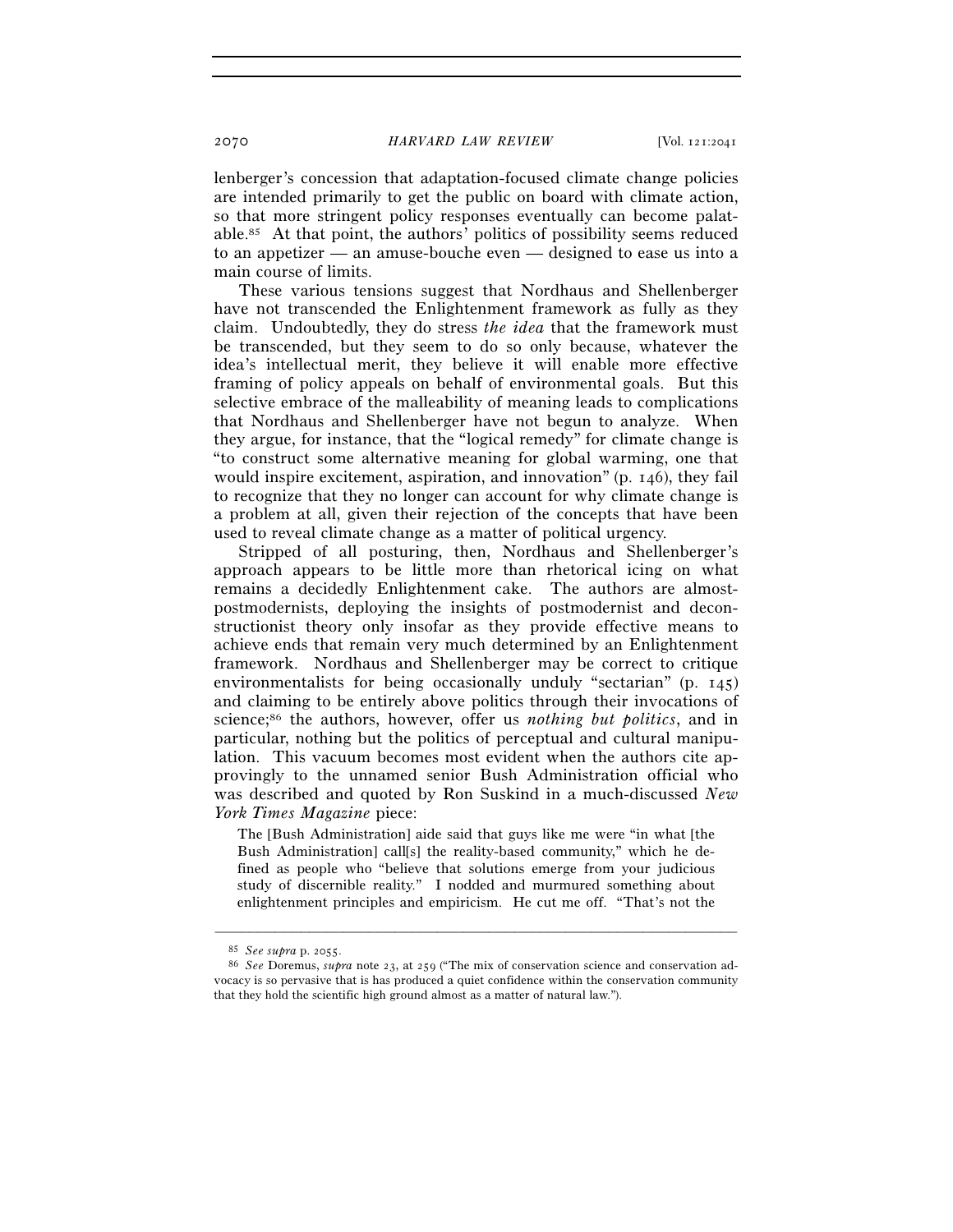lenberger's concession that adaptation-focused climate change policies are intended primarily to get the public on board with climate action, so that more stringent policy responses eventually can become palatable.[85] At that point, the authors' politics of possibility seems reduced to an appetizer — an amuse-bouche even — designed to ease us into a main course of limits.

These various tensions suggest that Nordhaus and Shellenberger have not transcended the Enlightenment framework as fully as they claim. Undoubtedly, they do stress *the idea* that the framework must be transcended, but they seem to do so only because, whatever the idea's intellectual merit, they believe it will enable more effective framing of policy appeals on behalf of environmental goals. But this selective embrace of the malleability of meaning leads to complications that Nordhaus and Shellenberger have not begun to analyze. When they argue, for instance, that the "logical remedy" for climate change is "to construct some alternative meaning for global warming, one that would inspire excitement, aspiration, and innovation" (p. 146), they fail to recognize that they no longer can account for why climate change is a problem at all, given their rejection of the concepts that have been used to reveal climate change as a matter of political urgency.

Stripped of all posturing, then, Nordhaus and Shellenberger's approach appears to be little more than rhetorical icing on what remains a decidedly Enlightenment cake. The authors are almost-postmodernists, deploying the insights of postmodernist and deconstructionist theory only insofar as they provide effective means to achieve ends that remain very much determined by an Enlightenment framework. Nordhaus and Shellenberger may be correct to critique environmentalists for being occasionally unduly "sectarian" (p. 145) and claiming to be entirely above politics through their invocations of science;[86] the authors, however, offer us *nothing but politics*, and in particular, nothing but the politics of perceptual and cultural manipulation. This vacuum becomes most evident when the authors cite approvingly to the unnamed senior Bush Administration official who was described and quoted by Ron Suskind in a much-discussed *New York Times Magazine* piece:

> The [Bush Administration] aide said that guys like me were "in what [the Bush Administration] call[s] the reality-based community," which he defined as people who "believe that solutions emerge from your judicious study of discernible reality." I nodded and murmured something about enlightenment principles and empiricism. He cut me off. "That's not the

---

[85] *See supra* p. 2055.

[86] *See* Doremus, *supra* note 23, at 259 ("The mix of conservation science and conservation advocacy is so pervasive that is has produced a quiet confidence within the conservation community that they hold the scientific high ground almost as a matter of natural law.").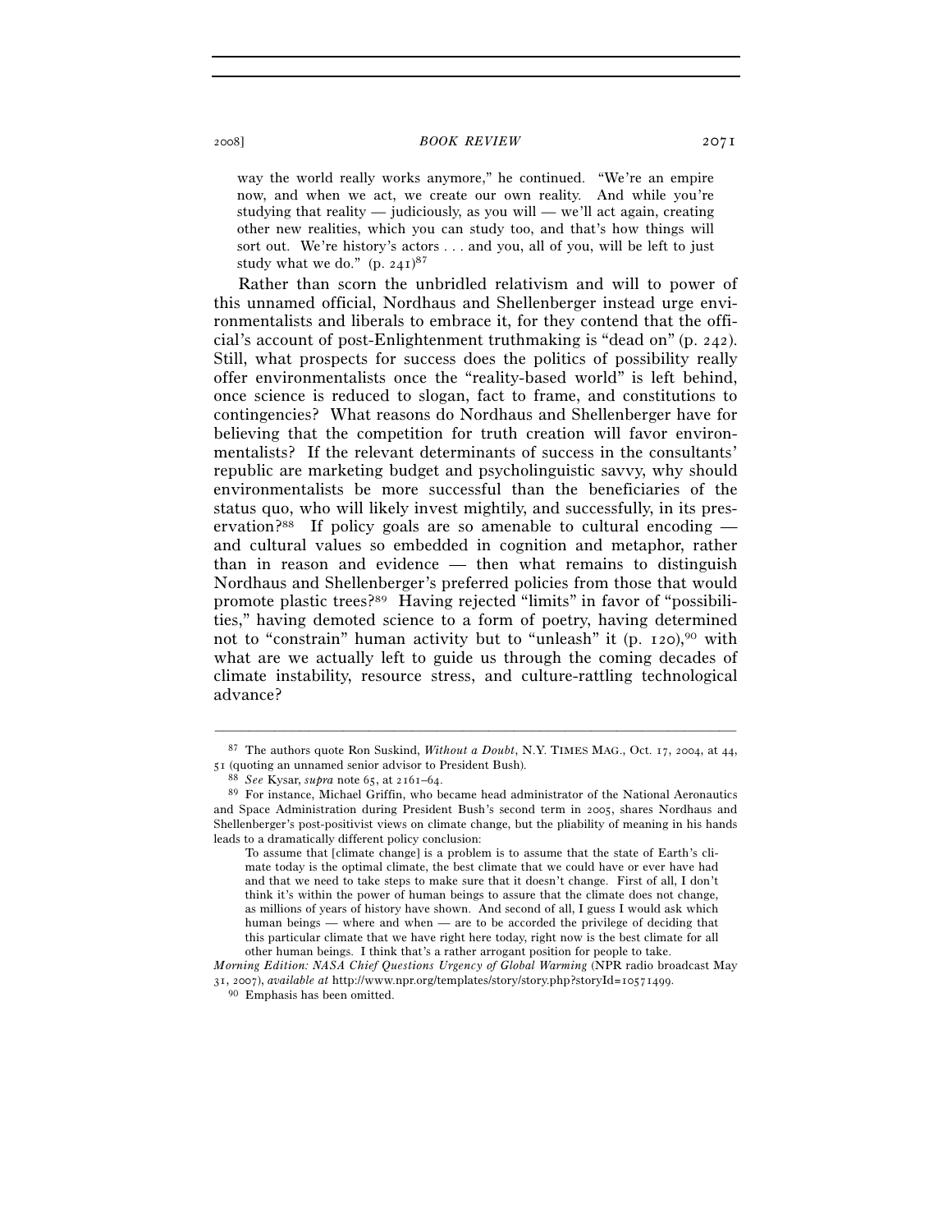way the world really works anymore," he continued. "We're an empire now, and when we act, we create our own reality. And while you're studying that reality — judiciously, as you will — we'll act again, creating other new realities, which you can study too, and that's how things will sort out. We're history's actors . . . and you, all of you, will be left to just study what we do." (p. 241)[87]

Rather than scorn the unbridled relativism and will to power of this unnamed official, Nordhaus and Shellenberger instead urge environmentalists and liberals to embrace it, for they contend that the official's account of post-Enlightenment truthmaking is "dead on" (p. 242). Still, what prospects for success does the politics of possibility really offer environmentalists once the "reality-based world" is left behind, once science is reduced to slogan, fact to frame, and constitutions to contingencies? What reasons do Nordhaus and Shellenberger have for believing that the competition for truth creation will favor environmentalists? If the relevant determinants of success in the consultants' republic are marketing budget and psycholinguistic savvy, why should environmentalists be more successful than the beneficiaries of the status quo, who will likely invest mightily, and successfully, in its preservation?[88] If policy goals are so amenable to cultural encoding — and cultural values so embedded in cognition and metaphor, rather than in reason and evidence — then what remains to distinguish Nordhaus and Shellenberger's preferred policies from those that would promote plastic trees?[89] Having rejected "limits" in favor of "possibilities," having demoted science to a form of poetry, having determined not to "constrain" human activity but to "unleash" it (p. 120),[90] with what are we actually left to guide us through the coming decades of climate instability, resource stress, and culture-rattling technological advance?

---

[87] The authors quote Ron Suskind, *Without a Doubt*, N.Y. TIMES MAG., Oct. 17, 2004, at 44, 51 (quoting an unnamed senior advisor to President Bush).

[88] *See* Kysar, *supra* note 65, at 2161–64.

[89] For instance, Michael Griffin, who became head administrator of the National Aeronautics and Space Administration during President Bush's second term in 2005, shares Nordhaus and Shellenberger's post-positivist views on climate change, but the pliability of meaning in his hands leads to a dramatically different policy conclusion:

> To assume that [climate change] is a problem is to assume that the state of Earth's climate today is the optimal climate, the best climate that we could have or ever have had and that we need to take steps to make sure that it doesn't change. First of all, I don't think it's within the power of human beings to assure that the climate does not change, as millions of years of history have shown. And second of all, I guess I would ask which human beings — where and when — are to be accorded the privilege of deciding that this particular climate that we have right here today, right now is the best climate for all other human beings. I think that's a rather arrogant position for people to take.

*Morning Edition: NASA Chief Questions Urgency of Global Warming* (NPR radio broadcast May 31, 2007), *available at* http://www.npr.org/templates/story/story.php?storyId=10571499.

[90] Emphasis has been omitted.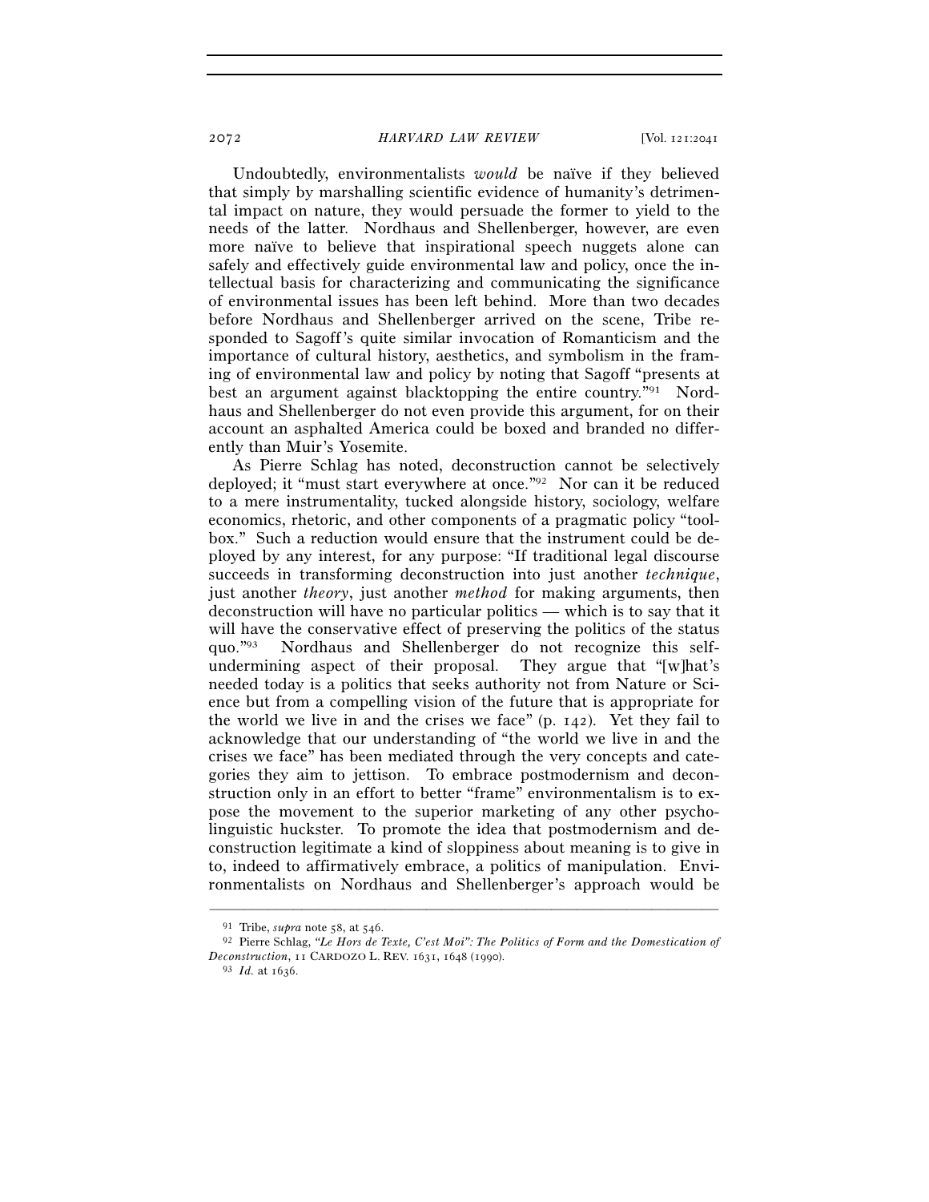Undoubtedly, environmentalists *would* be naïve if they believed that simply by marshalling scientific evidence of humanity's detrimental impact on nature, they would persuade the former to yield to the needs of the latter. Nordhaus and Shellenberger, however, are even more naïve to believe that inspirational speech nuggets alone can safely and effectively guide environmental law and policy, once the intellectual basis for characterizing and communicating the significance of environmental issues has been left behind. More than two decades before Nordhaus and Shellenberger arrived on the scene, Tribe responded to Sagoff's quite similar invocation of Romanticism and the importance of cultural history, aesthetics, and symbolism in the framing of environmental law and policy by noting that Sagoff "presents at best an argument against blacktopping the entire country."[91] Nordhaus and Shellenberger do not even provide this argument, for on their account an asphalted America could be boxed and branded no differently than Muir's Yosemite.

As Pierre Schlag has noted, deconstruction cannot be selectively deployed; it "must start everywhere at once."[92] Nor can it be reduced to a mere instrumentality, tucked alongside history, sociology, welfare economics, rhetoric, and other components of a pragmatic policy "toolbox." Such a reduction would ensure that the instrument could be deployed by any interest, for any purpose: "If traditional legal discourse succeeds in transforming deconstruction into just another *technique*, just another *theory*, just another *method* for making arguments, then deconstruction will have no particular politics — which is to say that it will have the conservative effect of preserving the politics of the status quo."[93] Nordhaus and Shellenberger do not recognize this self-undermining aspect of their proposal. They argue that "[w]hat's needed today is a politics that seeks authority not from Nature or Science but from a compelling vision of the future that is appropriate for the world we live in and the crises we face" (p. 142). Yet they fail to acknowledge that our understanding of "the world we live in and the crises we face" has been mediated through the very concepts and categories they aim to jettison. To embrace postmodernism and deconstruction only in an effort to better "frame" environmentalism is to expose the movement to the superior marketing of any other psycholinguistic huckster. To promote the idea that postmodernism and deconstruction legitimate a kind of sloppiness about meaning is to give in to, indeed to affirmatively embrace, a politics of manipulation. Environmentalists on Nordhaus and Shellenberger's approach would be

---

[91] Tribe, *supra* note 58, at 546.

[92] Pierre Schlag, *"Le Hors de Texte, C'est Moi": The Politics of Form and the Domestication of Deconstruction*, 11 CARDOZO L. REV. 1631, 1648 (1990).

[93] *Id.* at 1636.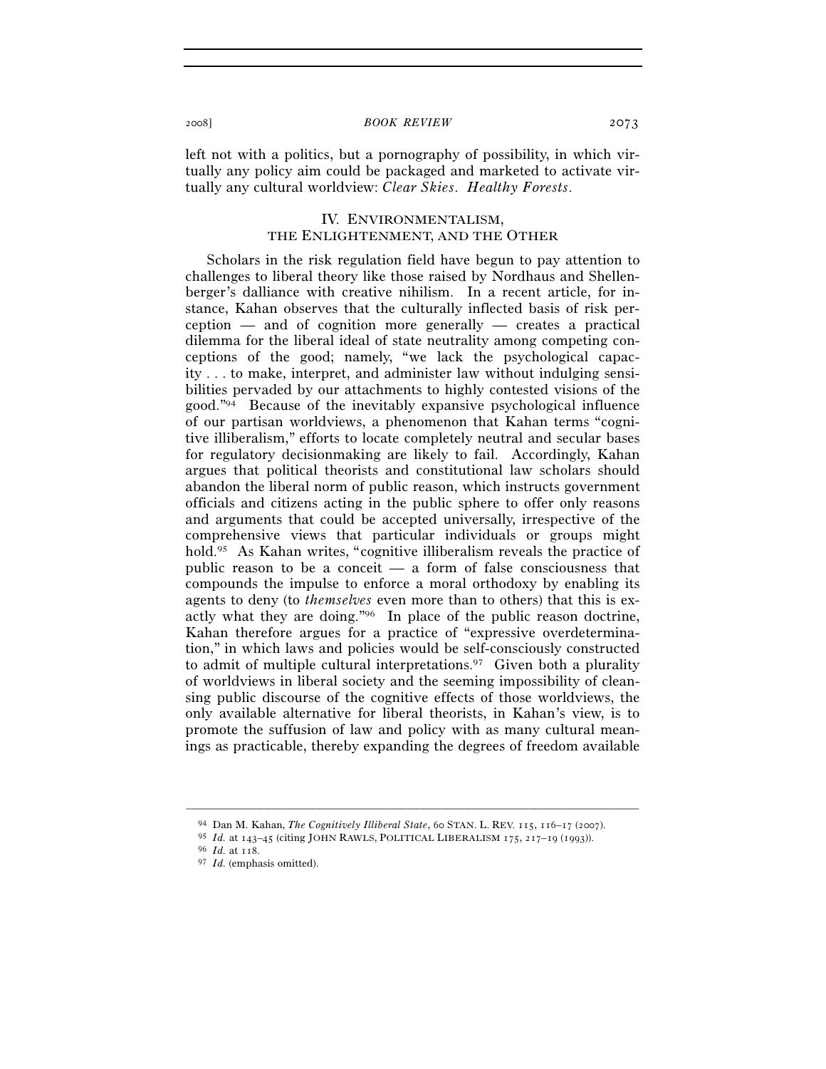left not with a politics, but a pornography of possibility, in which virtually any policy aim could be packaged and marketed to activate virtually any cultural worldview: *Clear Skies*. *Healthy Forests*.

## IV. ENVIRONMENTALISM, THE ENLIGHTENMENT, AND THE OTHER

Scholars in the risk regulation field have begun to pay attention to challenges to liberal theory like those raised by Nordhaus and Shellenberger's dalliance with creative nihilism. In a recent article, for instance, Kahan observes that the culturally inflected basis of risk perception — and of cognition more generally — creates a practical dilemma for the liberal ideal of state neutrality among competing conceptions of the good; namely, "we lack the psychological capacity . . . to make, interpret, and administer law without indulging sensibilities pervaded by our attachments to highly contested visions of the good."[94] Because of the inevitably expansive psychological influence of our partisan worldviews, a phenomenon that Kahan terms "cognitive illiberalism," efforts to locate completely neutral and secular bases for regulatory decisionmaking are likely to fail. Accordingly, Kahan argues that political theorists and constitutional law scholars should abandon the liberal norm of public reason, which instructs government officials and citizens acting in the public sphere to offer only reasons and arguments that could be accepted universally, irrespective of the comprehensive views that particular individuals or groups might hold.[95] As Kahan writes, "cognitive illiberalism reveals the practice of public reason to be a conceit — a form of false consciousness that compounds the impulse to enforce a moral orthodoxy by enabling its agents to deny (to *themselves* even more than to others) that this is exactly what they are doing."[96] In place of the public reason doctrine, Kahan therefore argues for a practice of "expressive overdetermination," in which laws and policies would be self-consciously constructed to admit of multiple cultural interpretations.[97] Given both a plurality of worldviews in liberal society and the seeming impossibility of cleansing public discourse of the cognitive effects of those worldviews, the only available alternative for liberal theorists, in Kahan's view, is to promote the suffusion of law and policy with as many cultural meanings as practicable, thereby expanding the degrees of freedom available

---

[94] Dan M. Kahan, *The Cognitively Illiberal State*, 60 STAN. L. REV. 115, 116–17 (2007).

[95] *Id.* at 143–45 (citing JOHN RAWLS, POLITICAL LIBERALISM 175, 217–19 (1993)).

[96] *Id.* at 118.

[97] *Id.* (emphasis omitted).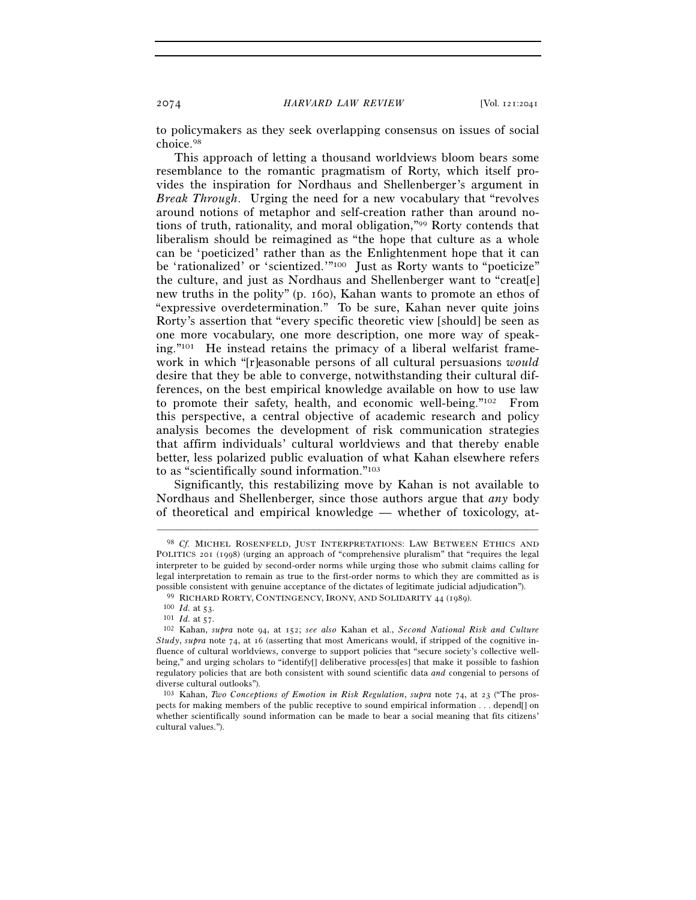to policymakers as they seek overlapping consensus on issues of social choice.[98]

This approach of letting a thousand worldviews bloom bears some resemblance to the romantic pragmatism of Rorty, which itself provides the inspiration for Nordhaus and Shellenberger's argument in *Break Through*. Urging the need for a new vocabulary that "revolves around notions of metaphor and self-creation rather than around notions of truth, rationality, and moral obligation,"[99] Rorty contends that liberalism should be reimagined as "the hope that culture as a whole can be 'poeticized' rather than as the Enlightenment hope that it can be 'rationalized' or 'scientized.'"[100] Just as Rorty wants to "poeticize" the culture, and just as Nordhaus and Shellenberger want to "creat[e] new truths in the polity" (p. 160), Kahan wants to promote an ethos of "expressive overdetermination." To be sure, Kahan never quite joins Rorty's assertion that "every specific theoretic view [should] be seen as one more vocabulary, one more description, one more way of speaking."[101] He instead retains the primacy of a liberal welfarist framework in which "[r]easonable persons of all cultural persuasions *would* desire that they be able to converge, notwithstanding their cultural differences, on the best empirical knowledge available on how to use law to promote their safety, health, and economic well-being."[102] From this perspective, a central objective of academic research and policy analysis becomes the development of risk communication strategies that affirm individuals' cultural worldviews and that thereby enable better, less polarized public evaluation of what Kahan elsewhere refers to as "scientifically sound information."[103]

Significantly, this restabilizing move by Kahan is not available to Nordhaus and Shellenberger, since those authors argue that *any* body of theoretical and empirical knowledge — whether of toxicology, at-

---

[98] *Cf.* MICHEL ROSENFELD, JUST INTERPRETATIONS: LAW BETWEEN ETHICS AND POLITICS 201 (1998) (urging an approach of "comprehensive pluralism" that "requires the legal interpreter to be guided by second-order norms while urging those who submit claims calling for legal interpretation to remain as true to the first-order norms to which they are committed as is possible consistent with genuine acceptance of the dictates of legitimate judicial adjudication").

[99] RICHARD RORTY, CONTINGENCY, IRONY, AND SOLIDARITY 44 (1989).

[100] *Id.* at 53.

[101] *Id.* at 57.

[102] Kahan, *supra* note 94, at 152; *see also* Kahan et al., *Second National Risk and Culture Study*, *supra* note 74, at 16 (asserting that most Americans would, if stripped of the cognitive influence of cultural worldviews, converge to support policies that "secure society's collective well-being," and urging scholars to "identify[] deliberative process[es] that make it possible to fashion regulatory policies that are both consistent with sound scientific data *and* congenial to persons of diverse cultural outlooks").

[103] Kahan, *Two Conceptions of Emotion in Risk Regulation*, *supra* note 74, at 23 ("The prospects for making members of the public receptive to sound empirical information . . . depend[] on whether scientifically sound information can be made to bear a social meaning that fits citizens' cultural values.").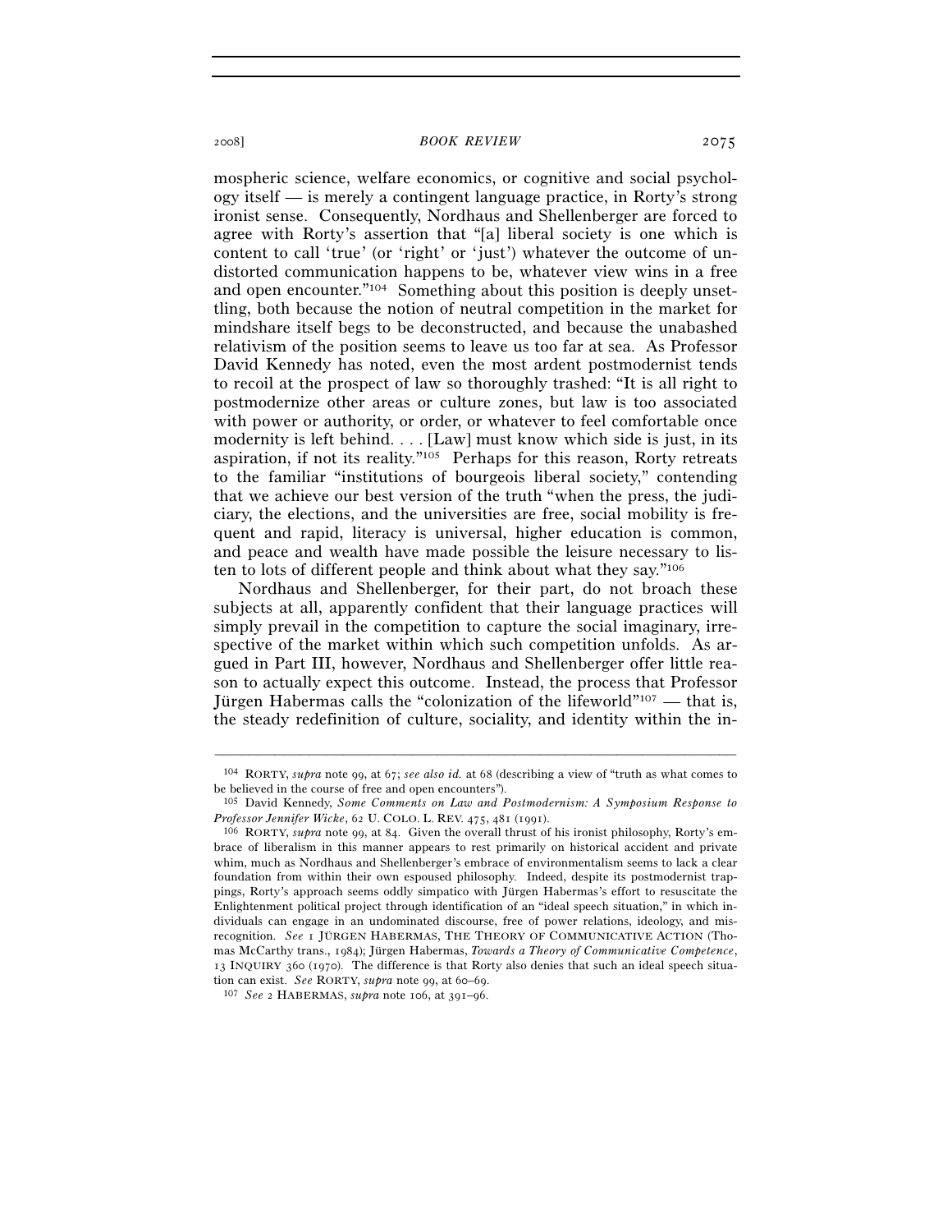mospheric science, welfare economics, or cognitive and social psychology itself — is merely a contingent language practice, in Rorty's strong ironist sense. Consequently, Nordhaus and Shellenberger are forced to agree with Rorty's assertion that "[a] liberal society is one which is content to call 'true' (or 'right' or 'just') whatever the outcome of undistorted communication happens to be, whatever view wins in a free and open encounter."[104] Something about this position is deeply unsettling, both because the notion of neutral competition in the market for mindshare itself begs to be deconstructed, and because the unabashed relativism of the position seems to leave us too far at sea. As Professor David Kennedy has noted, even the most ardent postmodernist tends to recoil at the prospect of law so thoroughly trashed: "It is all right to postmodernize other areas or culture zones, but law is too associated with power or authority, or order, or whatever to feel comfortable once modernity is left behind. . . . [Law] must know which side is just, in its aspiration, if not its reality."[105] Perhaps for this reason, Rorty retreats to the familiar "institutions of bourgeois liberal society," contending that we achieve our best version of the truth "when the press, the judiciary, the elections, and the universities are free, social mobility is frequent and rapid, literacy is universal, higher education is common, and peace and wealth have made possible the leisure necessary to listen to lots of different people and think about what they say."[106]

Nordhaus and Shellenberger, for their part, do not broach these subjects at all, apparently confident that their language practices will simply prevail in the competition to capture the social imaginary, irrespective of the market within which such competition unfolds. As argued in Part III, however, Nordhaus and Shellenberger offer little reason to actually expect this outcome. Instead, the process that Professor Jürgen Habermas calls the "colonization of the lifeworld"[107] — that is, the steady redefinition of culture, sociality, and identity within the in-

---

[104] RORTY, *supra* note 99, at 67; *see also id.* at 68 (describing a view of "truth as what comes to be believed in the course of free and open encounters").

[105] David Kennedy, *Some Comments on Law and Postmodernism: A Symposium Response to Professor Jennifer Wicke*, 62 U. COLO. L. REV. 475, 481 (1991).

[106] RORTY, *supra* note 99, at 84. Given the overall thrust of his ironist philosophy, Rorty's embrace of liberalism in this manner appears to rest primarily on historical accident and private whim, much as Nordhaus and Shellenberger's embrace of environmentalism seems to lack a clear foundation from within their own espoused philosophy. Indeed, despite its postmodernist trappings, Rorty's approach seems oddly simpatico with Jürgen Habermas's effort to resuscitate the Enlightenment political project through identification of an "ideal speech situation," in which individuals can engage in an undominated discourse, free of power relations, ideology, and misrecognition. *See* 1 JÜRGEN HABERMAS, THE THEORY OF COMMUNICATIVE ACTION (Thomas McCarthy trans., 1984); Jürgen Habermas, *Towards a Theory of Communicative Competence*, 13 INQUIRY 360 (1970). The difference is that Rorty also denies that such an ideal speech situation can exist. *See* RORTY, *supra* note 99, at 60–69.

[107] *See* 2 HABERMAS, *supra* note 106, at 391–96.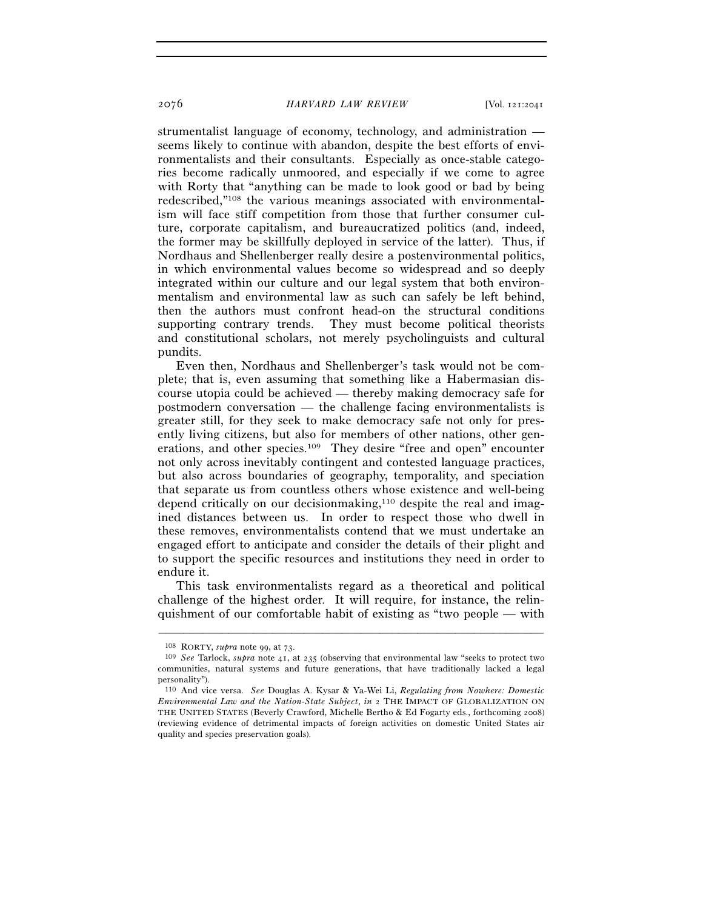strumentalist language of economy, technology, and administration — seems likely to continue with abandon, despite the best efforts of environmentalists and their consultants. Especially as once-stable categories become radically unmoored, and especially if we come to agree with Rorty that "anything can be made to look good or bad by being redescribed,"[108] the various meanings associated with environmentalism will face stiff competition from those that further consumer culture, corporate capitalism, and bureaucratized politics (and, indeed, the former may be skillfully deployed in service of the latter). Thus, if Nordhaus and Shellenberger really desire a postenvironmental politics, in which environmental values become so widespread and so deeply integrated within our culture and our legal system that both environmentalism and environmental law as such can safely be left behind, then the authors must confront head-on the structural conditions supporting contrary trends. They must become political theorists and constitutional scholars, not merely psycholinguists and cultural pundits.

Even then, Nordhaus and Shellenberger's task would not be complete; that is, even assuming that something like a Habermasian discourse utopia could be achieved — thereby making democracy safe for postmodern conversation — the challenge facing environmentalists is greater still, for they seek to make democracy safe not only for presently living citizens, but also for members of other nations, other generations, and other species.[109] They desire "free and open" encounter not only across inevitably contingent and contested language practices, but also across boundaries of geography, temporality, and speciation that separate us from countless others whose existence and well-being depend critically on our decisionmaking,[110] despite the real and imagined distances between us. In order to respect those who dwell in these removes, environmentalists contend that we must undertake an engaged effort to anticipate and consider the details of their plight and to support the specific resources and institutions they need in order to endure it.

This task environmentalists regard as a theoretical and political challenge of the highest order. It will require, for instance, the relinquishment of our comfortable habit of existing as "two people — with

---

[108] RORTY, *supra* note 99, at 73.

[109] *See* Tarlock, *supra* note 41, at 235 (observing that environmental law "seeks to protect two communities, natural systems and future generations, that have traditionally lacked a legal personality").

[110] And vice versa. *See* Douglas A. Kysar & Ya-Wei Li, *Regulating from Nowhere: Domestic Environmental Law and the Nation-State Subject*, *in* 2 THE IMPACT OF GLOBALIZATION ON THE UNITED STATES (Beverly Crawford, Michelle Bertho & Ed Fogarty eds., forthcoming 2008) (reviewing evidence of detrimental impacts of foreign activities on domestic United States air quality and species preservation goals).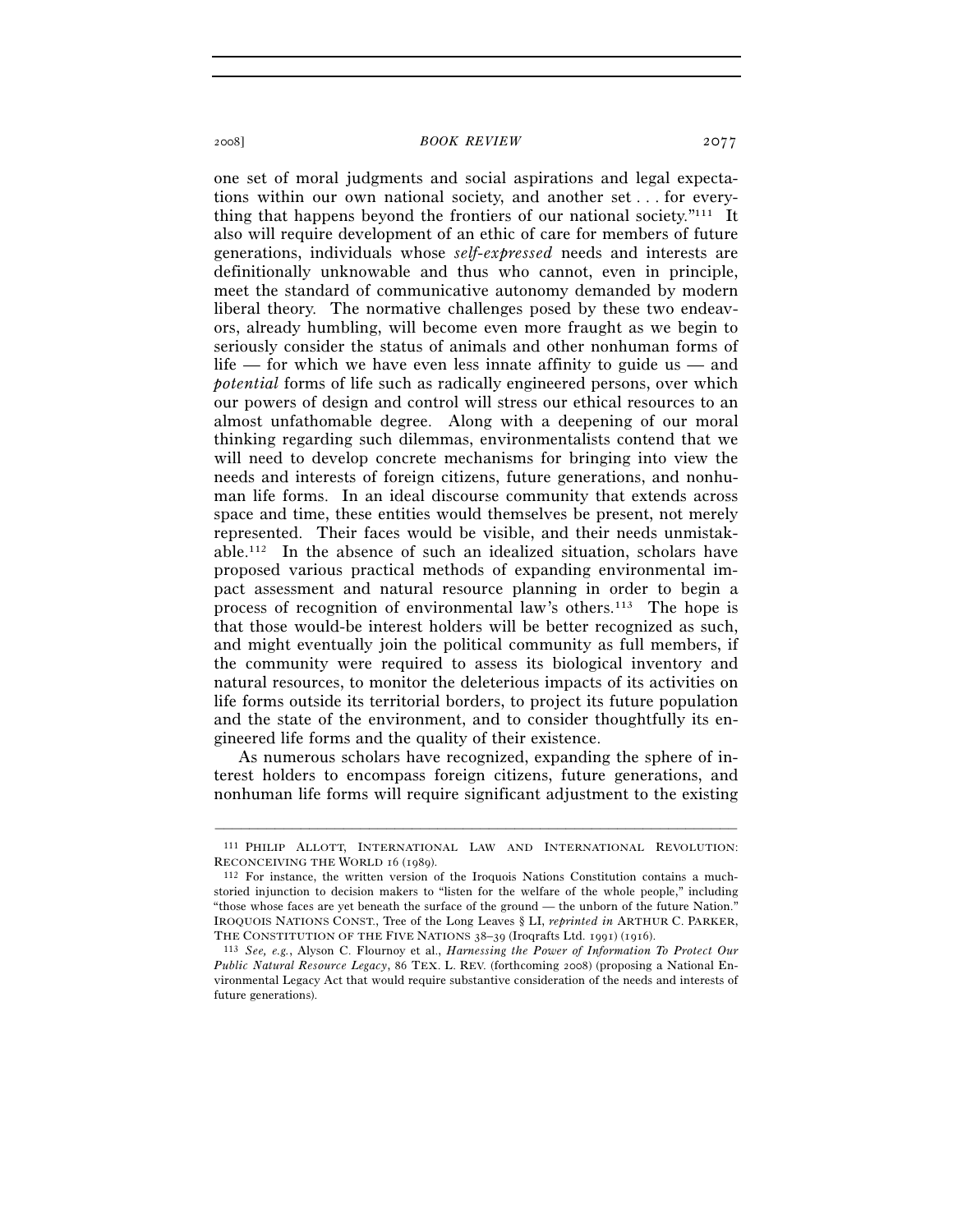one set of moral judgments and social aspirations and legal expectations within our own national society, and another set . . . for everything that happens beyond the frontiers of our national society."[111] It also will require development of an ethic of care for members of future generations, individuals whose *self-expressed* needs and interests are definitionally unknowable and thus who cannot, even in principle, meet the standard of communicative autonomy demanded by modern liberal theory. The normative challenges posed by these two endeavors, already humbling, will become even more fraught as we begin to seriously consider the status of animals and other nonhuman forms of life — for which we have even less innate affinity to guide us — and *potential* forms of life such as radically engineered persons, over which our powers of design and control will stress our ethical resources to an almost unfathomable degree. Along with a deepening of our moral thinking regarding such dilemmas, environmentalists contend that we will need to develop concrete mechanisms for bringing into view the needs and interests of foreign citizens, future generations, and nonhuman life forms. In an ideal discourse community that extends across space and time, these entities would themselves be present, not merely represented. Their faces would be visible, and their needs unmistakable.[112] In the absence of such an idealized situation, scholars have proposed various practical methods of expanding environmental impact assessment and natural resource planning in order to begin a process of recognition of environmental law's others.[113] The hope is that those would-be interest holders will be better recognized as such, and might eventually join the political community as full members, if the community were required to assess its biological inventory and natural resources, to monitor the deleterious impacts of its activities on life forms outside its territorial borders, to project its future population and the state of the environment, and to consider thoughtfully its engineered life forms and the quality of their existence.

As numerous scholars have recognized, expanding the sphere of interest holders to encompass foreign citizens, future generations, and nonhuman life forms will require significant adjustment to the existing

---

[111] PHILIP ALLOTT, INTERNATIONAL LAW AND INTERNATIONAL REVOLUTION: RECONCEIVING THE WORLD 16 (1989).

[112] For instance, the written version of the Iroquois Nations Constitution contains a much-storied injunction to decision makers to "listen for the welfare of the whole people," including "those whose faces are yet beneath the surface of the ground — the unborn of the future Nation." IROQUOIS NATIONS CONST., Tree of the Long Leaves § LI, *reprinted in* ARTHUR C. PARKER, THE CONSTITUTION OF THE FIVE NATIONS 38–39 (Iroqrafts Ltd. 1991) (1916).

[113] *See, e.g.*, Alyson C. Flournoy et al., *Harnessing the Power of Information To Protect Our Public Natural Resource Legacy*, 86 TEX. L. REV. (forthcoming 2008) (proposing a National Environmental Legacy Act that would require substantive consideration of the needs and interests of future generations).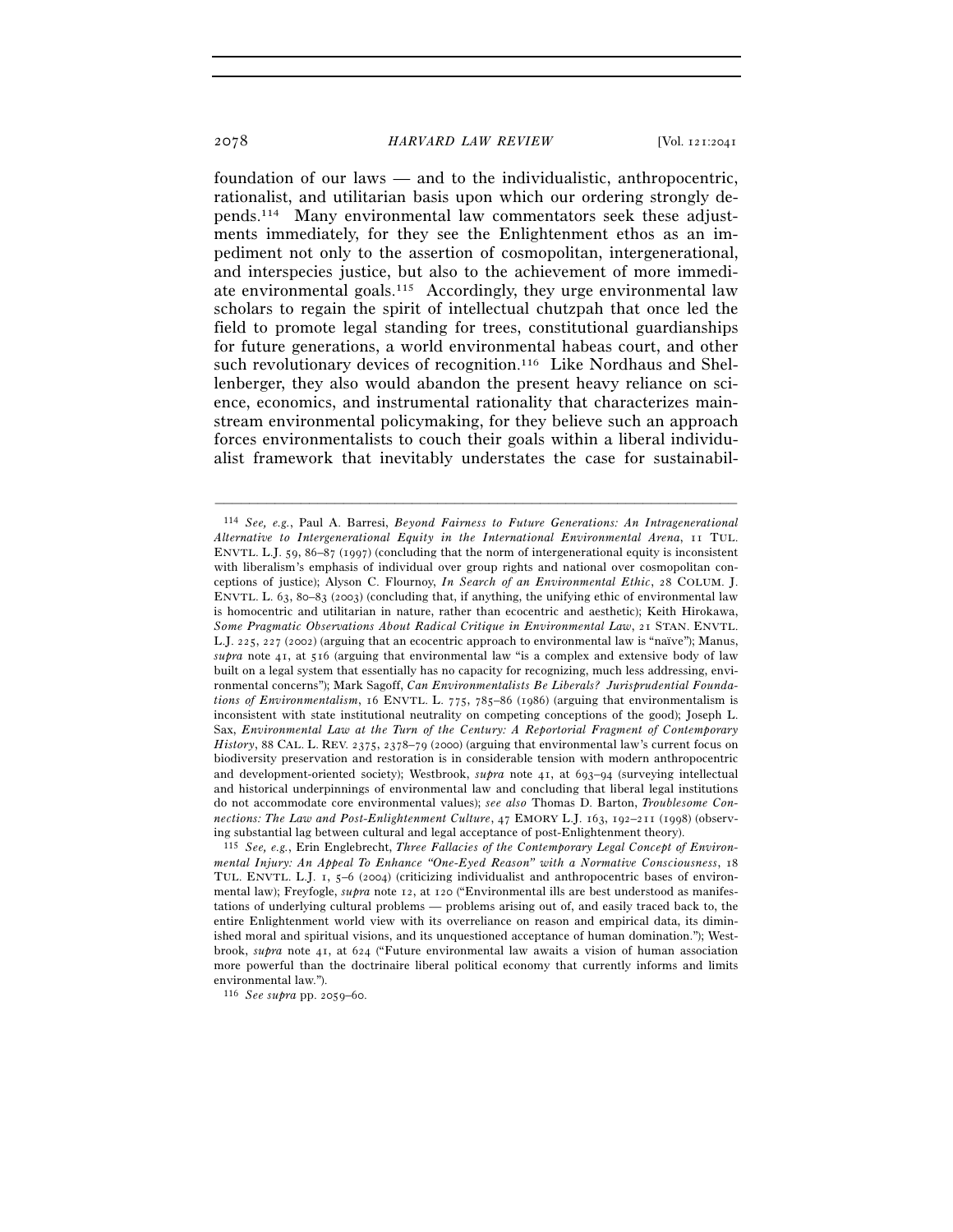foundation of our laws — and to the individualistic, anthropocentric, rationalist, and utilitarian basis upon which our ordering strongly depends.[114] Many environmental law commentators seek these adjustments immediately, for they see the Enlightenment ethos as an impediment not only to the assertion of cosmopolitan, intergenerational, and interspecies justice, but also to the achievement of more immediate environmental goals.[115] Accordingly, they urge environmental law scholars to regain the spirit of intellectual chutzpah that once led the field to promote legal standing for trees, constitutional guardianships for future generations, a world environmental habeas court, and other such revolutionary devices of recognition.[116] Like Nordhaus and Shellenberger, they also would abandon the present heavy reliance on science, economics, and instrumental rationality that characterizes mainstream environmental policymaking, for they believe such an approach forces environmentalists to couch their goals within a liberal individualist framework that inevitably understates the case for sustainabil-

---

[114] *See, e.g.*, Paul A. Barresi, *Beyond Fairness to Future Generations: An Intragenerational Alternative to Intergenerational Equity in the International Environmental Arena*, 11 TUL. ENVTL. L.J. 59, 86–87 (1997) (concluding that the norm of intergenerational equity is inconsistent with liberalism's emphasis of individual over group rights and national over cosmopolitan conceptions of justice); Alyson C. Flournoy, *In Search of an Environmental Ethic*, 28 COLUM. J. ENVTL. L. 63, 80–83 (2003) (concluding that, if anything, the unifying ethic of environmental law is homocentric and utilitarian in nature, rather than ecocentric and aesthetic); Keith Hirokawa, *Some Pragmatic Observations About Radical Critique in Environmental Law*, 21 STAN. ENVTL. L.J. 225, 227 (2002) (arguing that an ecocentric approach to environmental law is "naïve"); Manus, *supra* note 41, at 516 (arguing that environmental law "is a complex and extensive body of law built on a legal system that essentially has no capacity for recognizing, much less addressing, environmental concerns"); Mark Sagoff, *Can Environmentalists Be Liberals? Jurisprudential Foundations of Environmentalism*, 16 ENVTL. L. 775, 785–86 (1986) (arguing that environmentalism is inconsistent with state institutional neutrality on competing conceptions of the good); Joseph L. Sax, *Environmental Law at the Turn of the Century: A Reportorial Fragment of Contemporary History*, 88 CAL. L. REV. 2375, 2378–79 (2000) (arguing that environmental law's current focus on biodiversity preservation and restoration is in considerable tension with modern anthropocentric and development-oriented society); Westbrook, *supra* note 41, at 693–94 (surveying intellectual and historical underpinnings of environmental law and concluding that liberal legal institutions do not accommodate core environmental values); *see also* Thomas D. Barton, *Troublesome Connections: The Law and Post-Enlightenment Culture*, 47 EMORY L.J. 163, 192–211 (1998) (observing substantial lag between cultural and legal acceptance of post-Enlightenment theory).

[115] *See, e.g.*, Erin Englebrecht, *Three Fallacies of the Contemporary Legal Concept of Environmental Injury: An Appeal To Enhance "One-Eyed Reason" with a Normative Consciousness*, 18 TUL. ENVTL. L.J. 1, 5–6 (2004) (criticizing individualist and anthropocentric bases of environmental law); Freyfogle, *supra* note 12, at 120 ("Environmental ills are best understood as manifestations of underlying cultural problems — problems arising out of, and easily traced back to, the entire Enlightenment world view with its overreliance on reason and empirical data, its diminished moral and spiritual visions, and its unquestioned acceptance of human domination."); Westbrook, *supra* note 41, at 624 ("Future environmental law awaits a vision of human association more powerful than the doctrinaire liberal political economy that currently informs and limits environmental law.").

[116] *See supra* pp. 2059–60.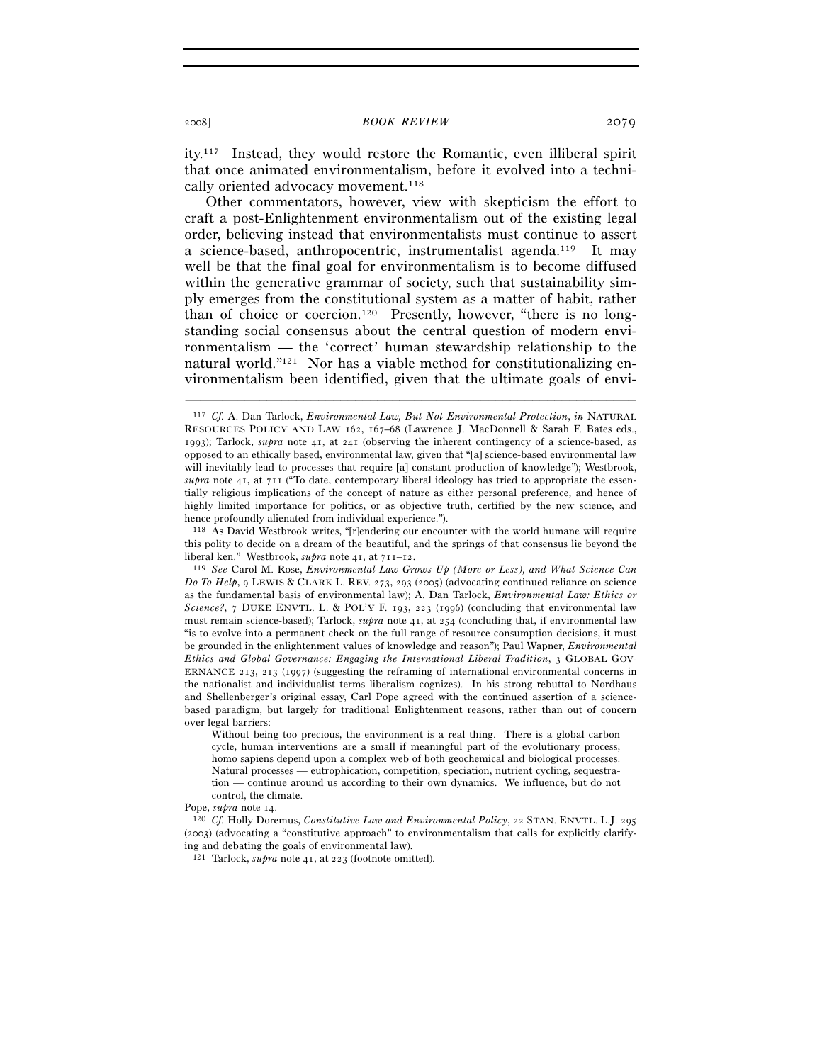ity.[117] Instead, they would restore the Romantic, even illiberal spirit that once animated environmentalism, before it evolved into a technically oriented advocacy movement.[118]

Other commentators, however, view with skepticism the effort to craft a post-Enlightenment environmentalism out of the existing legal order, believing instead that environmentalists must continue to assert a science-based, anthropocentric, instrumentalist agenda.[119] It may well be that the final goal for environmentalism is to become diffused within the generative grammar of society, such that sustainability simply emerges from the constitutional system as a matter of habit, rather than of choice or coercion.[120] Presently, however, "there is no longstanding social consensus about the central question of modern environmentalism — the 'correct' human stewardship relationship to the natural world."[121] Nor has a viable method for constitutionalizing environmentalism been identified, given that the ultimate goals of envi-

---

[117] *Cf.* A. Dan Tarlock, *Environmental Law, But Not Environmental Protection*, *in* NATURAL RESOURCES POLICY AND LAW 162, 167–68 (Lawrence J. MacDonnell & Sarah F. Bates eds., 1993); Tarlock, *supra* note 41, at 241 (observing the inherent contingency of a science-based, as opposed to an ethically based, environmental law, given that "[a] science-based environmental law will inevitably lead to processes that require [a] constant production of knowledge"); Westbrook, *supra* note 41, at 711 ("To date, contemporary liberal ideology has tried to appropriate the essentially religious implications of the concept of nature as either personal preference, and hence of highly limited importance for politics, or as objective truth, certified by the new science, and hence profoundly alienated from individual experience.").

[118] As David Westbrook writes, "[r]endering our encounter with the world humane will require this polity to decide on a dream of the beautiful, and the springs of that consensus lie beyond the liberal ken." Westbrook, *supra* note 41, at 711–12.

[119] *See* Carol M. Rose, *Environmental Law Grows Up (More or Less), and What Science Can Do To Help*, 9 LEWIS & CLARK L. REV. 273, 293 (2005) (advocating continued reliance on science as the fundamental basis of environmental law); A. Dan Tarlock, *Environmental Law: Ethics or Science?*, 7 DUKE ENVTL. L. & POL'Y F. 193, 223 (1996) (concluding that environmental law must remain science-based); Tarlock, *supra* note 41, at 254 (concluding that, if environmental law "is to evolve into a permanent check on the full range of resource consumption decisions, it must be grounded in the enlightenment values of knowledge and reason"); Paul Wapner, *Environmental Ethics and Global Governance: Engaging the International Liberal Tradition*, 3 GLOBAL GOVERNANCE 213, 213 (1997) (suggesting the reframing of international environmental concerns in the nationalist and individualist terms liberalism cognizes). In his strong rebuttal to Nordhaus and Shellenberger's original essay, Carl Pope agreed with the continued assertion of a science-based paradigm, but largely for traditional Enlightenment reasons, rather than out of concern over legal barriers:

> Without being too precious, the environment is a real thing. There is a global carbon cycle, human interventions are a small if meaningful part of the evolutionary process, homo sapiens depend upon a complex web of both geochemical and biological processes. Natural processes — eutrophication, competition, speciation, nutrient cycling, sequestration — continue around us according to their own dynamics. We influence, but do not control, the climate.

Pope, *supra* note 14.

[120] *Cf.* Holly Doremus, *Constitutive Law and Environmental Policy*, 22 STAN. ENVTL. L.J. 295 (2003) (advocating a "constitutive approach" to environmentalism that calls for explicitly clarifying and debating the goals of environmental law).

[121] Tarlock, *supra* note 41, at 223 (footnote omitted).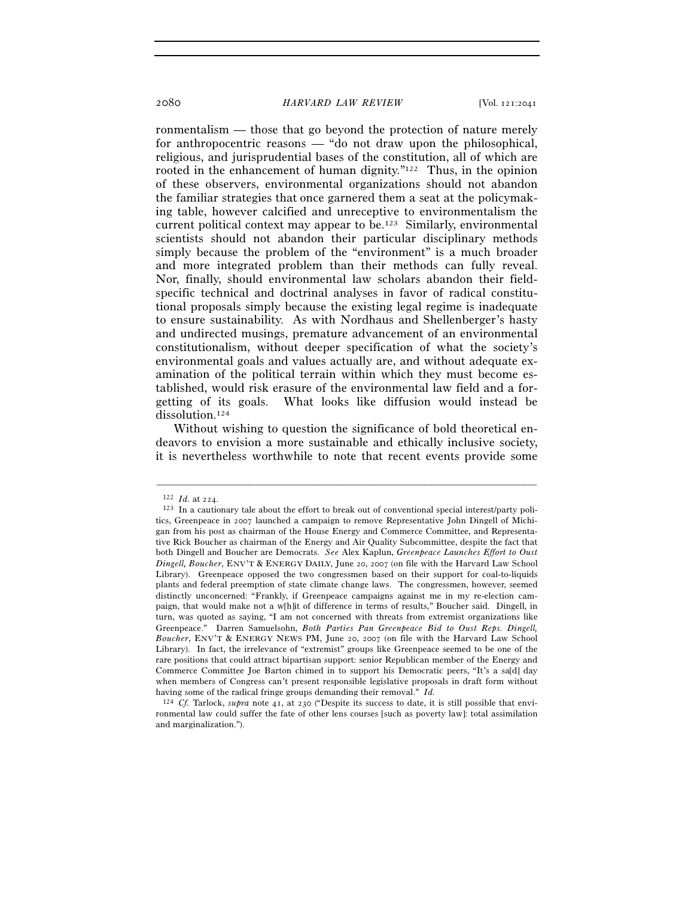ronmentalism — those that go beyond the protection of nature merely for anthropocentric reasons — "do not draw upon the philosophical, religious, and jurisprudential bases of the constitution, all of which are rooted in the enhancement of human dignity."[122] Thus, in the opinion of these observers, environmental organizations should not abandon the familiar strategies that once garnered them a seat at the policymaking table, however calcified and unreceptive to environmentalism the current political context may appear to be.[123] Similarly, environmental scientists should not abandon their particular disciplinary methods simply because the problem of the "environment" is a much broader and more integrated problem than their methods can fully reveal. Nor, finally, should environmental law scholars abandon their field-specific technical and doctrinal analyses in favor of radical constitutional proposals simply because the existing legal regime is inadequate to ensure sustainability. As with Nordhaus and Shellenberger's hasty and undirected musings, premature advancement of an environmental constitutionalism, without deeper specification of what the society's environmental goals and values actually are, and without adequate examination of the political terrain within which they must become established, would risk erasure of the environmental law field and a forgetting of its goals. What looks like diffusion would instead be dissolution.[124]

Without wishing to question the significance of bold theoretical endeavors to envision a more sustainable and ethically inclusive society, it is nevertheless worthwhile to note that recent events provide some

---

[122] *Id.* at 224.

[123] In a cautionary tale about the effort to break out of conventional special interest/party politics, Greenpeace in 2007 launched a campaign to remove Representative John Dingell of Michigan from his post as chairman of the House Energy and Commerce Committee, and Representative Rick Boucher as chairman of the Energy and Air Quality Subcommittee, despite the fact that both Dingell and Boucher are Democrats. *See* Alex Kaplun, *Greenpeace Launches Effort to Oust Dingell, Boucher*, ENV'T & ENERGY DAILY, June 20, 2007 (on file with the Harvard Law School Library). Greenpeace opposed the two congressmen based on their support for coal-to-liquids plants and federal preemption of state climate change laws. The congressmen, however, seemed distinctly unconcerned: "Frankly, if Greenpeace campaigns against me in my re-election campaign, that would make not a w[h]it of difference in terms of results," Boucher said. Dingell, in turn, was quoted as saying, "I am not concerned with threats from extremist organizations like Greenpeace." Darren Samuelsohn, *Both Parties Pan Greenpeace Bid to Oust Reps. Dingell, Boucher*, ENV'T & ENERGY NEWS PM, June 20, 2007 (on file with the Harvard Law School Library). In fact, the irrelevance of "extremist" groups like Greenpeace seemed to be one of the rare positions that could attract bipartisan support: senior Republican member of the Energy and Commerce Committee Joe Barton chimed in to support his Democratic peers, "It's a sa[d] day when members of Congress can't present responsible legislative proposals in draft form without having some of the radical fringe groups demanding their removal." *Id.*

[124] *Cf.* Tarlock, *supra* note 41, at 230 ("Despite its success to date, it is still possible that environmental law could suffer the fate of other lens courses [such as poverty law]: total assimilation and marginalization.").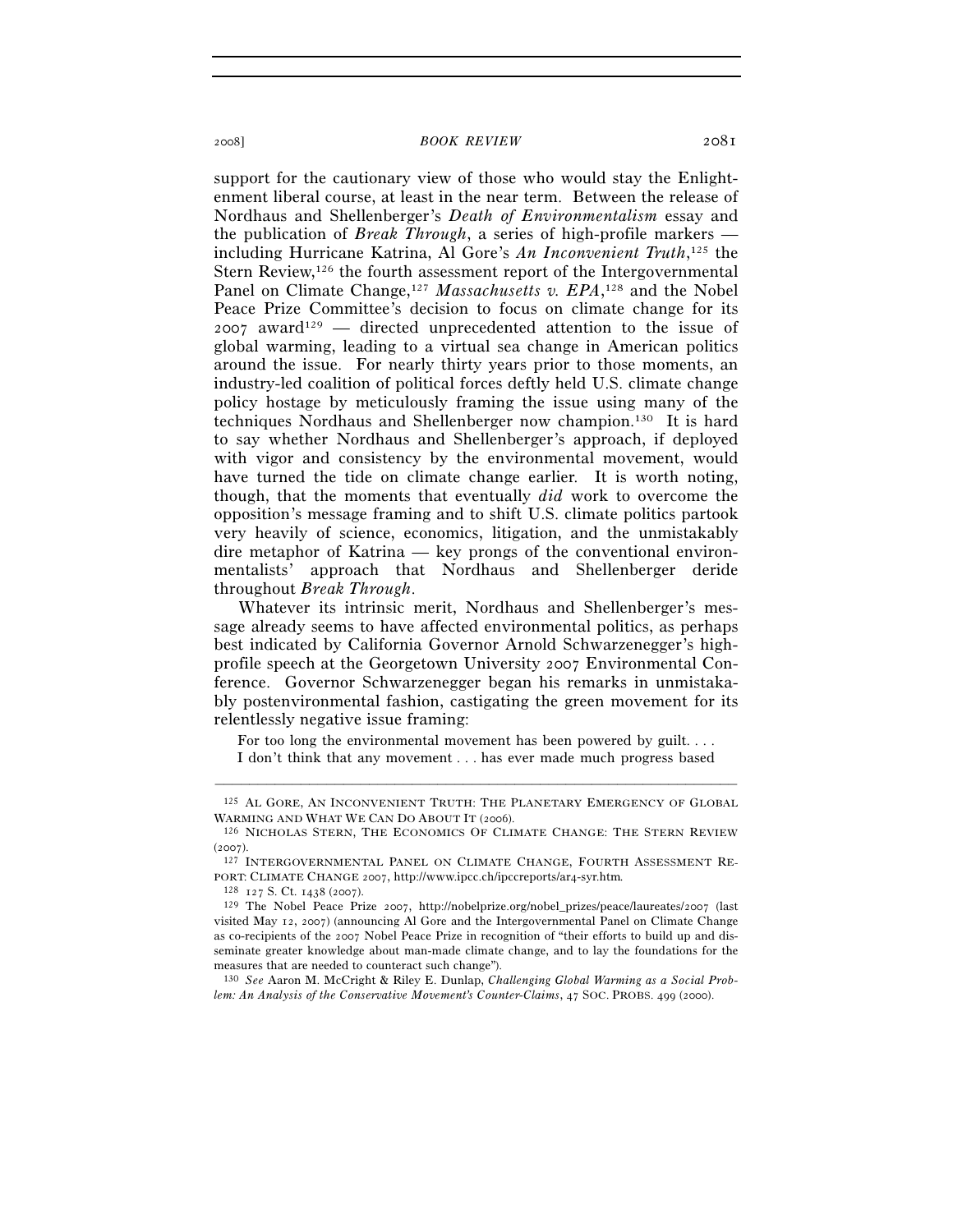support for the cautionary view of those who would stay the Enlightenment liberal course, at least in the near term. Between the release of Nordhaus and Shellenberger's *Death of Environmentalism* essay and the publication of *Break Through*, a series of high-profile markers — including Hurricane Katrina, Al Gore's *An Inconvenient Truth*,[125] the Stern Review,[126] the fourth assessment report of the Intergovernmental Panel on Climate Change,[127] *Massachusetts v. EPA*,[128] and the Nobel Peace Prize Committee's decision to focus on climate change for its 2007 award[129] — directed unprecedented attention to the issue of global warming, leading to a virtual sea change in American politics around the issue. For nearly thirty years prior to those moments, an industry-led coalition of political forces deftly held U.S. climate change policy hostage by meticulously framing the issue using many of the techniques Nordhaus and Shellenberger now champion.[130] It is hard to say whether Nordhaus and Shellenberger's approach, if deployed with vigor and consistency by the environmental movement, would have turned the tide on climate change earlier. It is worth noting, though, that the moments that eventually *did* work to overcome the opposition's message framing and to shift U.S. climate politics partook very heavily of science, economics, litigation, and the unmistakably dire metaphor of Katrina — key prongs of the conventional environmentalists' approach that Nordhaus and Shellenberger deride throughout *Break Through*.

Whatever its intrinsic merit, Nordhaus and Shellenberger's message already seems to have affected environmental politics, as perhaps best indicated by California Governor Arnold Schwarzenegger's high-profile speech at the Georgetown University 2007 Environmental Conference. Governor Schwarzenegger began his remarks in unmistakably postenvironmental fashion, castigating the green movement for its relentlessly negative issue framing:

> For too long the environmental movement has been powered by guilt. . . . I don't think that any movement . . . has ever made much progress based

---

[125] AL GORE, AN INCONVENIENT TRUTH: THE PLANETARY EMERGENCY OF GLOBAL WARMING AND WHAT WE CAN DO ABOUT IT (2006).

[126] NICHOLAS STERN, THE ECONOMICS OF CLIMATE CHANGE: THE STERN REVIEW (2007).

[127] INTERGOVERNMENTAL PANEL ON CLIMATE CHANGE, FOURTH ASSESSMENT REPORT: CLIMATE CHANGE 2007, http://www.ipcc.ch/ipccreports/ar4-syr.htm.

[128] 127 S. Ct. 1438 (2007).

[129] The Nobel Peace Prize 2007, http://nobelprize.org/nobel_prizes/peace/laureates/2007 (last visited May 12, 2007) (announcing Al Gore and the Intergovernmental Panel on Climate Change as co-recipients of the 2007 Nobel Peace Prize in recognition of "their efforts to build up and disseminate greater knowledge about man-made climate change, and to lay the foundations for the measures that are needed to counteract such change").

[130] *See* Aaron M. McCright & Riley E. Dunlap, *Challenging Global Warming as a Social Problem: An Analysis of the Conservative Movement's Counter-Claims*, 47 SOC. PROBS. 499 (2000).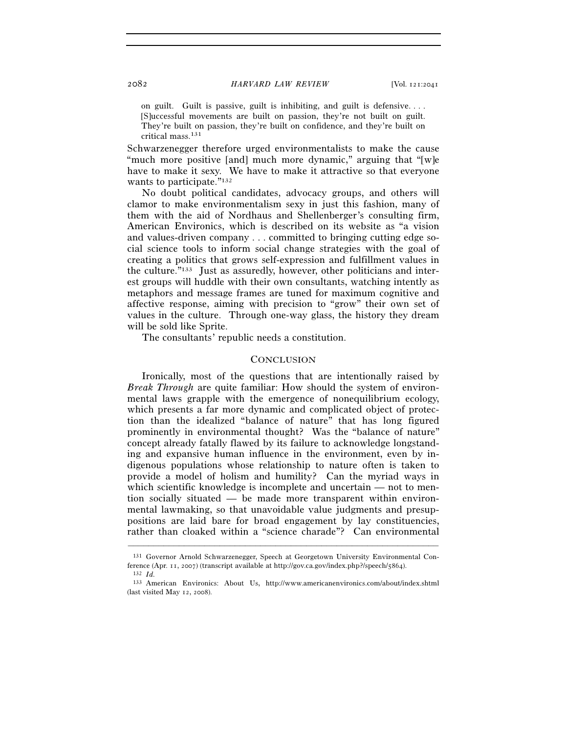on guilt. Guilt is passive, guilt is inhibiting, and guilt is defensive. . . . [S]uccessful movements are built on passion, they're not built on guilt. They're built on passion, they're built on confidence, and they're built on critical mass.[131]

Schwarzenegger therefore urged environmentalists to make the cause "much more positive [and] much more dynamic," arguing that "[w]e have to make it sexy. We have to make it attractive so that everyone wants to participate."[132]

No doubt political candidates, advocacy groups, and others will clamor to make environmentalism sexy in just this fashion, many of them with the aid of Nordhaus and Shellenberger's consulting firm, American Environics, which is described on its website as "a vision and values-driven company . . . committed to bringing cutting edge social science tools to inform social change strategies with the goal of creating a politics that grows self-expression and fulfillment values in the culture."[133] Just as assuredly, however, other politicians and interest groups will huddle with their own consultants, watching intently as metaphors and message frames are tuned for maximum cognitive and affective response, aiming with precision to "grow" their own set of values in the culture. Through one-way glass, the history they dream will be sold like Sprite.

The consultants' republic needs a constitution.

## CONCLUSION

Ironically, most of the questions that are intentionally raised by *Break Through* are quite familiar: How should the system of environmental laws grapple with the emergence of nonequilibrium ecology, which presents a far more dynamic and complicated object of protection than the idealized "balance of nature" that has long figured prominently in environmental thought? Was the "balance of nature" concept already fatally flawed by its failure to acknowledge longstanding and expansive human influence in the environment, even by indigenous populations whose relationship to nature often is taken to provide a model of holism and humility? Can the myriad ways in which scientific knowledge is incomplete and uncertain — not to mention socially situated — be made more transparent within environmental lawmaking, so that unavoidable value judgments and presuppositions are laid bare for broad engagement by lay constituencies, rather than cloaked within a "science charade"? Can environmental

---

[131] Governor Arnold Schwarzenegger, Speech at Georgetown University Environmental Conference (Apr. 11, 2007) (transcript available at http://gov.ca.gov/index.php?/speech/5864).

[132] *Id.*

[133] American Environics: About Us, http://www.americanenvironics.com/about/index.shtml (last visited May 12, 2008).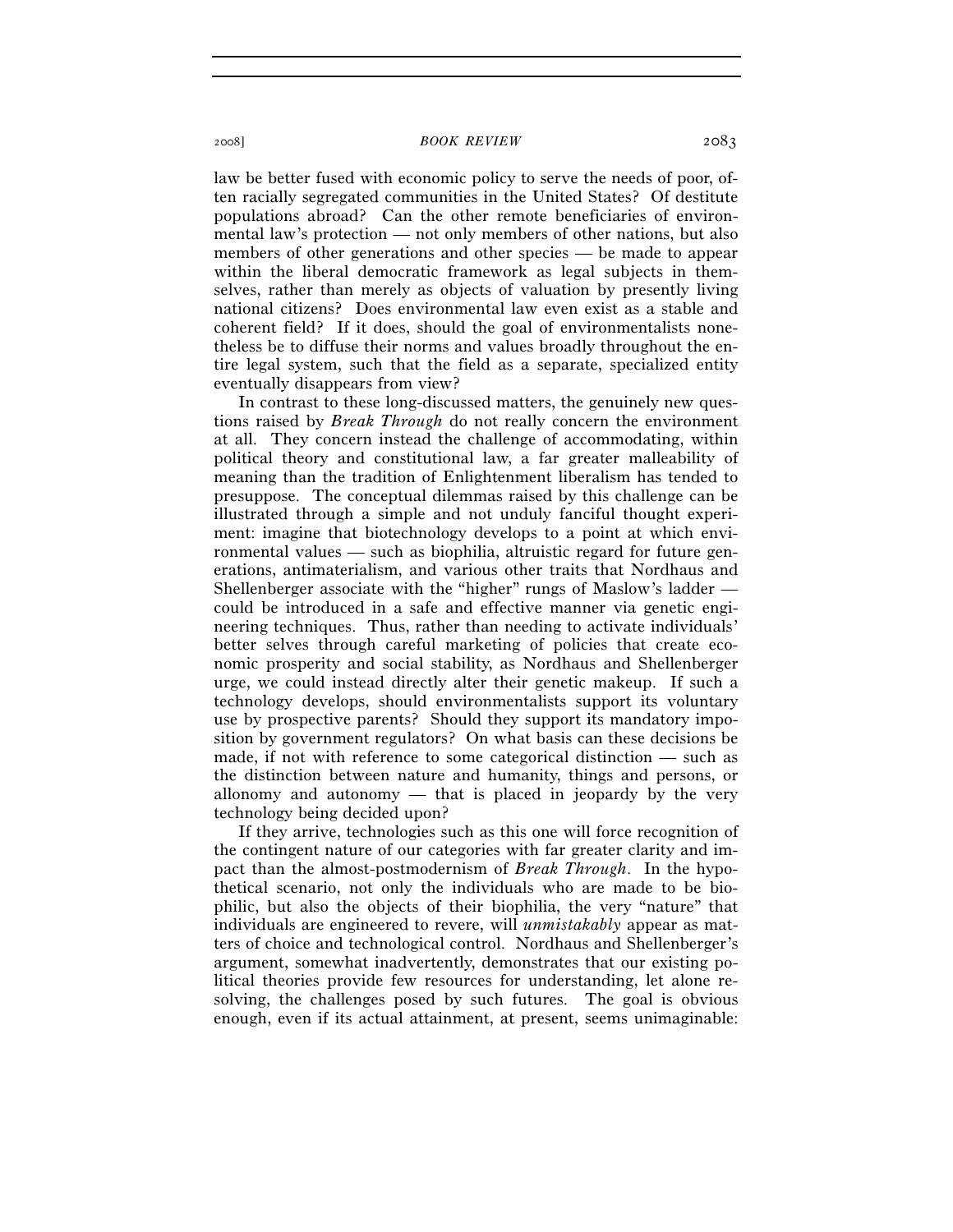law be better fused with economic policy to serve the needs of poor, often racially segregated communities in the United States? Of destitute populations abroad? Can the other remote beneficiaries of environmental law's protection — not only members of other nations, but also members of other generations and other species — be made to appear within the liberal democratic framework as legal subjects in themselves, rather than merely as objects of valuation by presently living national citizens? Does environmental law even exist as a stable and coherent field? If it does, should the goal of environmentalists nonetheless be to diffuse their norms and values broadly throughout the entire legal system, such that the field as a separate, specialized entity eventually disappears from view?

In contrast to these long-discussed matters, the genuinely new questions raised by *Break Through* do not really concern the environment at all. They concern instead the challenge of accommodating, within political theory and constitutional law, a far greater malleability of meaning than the tradition of Enlightenment liberalism has tended to presuppose. The conceptual dilemmas raised by this challenge can be illustrated through a simple and not unduly fanciful thought experiment: imagine that biotechnology develops to a point at which environmental values — such as biophilia, altruistic regard for future generations, antimaterialism, and various other traits that Nordhaus and Shellenberger associate with the "higher" rungs of Maslow's ladder — could be introduced in a safe and effective manner via genetic engineering techniques. Thus, rather than needing to activate individuals' better selves through careful marketing of policies that create economic prosperity and social stability, as Nordhaus and Shellenberger urge, we could instead directly alter their genetic makeup. If such a technology develops, should environmentalists support its voluntary use by prospective parents? Should they support its mandatory imposition by government regulators? On what basis can these decisions be made, if not with reference to some categorical distinction — such as the distinction between nature and humanity, things and persons, or allonomy and autonomy — that is placed in jeopardy by the very technology being decided upon?

If they arrive, technologies such as this one will force recognition of the contingent nature of our categories with far greater clarity and impact than the almost-postmodernism of *Break Through*. In the hypothetical scenario, not only the individuals who are made to be biophilic, but also the objects of their biophilia, the very "nature" that individuals are engineered to revere, will *unmistakably* appear as matters of choice and technological control. Nordhaus and Shellenberger's argument, somewhat inadvertently, demonstrates that our existing political theories provide few resources for understanding, let alone resolving, the challenges posed by such futures. The goal is obvious enough, even if its actual attainment, at present, seems unimaginable: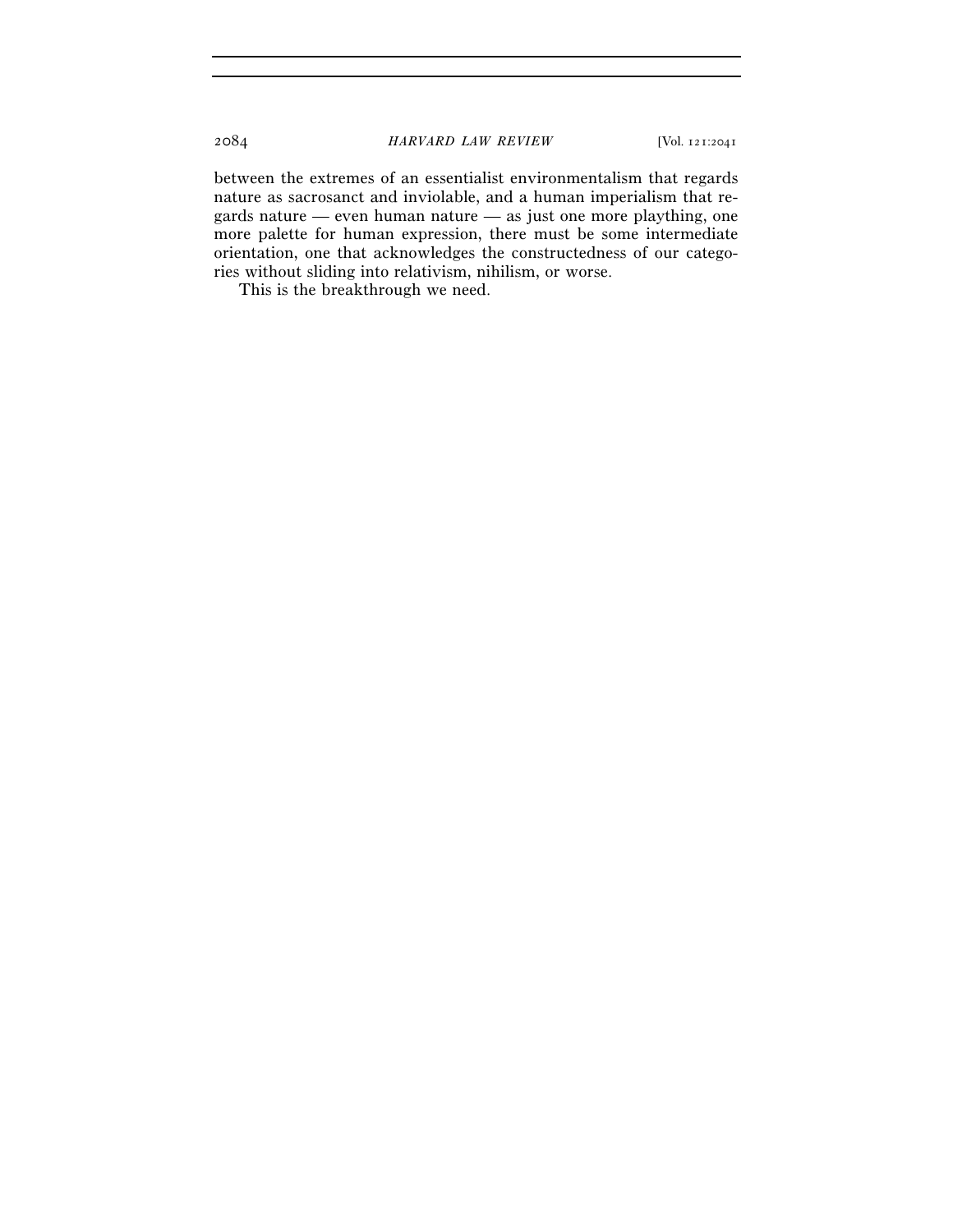between the extremes of an essentialist environmentalism that regards nature as sacrosanct and inviolable, and a human imperialism that regards nature — even human nature — as just one more plaything, one more palette for human expression, there must be some intermediate orientation, one that acknowledges the constructedness of our categories without sliding into relativism, nihilism, or worse.

This is the breakthrough we need.